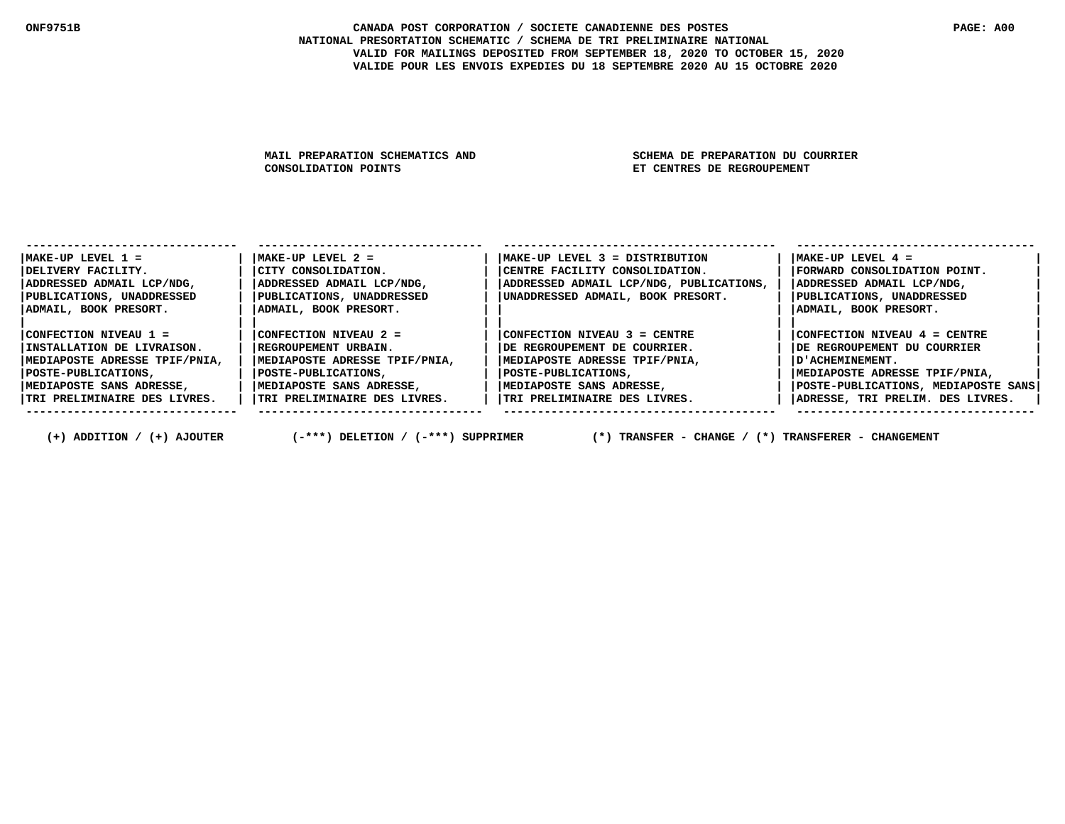# CANADA POST CORPORATION / SOCIETE CANADIENNE DES POSTES

## NATIONAL PRESORTATION SCHEMATIC / SCHEMA DE TRI PRELIMINAIRE NATIONAL

VALID FOR MAILINGS DEPOSITED FROM SEPTEMBER 18, 2020 TO OCTOBER 15, 2020
VALIDE POUR LES ENVOIS EXPEDIES DU 18 SEPTEMBRE 2020 AU 15 OCTOBRE 2020

MAIL PREPARATION SCHEMATICS AND CONSOLIDATION POINTS

SCHEMA DE PREPARATION DU COURRIER ET CENTRES DE REGROUPEMENT

| MAKE-UP LEVEL 1 | MAKE-UP LEVEL 2 | MAKE-UP LEVEL 3 | MAKE-UP LEVEL 4 |
|---|---|---|---|
| MAKE-UP LEVEL 1 = DELIVERY FACILITY. ADDRESSED ADMAIL LCP/NDG, PUBLICATIONS, UNADDRESSED ADMAIL, BOOK PRESORT. | MAKE-UP LEVEL 2 = CITY CONSOLIDATION. ADDRESSED ADMAIL LCP/NDG, PUBLICATIONS, UNADDRESSED ADMAIL, BOOK PRESORT. | MAKE-UP LEVEL 3 = DISTRIBUTION CENTRE FACILITY CONSOLIDATION. ADDRESSED ADMAIL LCP/NDG, PUBLICATIONS, UNADDRESSED ADMAIL, BOOK PRESORT. | MAKE-UP LEVEL 4 = FORWARD CONSOLIDATION POINT. ADDRESSED ADMAIL LCP/NDG, PUBLICATIONS, UNADDRESSED ADMAIL, BOOK PRESORT. |
| CONFECTION NIVEAU 1 = INSTALLATION DE LIVRAISON. MEDIAPOSTE ADRESSE TPIF/PNIA, POSTE-PUBLICATIONS, MEDIAPOSTE SANS ADRESSE, TRI PRELIMINAIRE DES LIVRES. | CONFECTION NIVEAU 2 = REGROUPEMENT URBAIN. MEDIAPOSTE ADRESSE TPIF/PNIA, POSTE-PUBLICATIONS, MEDIAPOSTE SANS ADRESSE, TRI PRELIMINAIRE DES LIVRES. | CONFECTION NIVEAU 3 = CENTRE DE REGROUPEMENT DE COURRIER. MEDIAPOSTE ADRESSE TPIF/PNIA, POSTE-PUBLICATIONS, MEDIAPOSTE SANS ADRESSE, TRI PRELIMINAIRE DES LIVRES. | CONFECTION NIVEAU 4 = CENTRE DE REGROUPEMENT DU COURRIER D'ACHEMINEMENT. MEDIAPOSTE ADRESSE TPIF/PNIA, POSTE-PUBLICATIONS, MEDIAPOSTE SANS ADRESSE, TRI PRELIM. DES LIVRES. |

(+) ADDITION / (+) AJOUTER     (-***) DELETION / (-***) SUPPRIMER     (*) TRANSFER - CHANGE / (*) TRANSFERER - CHANGEMENT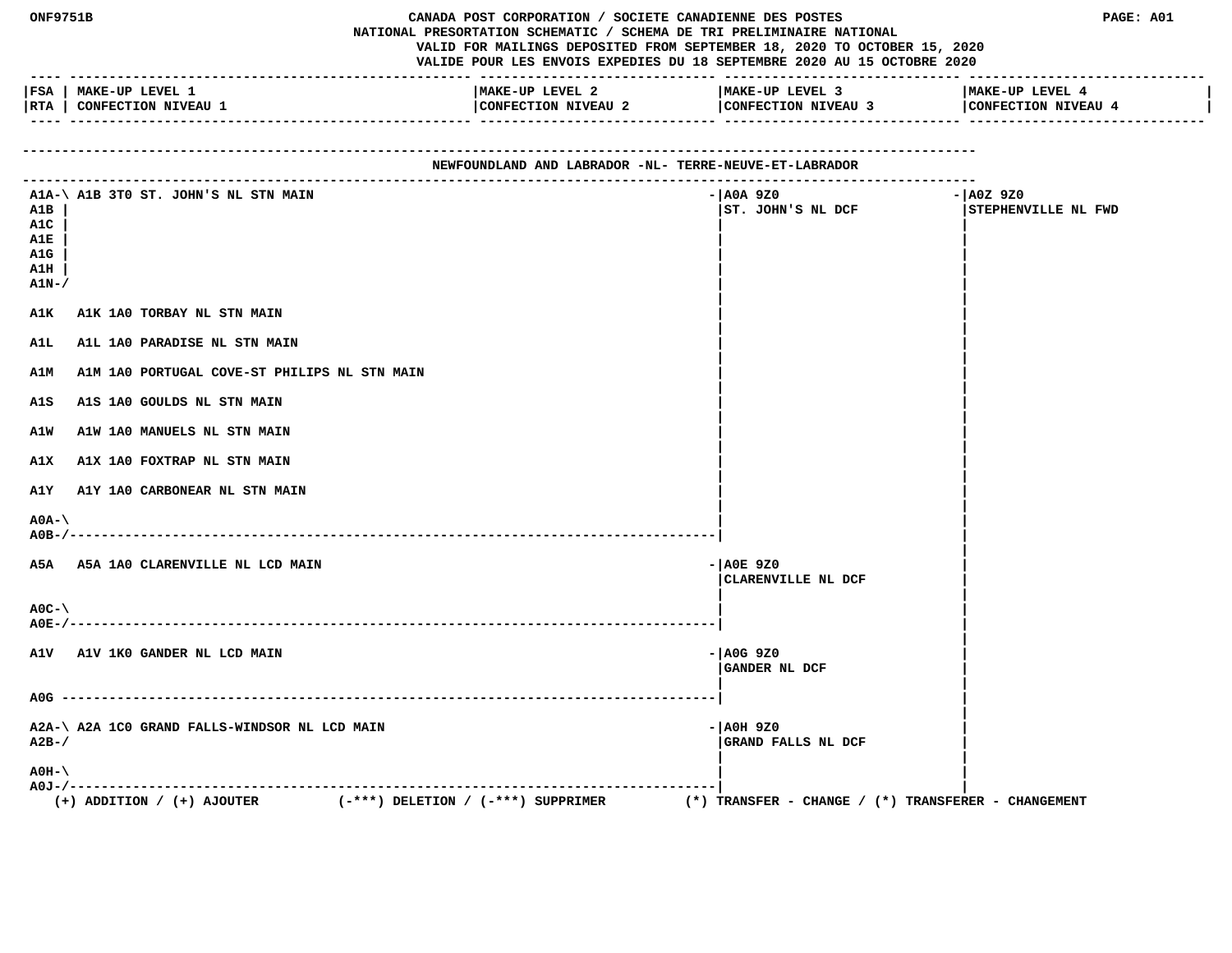ONF9751B

CANADA POST CORPORATION / SOCIETE CANADIENNE DES POSTES
NATIONAL PRESORTATION SCHEMATIC / SCHEMA DE TRI PRELIMINAIRE NATIONAL
VALID FOR MAILINGS DEPOSITED FROM SEPTEMBER 18, 2020 TO OCTOBER 15, 2020
VALIDE POUR LES ENVOIS EXPEDIES DU 18 SEPTEMBRE 2020 AU 15 OCTOBRE 2020

PAGE: A01

## NEWFOUNDLAND AND LABRADOR -NL- TERRE-NEUVE-ET-LABRADOR

| FSA / RTA | MAKE-UP LEVEL 1 / CONFECTION NIVEAU 1 | MAKE-UP LEVEL 2 / CONFECTION NIVEAU 2 | MAKE-UP LEVEL 3 / CONFECTION NIVEAU 3 | MAKE-UP LEVEL 4 / CONFECTION NIVEAU 4 |
|---|---|---|---|---|
| A1A, A1B, A1C, A1E, A1G, A1H, A1N | A1B 3T0 ST. JOHN'S NL STN MAIN | | A0A 9Z0 ST. JOHN'S NL DCF | A0Z 9Z0 STEPHENVILLE NL FWD |
| A1K | A1K 1A0 TORBAY NL STN MAIN | | A0A 9Z0 ST. JOHN'S NL DCF | A0Z 9Z0 STEPHENVILLE NL FWD |
| A1L | A1L 1A0 PARADISE NL STN MAIN | | A0A 9Z0 ST. JOHN'S NL DCF | A0Z 9Z0 STEPHENVILLE NL FWD |
| A1M | A1M 1A0 PORTUGAL COVE-ST PHILIPS NL STN MAIN | | A0A 9Z0 ST. JOHN'S NL DCF | A0Z 9Z0 STEPHENVILLE NL FWD |
| A1S | A1S 1A0 GOULDS NL STN MAIN | | A0A 9Z0 ST. JOHN'S NL DCF | A0Z 9Z0 STEPHENVILLE NL FWD |
| A1W | A1W 1A0 MANUELS NL STN MAIN | | A0A 9Z0 ST. JOHN'S NL DCF | A0Z 9Z0 STEPHENVILLE NL FWD |
| A1X | A1X 1A0 FOXTRAP NL STN MAIN | | A0A 9Z0 ST. JOHN'S NL DCF | A0Z 9Z0 STEPHENVILLE NL FWD |
| A1Y | A1Y 1A0 CARBONEAR NL STN MAIN | | A0A 9Z0 ST. JOHN'S NL DCF | A0Z 9Z0 STEPHENVILLE NL FWD |
| A0A, A0B | | | A0A 9Z0 ST. JOHN'S NL DCF | A0Z 9Z0 STEPHENVILLE NL FWD |
| A5A | A5A 1A0 CLARENVILLE NL LCD MAIN | | A0E 9Z0 CLARENVILLE NL DCF | A0Z 9Z0 STEPHENVILLE NL FWD |
| A0C, A0E | | | A0E 9Z0 CLARENVILLE NL DCF | A0Z 9Z0 STEPHENVILLE NL FWD |
| A1V | A1V 1K0 GANDER NL LCD MAIN | | A0G 9Z0 GANDER NL DCF | A0Z 9Z0 STEPHENVILLE NL FWD |
| A0G | | | A0G 9Z0 GANDER NL DCF | A0Z 9Z0 STEPHENVILLE NL FWD |
| A2A, A2B | A2A 1C0 GRAND FALLS-WINDSOR NL LCD MAIN | | A0H 9Z0 GRAND FALLS NL DCF | A0Z 9Z0 STEPHENVILLE NL FWD |
| A0H, A0J | | | A0H 9Z0 GRAND FALLS NL DCF | A0Z 9Z0 STEPHENVILLE NL FWD |

(+) ADDITION / (+) AJOUTER (-***) DELETION / (-***) SUPPRIMER (*) TRANSFER - CHANGE / (*) TRANSFERER - CHANGEMENT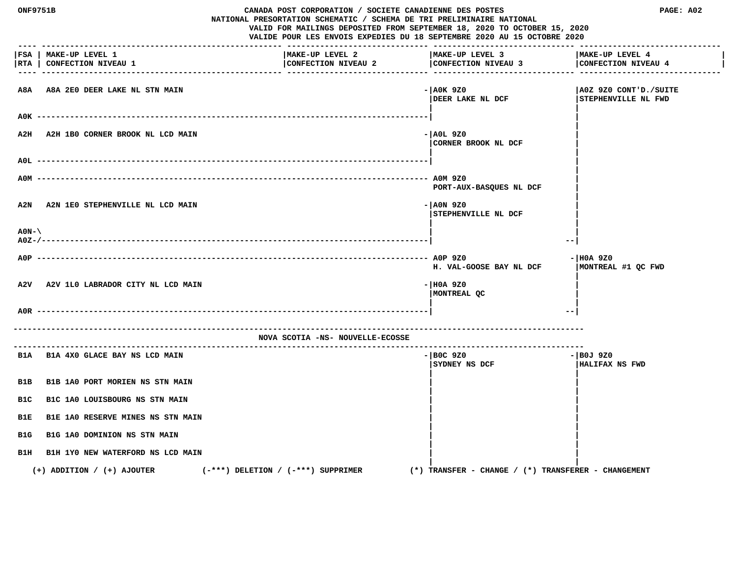ONF9751B

CANADA POST CORPORATION / SOCIETE CANADIENNE DES POSTES
NATIONAL PRESORTATION SCHEMATIC / SCHEMA DE TRI PRELIMINAIRE NATIONAL
VALID FOR MAILINGS DEPOSITED FROM SEPTEMBER 18, 2020 TO OCTOBER 15, 2020
VALIDE POUR LES ENVOIS EXPEDIES DU 18 SEPTEMBRE 2020 AU 15 OCTOBRE 2020

| FSA / RTA | MAKE-UP LEVEL 1 / CONFECTION NIVEAU 1 | MAKE-UP LEVEL 2 / CONFECTION NIVEAU 2 | MAKE-UP LEVEL 3 / CONFECTION NIVEAU 3 | MAKE-UP LEVEL 4 / CONFECTION NIVEAU 4 |
|---|---|---|---|---|
| A8A | A8A 2E0 DEER LAKE NL STN MAIN | | A0K 9Z0 DEER LAKE NL DCF | A0Z 9Z0 CONT'D./SUITE STEPHENVILLE NL FWD |
| A0K | | | A0K 9Z0 DEER LAKE NL DCF | A0Z 9Z0 STEPHENVILLE NL FWD |
| A2H | A2H 1B0 CORNER BROOK NL LCD MAIN | | A0L 9Z0 CORNER BROOK NL DCF | A0Z 9Z0 STEPHENVILLE NL FWD |
| A0L | | | A0L 9Z0 CORNER BROOK NL DCF | A0Z 9Z0 STEPHENVILLE NL FWD |
| A0M | | | A0M 9Z0 PORT-AUX-BASQUES NL DCF | A0Z 9Z0 STEPHENVILLE NL FWD |
| A2N | A2N 1E0 STEPHENVILLE NL LCD MAIN | | A0N 9Z0 STEPHENVILLE NL DCF | A0Z 9Z0 STEPHENVILLE NL FWD |
| A0N-A0Z | | | A0N 9Z0 STEPHENVILLE NL DCF | A0Z 9Z0 STEPHENVILLE NL FWD |
| A0P | | | A0P 9Z0 H. VAL-GOOSE BAY NL DCF | H0A 9Z0 MONTREAL #1 QC FWD |
| A2V | A2V 1L0 LABRADOR CITY NL LCD MAIN | | H0A 9Z0 MONTREAL QC | H0A 9Z0 MONTREAL #1 QC FWD |
| A0R | | | H0A 9Z0 MONTREAL QC | H0A 9Z0 MONTREAL #1 QC FWD |

## NOVA SCOTIA -NS- NOUVELLE-ECOSSE

| FSA / RTA | MAKE-UP LEVEL 1 / CONFECTION NIVEAU 1 | MAKE-UP LEVEL 2 / CONFECTION NIVEAU 2 | MAKE-UP LEVEL 3 / CONFECTION NIVEAU 3 | MAKE-UP LEVEL 4 / CONFECTION NIVEAU 4 |
|---|---|---|---|---|
| B1A | B1A 4X0 GLACE BAY NS LCD MAIN | | B0C 9Z0 SYDNEY NS DCF | B0J 9Z0 HALIFAX NS FWD |
| B1B | B1B 1A0 PORT MORIEN NS STN MAIN | | B0C 9Z0 SYDNEY NS DCF | B0J 9Z0 HALIFAX NS FWD |
| B1C | B1C 1A0 LOUISBOURG NS STN MAIN | | B0C 9Z0 SYDNEY NS DCF | B0J 9Z0 HALIFAX NS FWD |
| B1E | B1E 1A0 RESERVE MINES NS STN MAIN | | B0C 9Z0 SYDNEY NS DCF | B0J 9Z0 HALIFAX NS FWD |
| B1G | B1G 1A0 DOMINION NS STN MAIN | | B0C 9Z0 SYDNEY NS DCF | B0J 9Z0 HALIFAX NS FWD |
| B1H | B1H 1Y0 NEW WATERFORD NS LCD MAIN | | B0C 9Z0 SYDNEY NS DCF | B0J 9Z0 HALIFAX NS FWD |

(+) ADDITION / (+) AJOUTER (-***) DELETION / (-***) SUPPRIMER (*) TRANSFER - CHANGE / (*) TRANSFERER - CHANGEMENT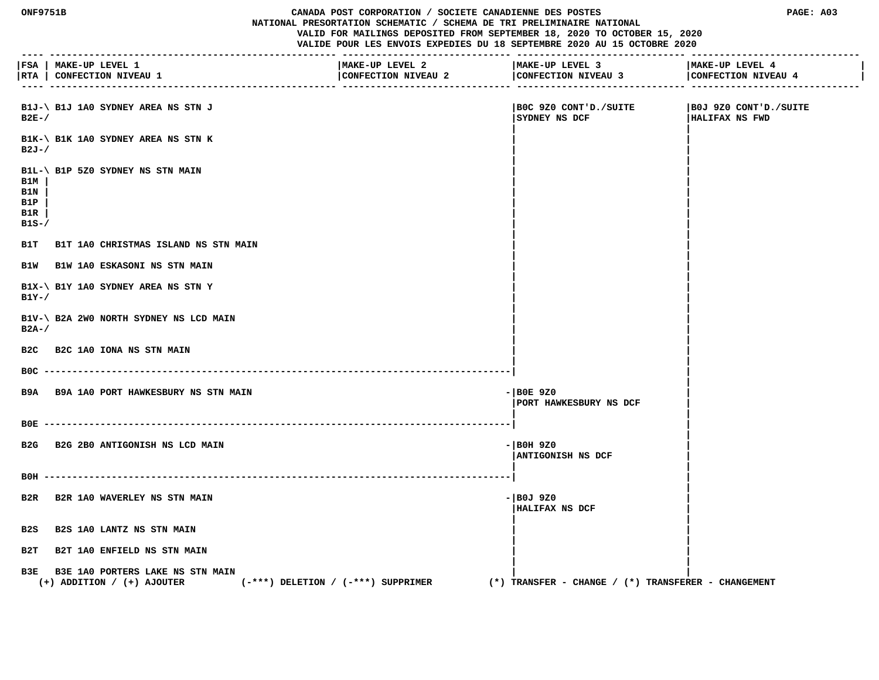ONF9751B

CANADA POST CORPORATION / SOCIETE CANADIENNE DES POSTES
NATIONAL PRESORTATION SCHEMATIC / SCHEMA DE TRI PRELIMINAIRE NATIONAL
VALID FOR MAILINGS DEPOSITED FROM SEPTEMBER 18, 2020 TO OCTOBER 15, 2020
VALIDE POUR LES ENVOIS EXPEDIES DU 18 SEPTEMBRE 2020 AU 15 OCTOBRE 2020

PAGE: A03

| FSA / RTA | MAKE-UP LEVEL 1 / CONFECTION NIVEAU 1 | MAKE-UP LEVEL 2 / CONFECTION NIVEAU 2 | MAKE-UP LEVEL 3 / CONFECTION NIVEAU 3 | MAKE-UP LEVEL 4 / CONFECTION NIVEAU 4 |
|---|---|---|---|---|
| B1J-\ B2E-/ | B1J 1A0 SYDNEY AREA NS STN J | | B0C 9Z0 CONT'D./SUITE SYDNEY NS DCF | B0J 9Z0 CONT'D./SUITE HALIFAX NS FWD |
| B1K-\ B2J-/ | B1K 1A0 SYDNEY AREA NS STN K | | | |
| B1L-\ B1M \| B1N \| B1P \| B1R \| B1S-/ | B1P 5Z0 SYDNEY NS STN MAIN | | | |
| B1T | B1T 1A0 CHRISTMAS ISLAND NS STN MAIN | | | |
| B1W | B1W 1A0 ESKASONI NS STN MAIN | | | |
| B1X-\ B1Y-/ | B1Y 1A0 SYDNEY AREA NS STN Y | | | |
| B1V-\ B2A-/ | B2A 2W0 NORTH SYDNEY NS LCD MAIN | | | |
| B2C | B2C 1A0 IONA NS STN MAIN | | | |
| B0C | ------------------------------------------ | | | |
| B9A | B9A 1A0 PORT HAWKESBURY NS STN MAIN | | - B0E 9Z0 PORT HAWKESBURY NS DCF | |
| B0E | ------------------------------------------ | | | |
| B2G | B2G 2B0 ANTIGONISH NS LCD MAIN | | - B0H 9Z0 ANTIGONISH NS DCF | |
| B0H | ------------------------------------------ | | | |
| B2R | B2R 1A0 WAVERLEY NS STN MAIN | | - B0J 9Z0 HALIFAX NS DCF | |
| B2S | B2S 1A0 LANTZ NS STN MAIN | | | |
| B2T | B2T 1A0 ENFIELD NS STN MAIN | | | |
| B3E | B3E 1A0 PORTERS LAKE NS STN MAIN | | | |

(+) ADDITION / (+) AJOUTER (-***) DELETION / (-***) SUPPRIMER (*) TRANSFER - CHANGE / (*) TRANSFERER - CHANGEMENT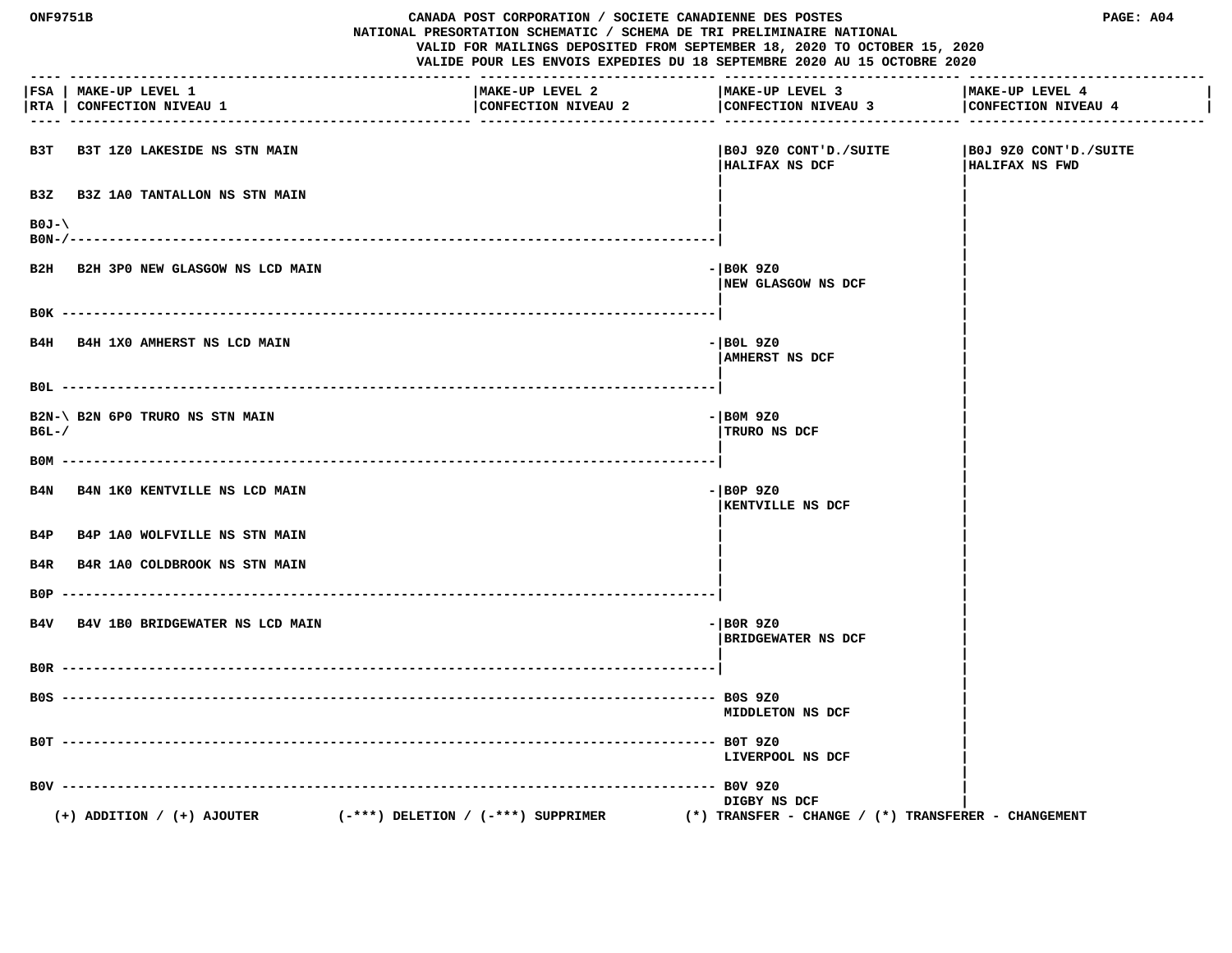ONF9751B

CANADA POST CORPORATION / SOCIETE CANADIENNE DES POSTES

NATIONAL PRESORTATION SCHEMATIC / SCHEMA DE TRI PRELIMINAIRE NATIONAL

VALID FOR MAILINGS DEPOSITED FROM SEPTEMBER 18, 2020 TO OCTOBER 15, 2020

VALIDE POUR LES ENVOIS EXPEDIES DU 18 SEPTEMBRE 2020 AU 15 OCTOBRE 2020

PAGE: A04

| FSA / RTA | MAKE-UP LEVEL 1 / CONFECTION NIVEAU 1 | MAKE-UP LEVEL 2 / CONFECTION NIVEAU 2 | MAKE-UP LEVEL 3 / CONFECTION NIVEAU 3 | MAKE-UP LEVEL 4 / CONFECTION NIVEAU 4 |
|---|---|---|---|---|
| B3T | B3T 1Z0 LAKESIDE NS STN MAIN | | B0J 9Z0 CONT'D./SUITE HALIFAX NS DCF | B0J 9Z0 CONT'D./SUITE HALIFAX NS FWD |
| B3Z | B3Z 1A0 TANTALLON NS STN MAIN | | | |
| B0J-\ B0N-/ | | | | |
| B2H | B2H 3P0 NEW GLASGOW NS LCD MAIN | | B0K 9Z0 NEW GLASGOW NS DCF | |
| B0K | | | | |
| B4H | B4H 1X0 AMHERST NS LCD MAIN | | B0L 9Z0 AMHERST NS DCF | |
| B0L | | | | |
| B2N-\ B6L-/ | B2N 6P0 TRURO NS STN MAIN | | B0M 9Z0 TRURO NS DCF | |
| B0M | | | | |
| B4N | B4N 1K0 KENTVILLE NS LCD MAIN | | B0P 9Z0 KENTVILLE NS DCF | |
| B4P | B4P 1A0 WOLFVILLE NS STN MAIN | | | |
| B4R | B4R 1A0 COLDBROOK NS STN MAIN | | | |
| B0P | | | | |
| B4V | B4V 1B0 BRIDGEWATER NS LCD MAIN | | B0R 9Z0 BRIDGEWATER NS DCF | |
| B0R | | | | |
| B0S | | | B0S 9Z0 MIDDLETON NS DCF | |
| B0T | | | B0T 9Z0 LIVERPOOL NS DCF | |
| B0V | | | B0V 9Z0 DIGBY NS DCF | |

(+) ADDITION / (+) AJOUTER (-***) DELETION / (-***) SUPPRIMER (*) TRANSFER - CHANGE / (*) TRANSFERER - CHANGEMENT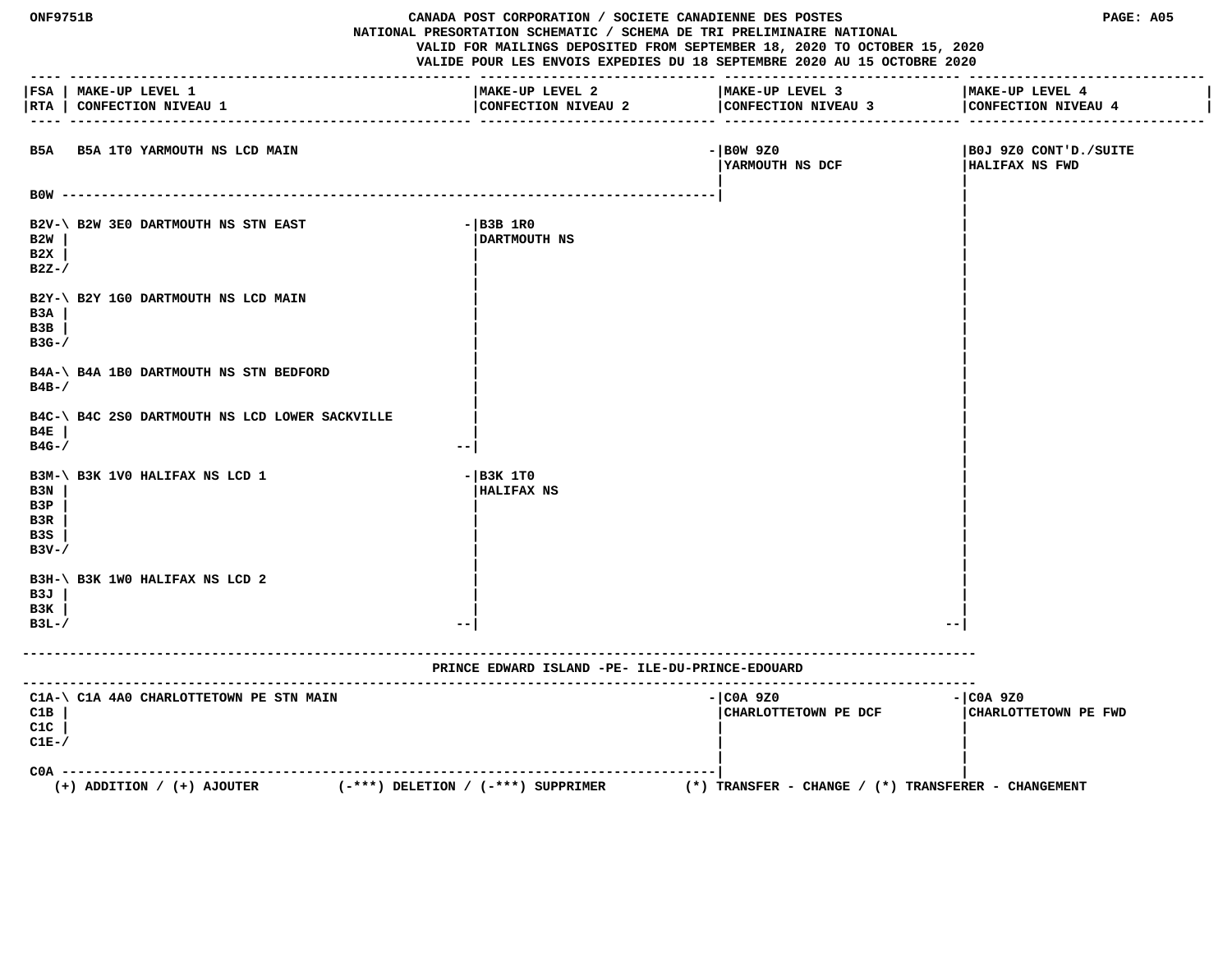CANADA POST CORPORATION / SOCIETE CANADIENNE DES POSTES
NATIONAL PRESORTATION SCHEMATIC / SCHEMA DE TRI PRELIMINAIRE NATIONAL
VALID FOR MAILINGS DEPOSITED FROM SEPTEMBER 18, 2020 TO OCTOBER 15, 2020
VALIDE POUR LES ENVOIS EXPEDIES DU 18 SEPTEMBRE 2020 AU 15 OCTOBRE 2020

| FSA / RTA | MAKE-UP LEVEL 1 / CONFECTION NIVEAU 1 | MAKE-UP LEVEL 2 / CONFECTION NIVEAU 2 | MAKE-UP LEVEL 3 / CONFECTION NIVEAU 3 | MAKE-UP LEVEL 4 / CONFECTION NIVEAU 4 |
|---|---|---|---|---|
| B5A | B5A 1T0 YARMOUTH NS LCD MAIN | | B0W 9Z0 YARMOUTH NS DCF | B0J 9Z0 CONT'D./SUITE HALIFAX NS FWD |
| B0W | | | | |
| B2V, B2W, B2X, B2Z | B2W 3E0 DARTMOUTH NS STN EAST | B3B 1R0 DARTMOUTH NS | | |
| B2Y, B3A, B3B, B3G | B2Y 1G0 DARTMOUTH NS LCD MAIN | | | |
| B4A, B4B | B4A 1B0 DARTMOUTH NS STN BEDFORD | | | |
| B4C, B4E, B4G | B4C 2S0 DARTMOUTH NS LCD LOWER SACKVILLE | | | |
| B3M, B3N, B3P, B3R, B3S, B3V | B3K 1V0 HALIFAX NS LCD 1 | B3K 1T0 HALIFAX NS | | |
| B3H, B3J, B3K, B3L | B3K 1W0 HALIFAX NS LCD 2 | | | |

## PRINCE EDWARD ISLAND -PE- ILE-DU-PRINCE-EDOUARD

| FSA / RTA | MAKE-UP LEVEL 1 / CONFECTION NIVEAU 1 | MAKE-UP LEVEL 2 / CONFECTION NIVEAU 2 | MAKE-UP LEVEL 3 / CONFECTION NIVEAU 3 | MAKE-UP LEVEL 4 / CONFECTION NIVEAU 4 |
|---|---|---|---|---|
| C1A, C1B, C1C, C1E | C1A 4A0 CHARLOTTETOWN PE STN MAIN | | C0A 9Z0 CHARLOTTETOWN PE DCF | C0A 9Z0 CHARLOTTETOWN PE FWD |
| C0A | | | | |

(+) ADDITION / (+) AJOUTER (-***) DELETION / (-***) SUPPRIMER (*) TRANSFER - CHANGE / (*) TRANSFERER - CHANGEMENT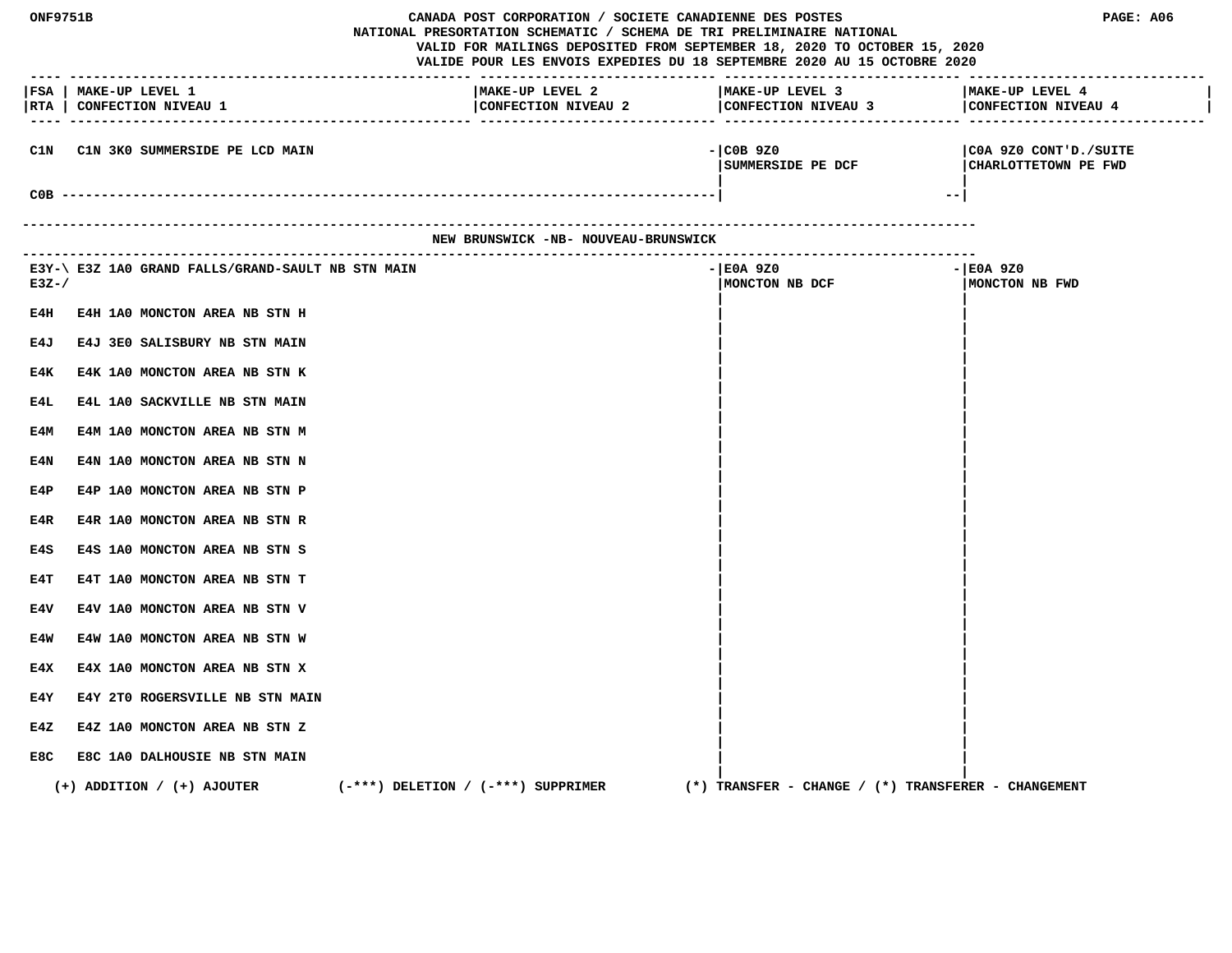# CANADA POST CORPORATION / SOCIETE CANADIENNE DES POSTES

NATIONAL PRESORTATION SCHEMATIC / SCHEMA DE TRI PRELIMINAIRE NATIONAL

VALID FOR MAILINGS DEPOSITED FROM SEPTEMBER 18, 2020 TO OCTOBER 15, 2020

VALIDE POUR LES ENVOIS EXPEDIES DU 18 SEPTEMBRE 2020 AU 15 OCTOBRE 2020

| FSA RTA | MAKE-UP LEVEL 1 CONFECTION NIVEAU 1 | MAKE-UP LEVEL 2 CONFECTION NIVEAU 2 | MAKE-UP LEVEL 3 CONFECTION NIVEAU 3 | MAKE-UP LEVEL 4 CONFECTION NIVEAU 4 |
|---|---|---|---|---|
| C1N | C1N 3K0 SUMMERSIDE PE LCD MAIN | | C0B 9Z0 SUMMERSIDE PE DCF | C0A 9Z0 CONT'D./SUITE CHARLOTTETOWN PE FWD |
| C0B | | | | |

## NEW BRUNSWICK -NB- NOUVEAU-BRUNSWICK

| FSA RTA | MAKE-UP LEVEL 1 CONFECTION NIVEAU 1 | MAKE-UP LEVEL 2 CONFECTION NIVEAU 2 | MAKE-UP LEVEL 3 CONFECTION NIVEAU 3 | MAKE-UP LEVEL 4 CONFECTION NIVEAU 4 |
|---|---|---|---|---|
| E3Y-\ E3Z-/ | E3Z 1A0 GRAND FALLS/GRAND-SAULT NB STN MAIN | | E0A 9Z0 MONCTON NB DCF | E0A 9Z0 MONCTON NB FWD |
| E4H | E4H 1A0 MONCTON AREA NB STN H | | | |
| E4J | E4J 3E0 SALISBURY NB STN MAIN | | | |
| E4K | E4K 1A0 MONCTON AREA NB STN K | | | |
| E4L | E4L 1A0 SACKVILLE NB STN MAIN | | | |
| E4M | E4M 1A0 MONCTON AREA NB STN M | | | |
| E4N | E4N 1A0 MONCTON AREA NB STN N | | | |
| E4P | E4P 1A0 MONCTON AREA NB STN P | | | |
| E4R | E4R 1A0 MONCTON AREA NB STN R | | | |
| E4S | E4S 1A0 MONCTON AREA NB STN S | | | |
| E4T | E4T 1A0 MONCTON AREA NB STN T | | | |
| E4V | E4V 1A0 MONCTON AREA NB STN V | | | |
| E4W | E4W 1A0 MONCTON AREA NB STN W | | | |
| E4X | E4X 1A0 MONCTON AREA NB STN X | | | |
| E4Y | E4Y 2T0 ROGERSVILLE NB STN MAIN | | | |
| E4Z | E4Z 1A0 MONCTON AREA NB STN Z | | | |
| E8C | E8C 1A0 DALHOUSIE NB STN MAIN | | | |

(+) ADDITION / (+) AJOUTER (-***) DELETION / (-***) SUPPRIMER (*) TRANSFER - CHANGE / (*) TRANSFERER - CHANGEMENT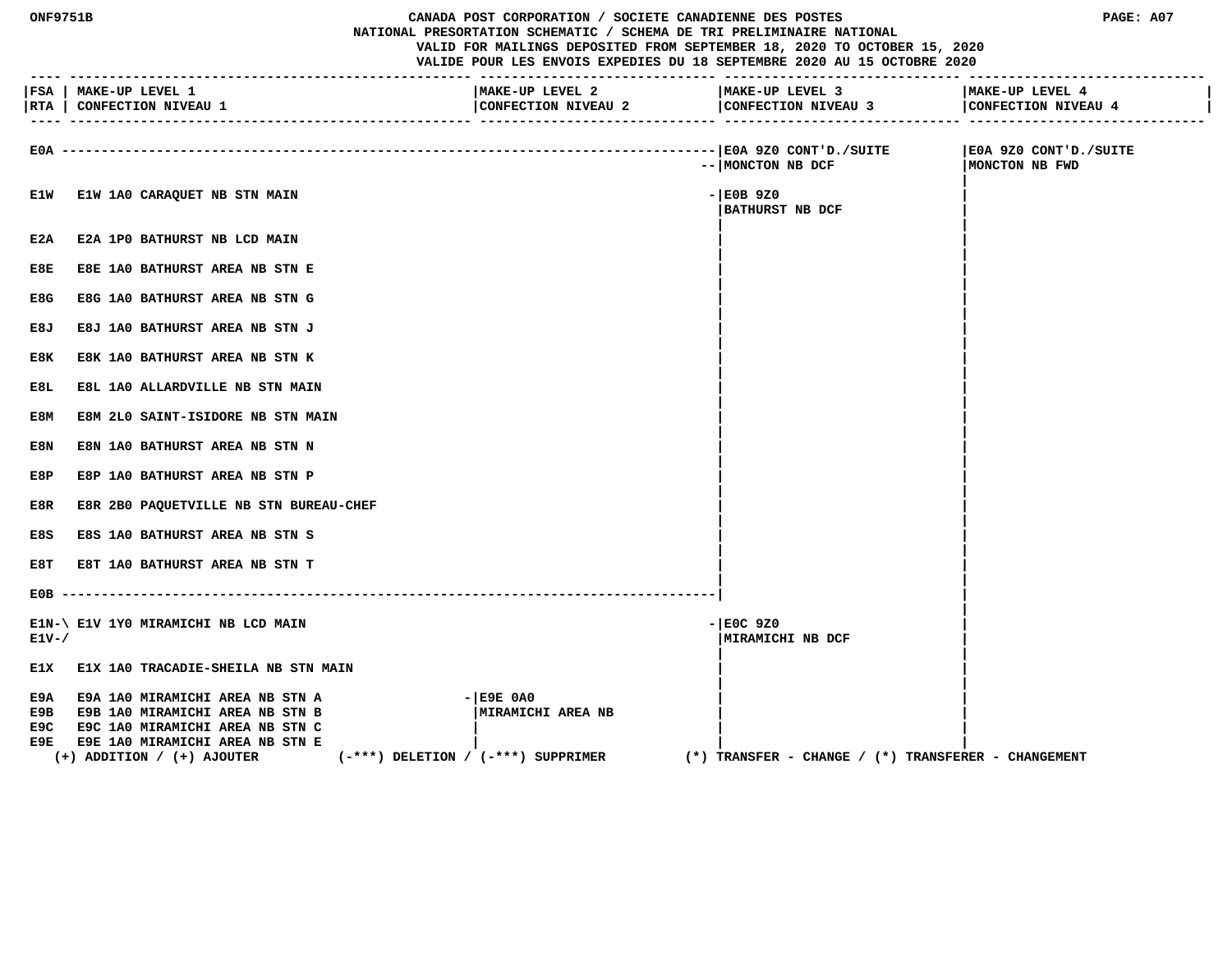CANADA POST CORPORATION / SOCIETE CANADIENNE DES POSTES
NATIONAL PRESORTATION SCHEMATIC / SCHEMA DE TRI PRELIMINAIRE NATIONAL
VALID FOR MAILINGS DEPOSITED FROM SEPTEMBER 18, 2020 TO OCTOBER 15, 2020
VALIDE POUR LES ENVOIS EXPEDIES DU 18 SEPTEMBRE 2020 AU 15 OCTOBRE 2020

| FSA / RTA | MAKE-UP LEVEL 1 / CONFECTION NIVEAU 1 | MAKE-UP LEVEL 2 / CONFECTION NIVEAU 2 | MAKE-UP LEVEL 3 / CONFECTION NIVEAU 3 | MAKE-UP LEVEL 4 / CONFECTION NIVEAU 4 |
|---|---|---|---|---|
| E0A | | | E0A 9Z0 CONT'D./SUITE MONCTON NB DCF | E0A 9Z0 CONT'D./SUITE MONCTON NB FWD |
| E1W | E1W 1A0 CARAQUET NB STN MAIN | | E0B 9Z0 BATHURST NB DCF | |
| E2A | E2A 1P0 BATHURST NB LCD MAIN | | | |
| E8E | E8E 1A0 BATHURST AREA NB STN E | | | |
| E8G | E8G 1A0 BATHURST AREA NB STN G | | | |
| E8J | E8J 1A0 BATHURST AREA NB STN J | | | |
| E8K | E8K 1A0 BATHURST AREA NB STN K | | | |
| E8L | E8L 1A0 ALLARDVILLE NB STN MAIN | | | |
| E8M | E8M 2L0 SAINT-ISIDORE NB STN MAIN | | | |
| E8N | E8N 1A0 BATHURST AREA NB STN N | | | |
| E8P | E8P 1A0 BATHURST AREA NB STN P | | | |
| E8R | E8R 2B0 PAQUETVILLE NB STN BUREAU-CHEF | | | |
| E8S | E8S 1A0 BATHURST AREA NB STN S | | | |
| E8T | E8T 1A0 BATHURST AREA NB STN T | | | |
| E0B | | | | |
| E1N-\ E1V-/ | E1V 1Y0 MIRAMICHI NB LCD MAIN | | E0C 9Z0 MIRAMICHI NB DCF | |
| E1X | E1X 1A0 TRACADIE-SHEILA NB STN MAIN | | | |
| E9A | E9A 1A0 MIRAMICHI AREA NB STN A | E9E 0A0 MIRAMICHI AREA NB | | |
| E9B | E9B 1A0 MIRAMICHI AREA NB STN B | | | |
| E9C | E9C 1A0 MIRAMICHI AREA NB STN C | | | |
| E9E | E9E 1A0 MIRAMICHI AREA NB STN E | | | |

(+) ADDITION / (+) AJOUTER (-***) DELETION / (-***) SUPPRIMER (*) TRANSFER - CHANGE / (*) TRANSFERER - CHANGEMENT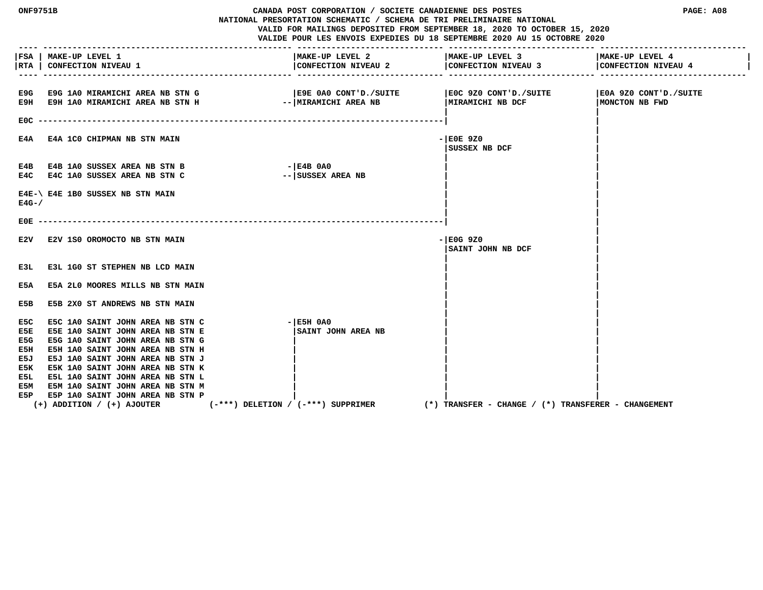ONF9751B

# CANADA POST CORPORATION / SOCIETE CANADIENNE DES POSTES

NATIONAL PRESORTATION SCHEMATIC / SCHEMA DE TRI PRELIMINAIRE NATIONAL

VALID FOR MAILINGS DEPOSITED FROM SEPTEMBER 18, 2020 TO OCTOBER 15, 2020

VALIDE POUR LES ENVOIS EXPEDIES DU 18 SEPTEMBRE 2020 AU 15 OCTOBRE 2020

PAGE: A08

| FSA / RTA | MAKE-UP LEVEL 1 / CONFECTION NIVEAU 1 | MAKE-UP LEVEL 2 / CONFECTION NIVEAU 2 | MAKE-UP LEVEL 3 / CONFECTION NIVEAU 3 | MAKE-UP LEVEL 4 / CONFECTION NIVEAU 4 |
|---|---|---|---|---|
| E9G | E9G 1A0 MIRAMICHI AREA NB STN G | E9E 0A0 CONT'D./SUITE MIRAMICHI AREA NB | E0C 9Z0 CONT'D./SUITE MIRAMICHI NB DCF | E0A 9Z0 CONT'D./SUITE MONCTON NB FWD |
| E9H | E9H 1A0 MIRAMICHI AREA NB STN H | | | |
| E0C | | | | |
| E4A | E4A 1C0 CHIPMAN NB STN MAIN | | E0E 9Z0 SUSSEX NB DCF | |
| E4B | E4B 1A0 SUSSEX AREA NB STN B | E4B 0A0 SUSSEX AREA NB | | |
| E4C | E4C 1A0 SUSSEX AREA NB STN C | | | |
| E4E-E4G | E4E 1B0 SUSSEX NB STN MAIN | | | |
| E0E | | | | |
| E2V | E2V 1S0 OROMOCTO NB STN MAIN | | E0G 9Z0 SAINT JOHN NB DCF | |
| E3L | E3L 1G0 ST STEPHEN NB LCD MAIN | | | |
| E5A | E5A 2L0 MOORES MILLS NB STN MAIN | | | |
| E5B | E5B 2X0 ST ANDREWS NB STN MAIN | | | |
| E5C | E5C 1A0 SAINT JOHN AREA NB STN C | E5H 0A0 SAINT JOHN AREA NB | | |
| E5E | E5E 1A0 SAINT JOHN AREA NB STN E | | | |
| E5G | E5G 1A0 SAINT JOHN AREA NB STN G | | | |
| E5H | E5H 1A0 SAINT JOHN AREA NB STN H | | | |
| E5J | E5J 1A0 SAINT JOHN AREA NB STN J | | | |
| E5K | E5K 1A0 SAINT JOHN AREA NB STN K | | | |
| E5L | E5L 1A0 SAINT JOHN AREA NB STN L | | | |
| E5M | E5M 1A0 SAINT JOHN AREA NB STN M | | | |
| E5P | E5P 1A0 SAINT JOHN AREA NB STN P | | | |

(+) ADDITION / (+) AJOUTER (-***) DELETION / (-***) SUPPRIMER (*) TRANSFER - CHANGE / (*) TRANSFERER - CHANGEMENT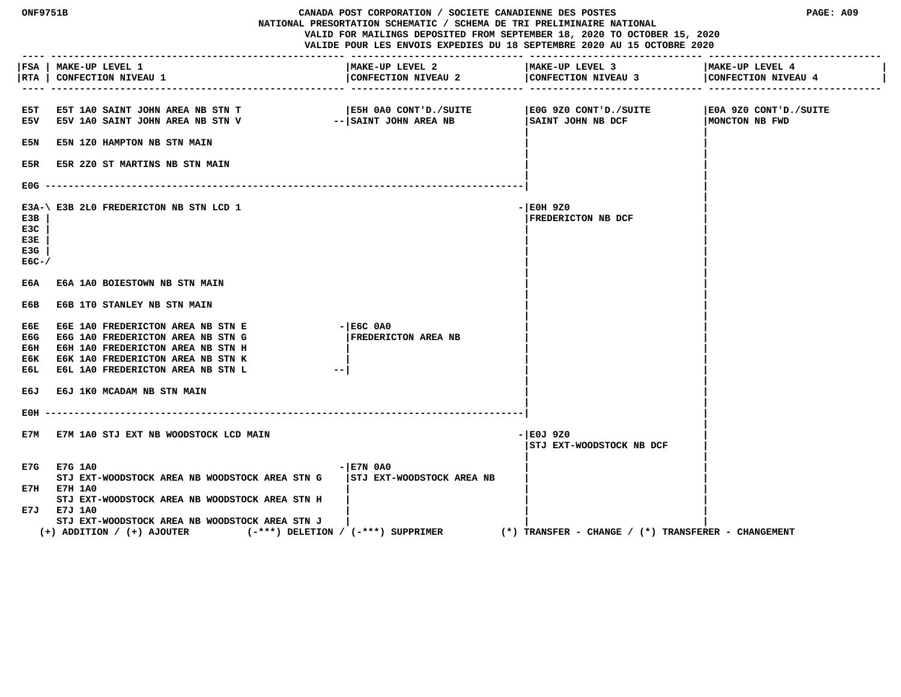CANADA POST CORPORATION / SOCIETE CANADIENNE DES POSTES
NATIONAL PRESORTATION SCHEMATIC / SCHEMA DE TRI PRELIMINAIRE NATIONAL
VALID FOR MAILINGS DEPOSITED FROM SEPTEMBER 18, 2020 TO OCTOBER 15, 2020
VALIDE POUR LES ENVOIS EXPEDIES DU 18 SEPTEMBRE 2020 AU 15 OCTOBRE 2020

| FSA RTA | MAKE-UP LEVEL 1 CONFECTION NIVEAU 1 | MAKE-UP LEVEL 2 CONFECTION NIVEAU 2 | MAKE-UP LEVEL 3 CONFECTION NIVEAU 3 | MAKE-UP LEVEL 4 CONFECTION NIVEAU 4 |
|---|---|---|---|---|
| E5T | E5T 1A0 SAINT JOHN AREA NB STN T | E5H 0A0 CONT'D./SUITE SAINT JOHN AREA NB | E0G 9Z0 CONT'D./SUITE SAINT JOHN NB DCF | E0A 9Z0 CONT'D./SUITE MONCTON NB FWD |
| E5V | E5V 1A0 SAINT JOHN AREA NB STN V | | | |
| E5N | E5N 1Z0 HAMPTON NB STN MAIN | | | |
| E5R | E5R 2Z0 ST MARTINS NB STN MAIN | | | |
| E0G | | | | |
| E3A, E3B, E3C, E3E, E3G, E6C | E3B 2L0 FREDERICTON NB STN LCD 1 | | E0H 9Z0 FREDERICTON NB DCF | |
| E6A | E6A 1A0 BOIESTOWN NB STN MAIN | | | |
| E6B | E6B 1T0 STANLEY NB STN MAIN | | | |
| E6E | E6E 1A0 FREDERICTON AREA NB STN E | E6C 0A0 FREDERICTON AREA NB | | |
| E6G | E6G 1A0 FREDERICTON AREA NB STN G | | | |
| E6H | E6H 1A0 FREDERICTON AREA NB STN H | | | |
| E6K | E6K 1A0 FREDERICTON AREA NB STN K | | | |
| E6L | E6L 1A0 FREDERICTON AREA NB STN L | | | |
| E6J | E6J 1K0 MCADAM NB STN MAIN | | | |
| E0H | | | | |
| E7M | E7M 1A0 STJ EXT NB WOODSTOCK LCD MAIN | | E0J 9Z0 STJ EXT-WOODSTOCK NB DCF | |
| E7G | E7G 1A0 STJ EXT-WOODSTOCK AREA NB WOODSTOCK AREA STN G | E7N 0A0 STJ EXT-WOODSTOCK AREA NB | | |
| E7H | E7H 1A0 STJ EXT-WOODSTOCK AREA NB WOODSTOCK AREA STN H | | | |
| E7J | E7J 1A0 STJ EXT-WOODSTOCK AREA NB WOODSTOCK AREA STN J | | | |

(+) ADDITION / (+) AJOUTER (-\*\*\*) DELETION / (-\*\*\*) SUPPRIMER (\*) TRANSFER - CHANGE / (\*) TRANSFERER - CHANGEMENT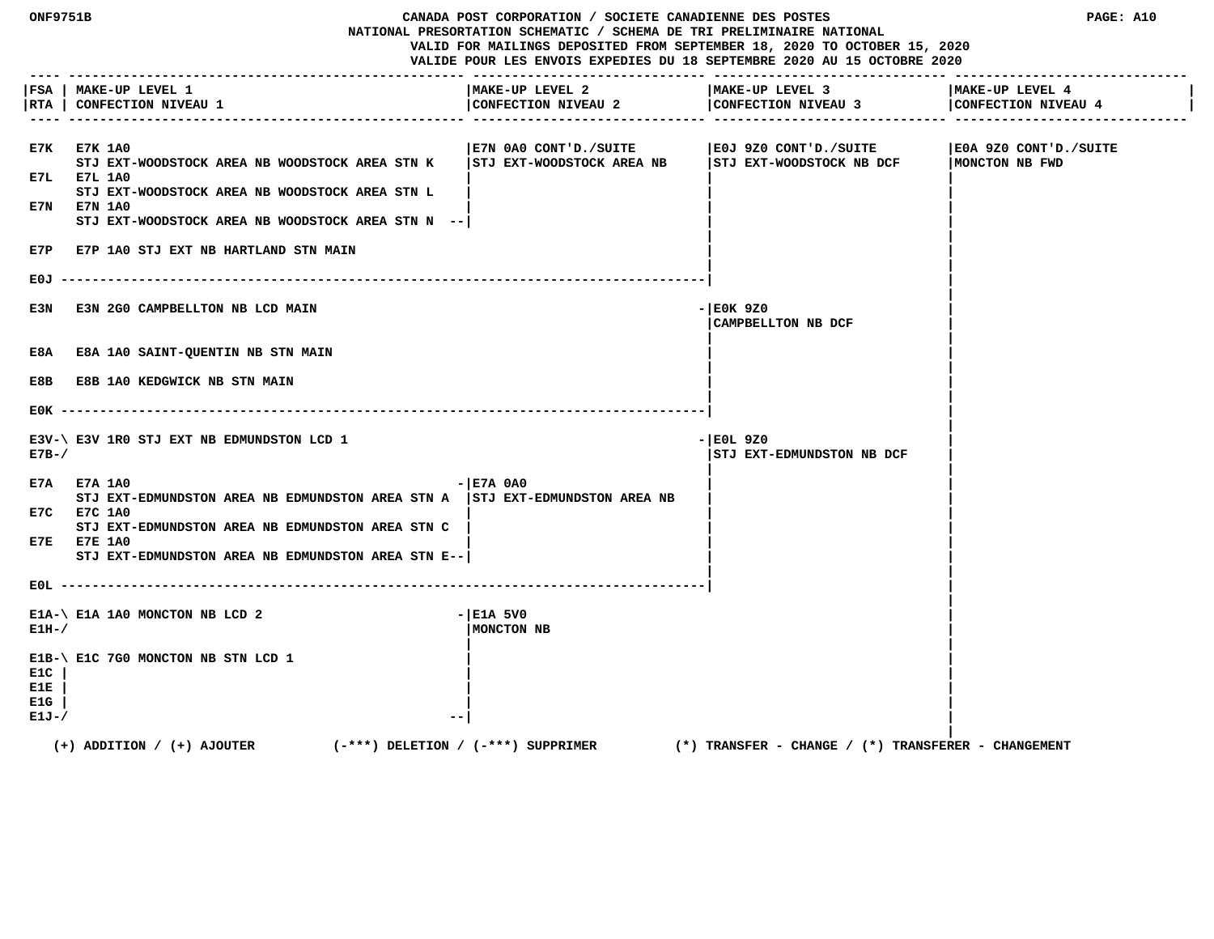# CANADA POST CORPORATION / SOCIETE CANADIENNE DES POSTES
## NATIONAL PRESORTATION SCHEMATIC / SCHEMA DE TRI PRELIMINAIRE NATIONAL

VALID FOR MAILINGS DEPOSITED FROM SEPTEMBER 18, 2020 TO OCTOBER 15, 2020
VALIDE POUR LES ENVOIS EXPEDIES DU 18 SEPTEMBRE 2020 AU 15 OCTOBRE 2020

| FSA / RTA | MAKE-UP LEVEL 1 / CONFECTION NIVEAU 1 | MAKE-UP LEVEL 2 / CONFECTION NIVEAU 2 | MAKE-UP LEVEL 3 / CONFECTION NIVEAU 3 | MAKE-UP LEVEL 4 / CONFECTION NIVEAU 4 |
|---|---|---|---|---|
| E7K | E7K 1A0 STJ EXT-WOODSTOCK AREA NB WOODSTOCK AREA STN K | E7N 0A0 CONT'D./SUITE STJ EXT-WOODSTOCK AREA NB | E0J 9Z0 CONT'D./SUITE STJ EXT-WOODSTOCK NB DCF | E0A 9Z0 CONT'D./SUITE MONCTON NB FWD |
| E7L | E7L 1A0 STJ EXT-WOODSTOCK AREA NB WOODSTOCK AREA STN L | | | |
| E7N | E7N 1A0 STJ EXT-WOODSTOCK AREA NB WOODSTOCK AREA STN N | | | |
| E7P | E7P 1A0 STJ EXT NB HARTLAND STN MAIN | | | |
| E0J | | | | |
| E3N | E3N 2G0 CAMPBELLTON NB LCD MAIN | | E0K 9Z0 CAMPBELLTON NB DCF | |
| E8A | E8A 1A0 SAINT-QUENTIN NB STN MAIN | | | |
| E8B | E8B 1A0 KEDGWICK NB STN MAIN | | | |
| E0K | | | | |
| E3V, E7B | E3V 1R0 STJ EXT NB EDMUNDSTON LCD 1 | | E0L 9Z0 STJ EXT-EDMUNDSTON NB DCF | |
| E7A | E7A 1A0 STJ EXT-EDMUNDSTON AREA NB EDMUNDSTON AREA STN A | E7A 0A0 STJ EXT-EDMUNDSTON AREA NB | | |
| E7C | E7C 1A0 STJ EXT-EDMUNDSTON AREA NB EDMUNDSTON AREA STN C | | | |
| E7E | E7E 1A0 STJ EXT-EDMUNDSTON AREA NB EDMUNDSTON AREA STN E | | | |
| E0L | | | | |
| E1A, E1H | E1A 1A0 MONCTON NB LCD 2 | E1A 5V0 MONCTON NB | | |
| E1B, E1C, E1E, E1G, E1J | E1C 7G0 MONCTON NB STN LCD 1 | | | |

(+) ADDITION / (+) AJOUTER (-***) DELETION / (-***) SUPPRIMER (*) TRANSFER - CHANGE / (*) TRANSFERER - CHANGEMENT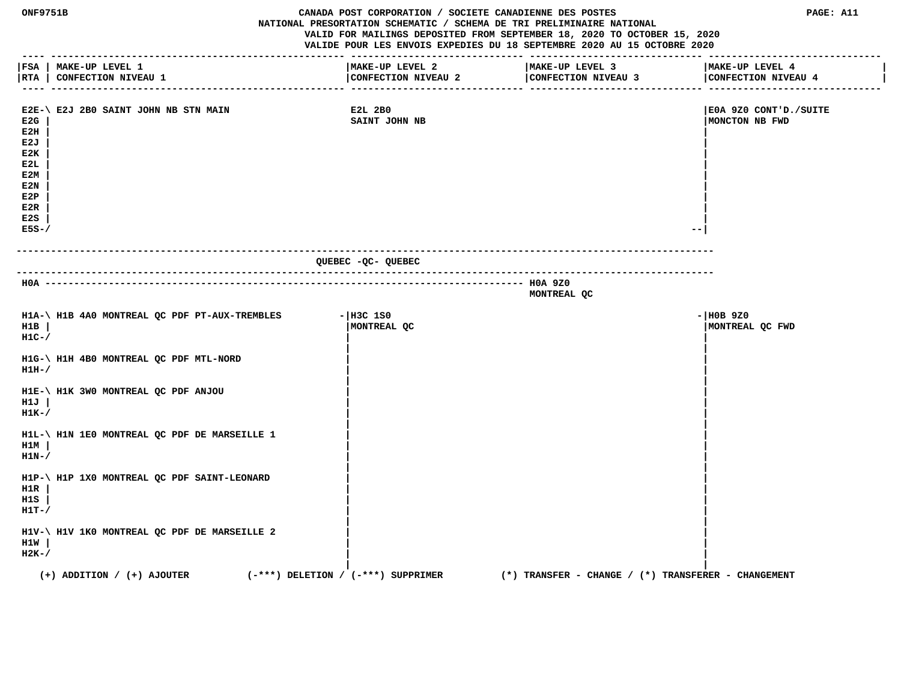CANADA POST CORPORATION / SOCIETE CANADIENNE DES POSTES
NATIONAL PRESORTATION SCHEMATIC / SCHEMA DE TRI PRELIMINAIRE NATIONAL
VALID FOR MAILINGS DEPOSITED FROM SEPTEMBER 18, 2020 TO OCTOBER 15, 2020
VALIDE POUR LES ENVOIS EXPEDIES DU 18 SEPTEMBRE 2020 AU 15 OCTOBRE 2020

| FSA / RTA | MAKE-UP LEVEL 1 / CONFECTION NIVEAU 1 | MAKE-UP LEVEL 2 / CONFECTION NIVEAU 2 | MAKE-UP LEVEL 3 / CONFECTION NIVEAU 3 | MAKE-UP LEVEL 4 / CONFECTION NIVEAU 4 |
|---|---|---|---|---|
| E2E, E2G, E2H, E2J, E2K, E2L, E2M, E2N, E2P, E2R, E2S, E5S | E2J 2B0 SAINT JOHN NB STN MAIN | E2L 2B0 SAINT JOHN NB | | E0A 9Z0 CONT'D./SUITE MONCTON NB FWD |

**QUEBEC -QC- QUEBEC**

| FSA / RTA | MAKE-UP LEVEL 1 / CONFECTION NIVEAU 1 | MAKE-UP LEVEL 2 / CONFECTION NIVEAU 2 | MAKE-UP LEVEL 3 / CONFECTION NIVEAU 3 | MAKE-UP LEVEL 4 / CONFECTION NIVEAU 4 |
|---|---|---|---|---|
| H0A | | | H0A 9Z0 MONTREAL QC | |
| H1A, H1B, H1C | H1B 4A0 MONTREAL QC PDF PT-AUX-TREMBLES | H3C 1S0 MONTREAL QC | | H0B 9Z0 MONTREAL QC FWD |
| H1G, H1H | H1H 4B0 MONTREAL QC PDF MTL-NORD | H3C 1S0 MONTREAL QC | | H0B 9Z0 MONTREAL QC FWD |
| H1E, H1J, H1K | H1K 3W0 MONTREAL QC PDF ANJOU | H3C 1S0 MONTREAL QC | | H0B 9Z0 MONTREAL QC FWD |
| H1L, H1M, H1N | H1N 1E0 MONTREAL QC PDF DE MARSEILLE 1 | H3C 1S0 MONTREAL QC | | H0B 9Z0 MONTREAL QC FWD |
| H1P, H1R, H1S, H1T | H1P 1X0 MONTREAL QC PDF SAINT-LEONARD | H3C 1S0 MONTREAL QC | | H0B 9Z0 MONTREAL QC FWD |
| H1V, H1W, H2K | H1V 1K0 MONTREAL QC PDF DE MARSEILLE 2 | H3C 1S0 MONTREAL QC | | H0B 9Z0 MONTREAL QC FWD |

(+) ADDITION / (+) AJOUTER (-***) DELETION / (-***) SUPPRIMER (*) TRANSFER - CHANGE / (*) TRANSFERER - CHANGEMENT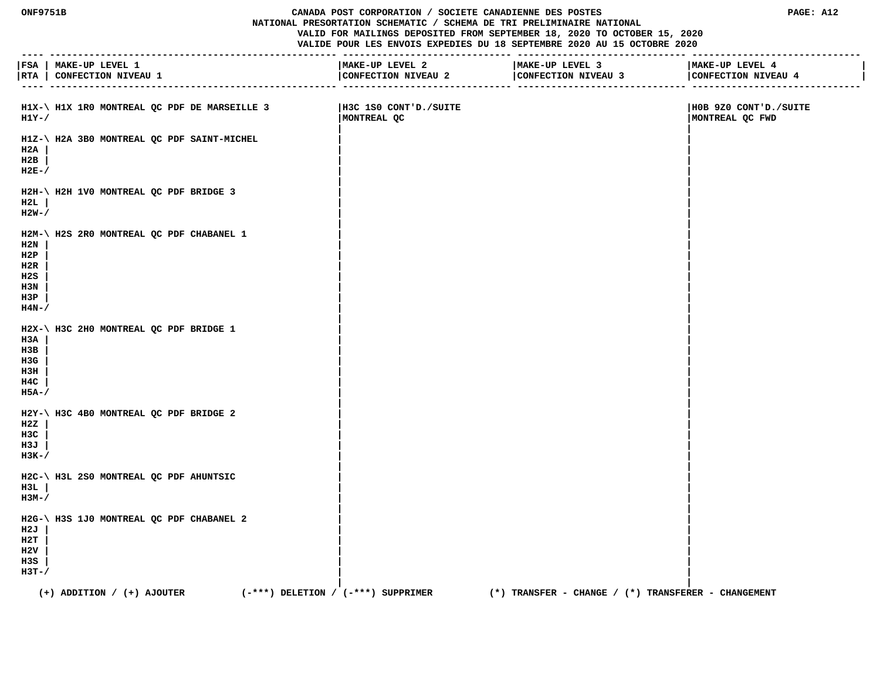CANADA POST CORPORATION / SOCIETE CANADIENNE DES POSTES
NATIONAL PRESORTATION SCHEMATIC / SCHEMA DE TRI PRELIMINAIRE NATIONAL
VALID FOR MAILINGS DEPOSITED FROM SEPTEMBER 18, 2020 TO OCTOBER 15, 2020
VALIDE POUR LES ENVOIS EXPEDIES DU 18 SEPTEMBRE 2020 AU 15 OCTOBRE 2020

| FSA / RTA | MAKE-UP LEVEL 1 / CONFECTION NIVEAU 1 | MAKE-UP LEVEL 2 / CONFECTION NIVEAU 2 | MAKE-UP LEVEL 3 / CONFECTION NIVEAU 3 | MAKE-UP LEVEL 4 / CONFECTION NIVEAU 4 |
|---|---|---|---|---|
| H1X-\ H1Y-/ | H1X 1R0 MONTREAL QC PDF DE MARSEILLE 3 | H3C 1S0 CONT'D./SUITE MONTREAL QC | | H0B 9Z0 CONT'D./SUITE MONTREAL QC FWD |
| H1Z-\ H2A \| H2B \| H2E-/ | H2A 3B0 MONTREAL QC PDF SAINT-MICHEL | | | |
| H2H-\ H2L \| H2W-/ | H2H 1V0 MONTREAL QC PDF BRIDGE 3 | | | |
| H2M-\ H2N \| H2P \| H2R \| H2S \| H3N \| H3P \| H4N-/ | H2S 2R0 MONTREAL QC PDF CHABANEL 1 | | | |
| H2X-\ H3A \| H3B \| H3G \| H3H \| H4C \| H5A-/ | H3C 2H0 MONTREAL QC PDF BRIDGE 1 | | | |
| H2Y-\ H2Z \| H3C \| H3J \| H3K-/ | H3C 4B0 MONTREAL QC PDF BRIDGE 2 | | | |
| H2C-\ H3L \| H3M-/ | H3L 2S0 MONTREAL QC PDF AHUNTSIC | | | |
| H2G-\ H2J \| H2T \| H2V \| H3S \| H3T-/ | H3S 1J0 MONTREAL QC PDF CHABANEL 2 | | | |

(+) ADDITION / (+) AJOUTER (-***) DELETION / (-***) SUPPRIMER (*) TRANSFER - CHANGE / (*) TRANSFERER - CHANGEMENT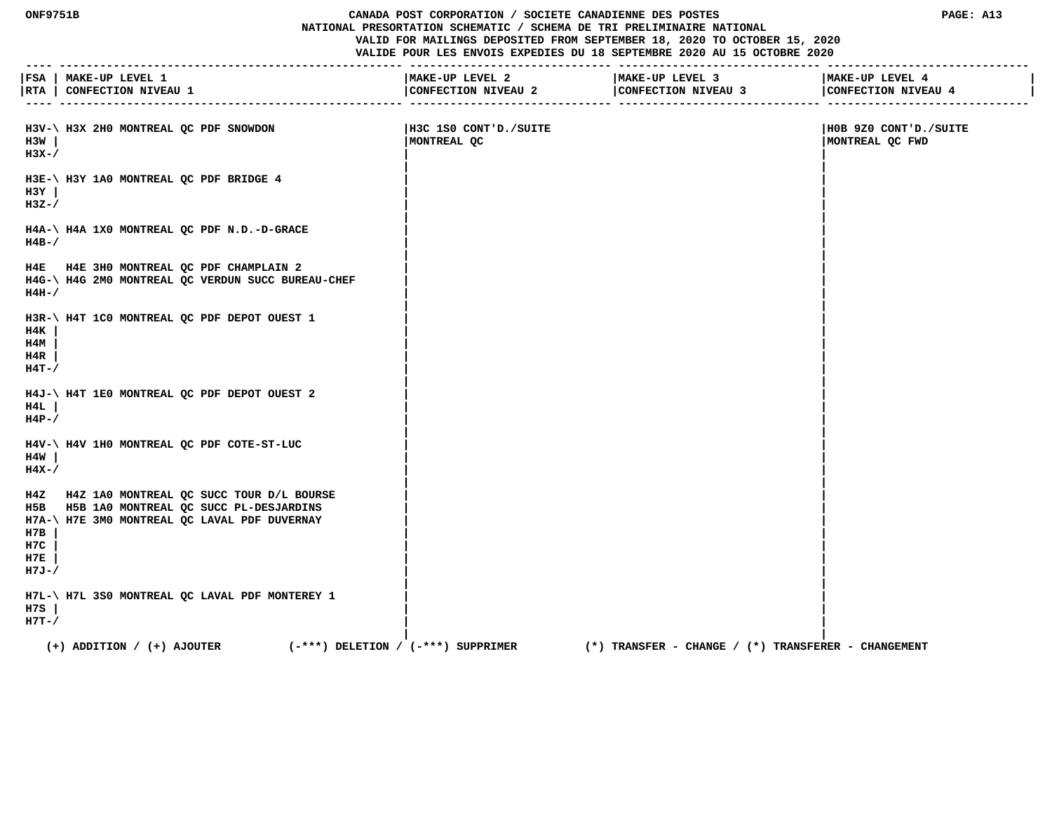CANADA POST CORPORATION / SOCIETE CANADIENNE DES POSTES
NATIONAL PRESORTATION SCHEMATIC / SCHEMA DE TRI PRELIMINAIRE NATIONAL
VALID FOR MAILINGS DEPOSITED FROM SEPTEMBER 18, 2020 TO OCTOBER 15, 2020
VALIDE POUR LES ENVOIS EXPEDIES DU 18 SEPTEMBRE 2020 AU 15 OCTOBRE 2020

| FSA / RTA | MAKE-UP LEVEL 1 / CONFECTION NIVEAU 1 | MAKE-UP LEVEL 2 / CONFECTION NIVEAU 2 | MAKE-UP LEVEL 3 / CONFECTION NIVEAU 3 | MAKE-UP LEVEL 4 / CONFECTION NIVEAU 4 |
|---|---|---|---|---|
| H3V-\ H3W \| H3X-/ | H3X 2H0 MONTREAL QC PDF SNOWDON | H3C 1S0 CONT'D./SUITE MONTREAL QC | | H0B 9Z0 CONT'D./SUITE MONTREAL QC FWD |
| H3E-\ H3Y \| H3Z-/ | H3Y 1A0 MONTREAL QC PDF BRIDGE 4 | | | |
| H4A-\ H4B-/ | H4A 1X0 MONTREAL QC PDF N.D.-D-GRACE | | | |
| H4E | H4E 3H0 MONTREAL QC PDF CHAMPLAIN 2 | | | |
| H4G-\ H4H-/ | H4G 2M0 MONTREAL QC VERDUN SUCC BUREAU-CHEF | | | |
| H3R-\ H4K \| H4M \| H4R \| H4T-/ | H4T 1C0 MONTREAL QC PDF DEPOT OUEST 1 | | | |
| H4J-\ H4L \| H4P-/ | H4T 1E0 MONTREAL QC PDF DEPOT OUEST 2 | | | |
| H4V-\ H4W \| H4X-/ | H4V 1H0 MONTREAL QC PDF COTE-ST-LUC | | | |
| H4Z | H4Z 1A0 MONTREAL QC SUCC TOUR D/L BOURSE | | | |
| H5B | H5B 1A0 MONTREAL QC SUCC PL-DESJARDINS | | | |
| H7A-\ H7B \| H7C \| H7E \| H7J-/ | H7E 3M0 MONTREAL QC LAVAL PDF DUVERNAY | | | |
| H7L-\ H7S \| H7T-/ | H7L 3S0 MONTREAL QC LAVAL PDF MONTEREY 1 | | | |

(+) ADDITION / (+) AJOUTER (-***) DELETION / (-***) SUPPRIMER (*) TRANSFER - CHANGE / (*) TRANSFERER - CHANGEMENT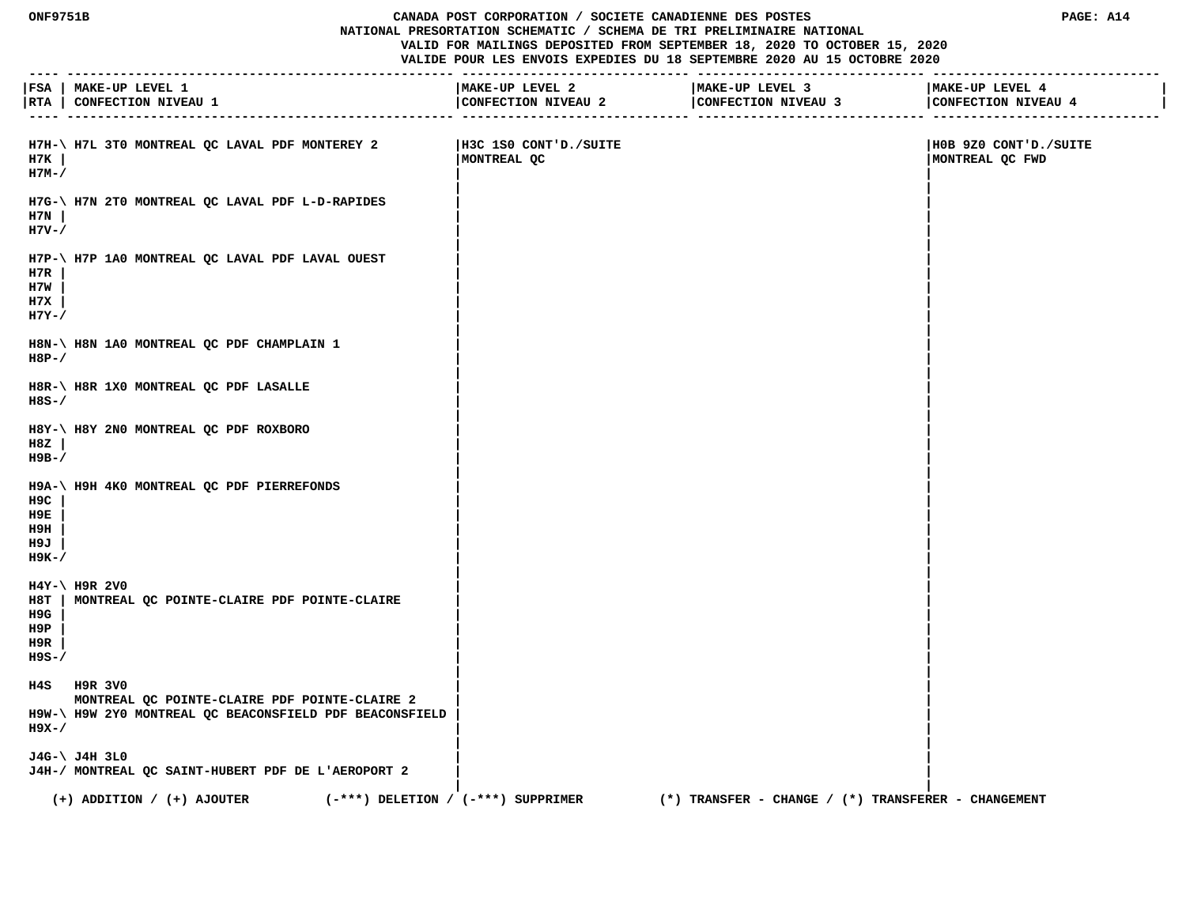| FSA / RTA | MAKE-UP LEVEL 1 / CONFECTION NIVEAU 1 | MAKE-UP LEVEL 2 / CONFECTION NIVEAU 2 | MAKE-UP LEVEL 3 / CONFECTION NIVEAU 3 | MAKE-UP LEVEL 4 / CONFECTION NIVEAU 4 |
|---|---|---|---|---|
| H7H, H7K, H7M | H7L 3T0 MONTREAL QC LAVAL PDF MONTEREY 2 | H3C 1S0 CONT'D./SUITE MONTREAL QC | | H0B 9Z0 CONT'D./SUITE MONTREAL QC FWD |
| H7G, H7N, H7V | H7N 2T0 MONTREAL QC LAVAL PDF L-D-RAPIDES | | | |
| H7P, H7R, H7W, H7X, H7Y | H7P 1A0 MONTREAL QC LAVAL PDF LAVAL OUEST | | | |
| H8N, H8P | H8N 1A0 MONTREAL QC PDF CHAMPLAIN 1 | | | |
| H8R, H8S | H8R 1X0 MONTREAL QC PDF LASALLE | | | |
| H8Y, H8Z, H9B | H8Y 2N0 MONTREAL QC PDF ROXBORO | | | |
| H9A, H9C, H9E, H9H, H9J, H9K | H9H 4K0 MONTREAL QC PDF PIERREFONDS | | | |
| H4Y, H8T, H9G, H9P, H9R, H9S | H9R 2V0 MONTREAL QC POINTE-CLAIRE PDF POINTE-CLAIRE | | | |
| H4S | H9R 3V0 MONTREAL QC POINTE-CLAIRE PDF POINTE-CLAIRE 2 | | | |
| H9W, H9X | H9W 2Y0 MONTREAL QC BEACONSFIELD PDF BEACONSFIELD | | | |
| J4G, J4H | J4H 3L0 MONTREAL QC SAINT-HUBERT PDF DE L'AEROPORT 2 | | | |

(+) ADDITION / (+) AJOUTER (-***) DELETION / (-***) SUPPRIMER (*) TRANSFER - CHANGE / (*) TRANSFERER - CHANGEMENT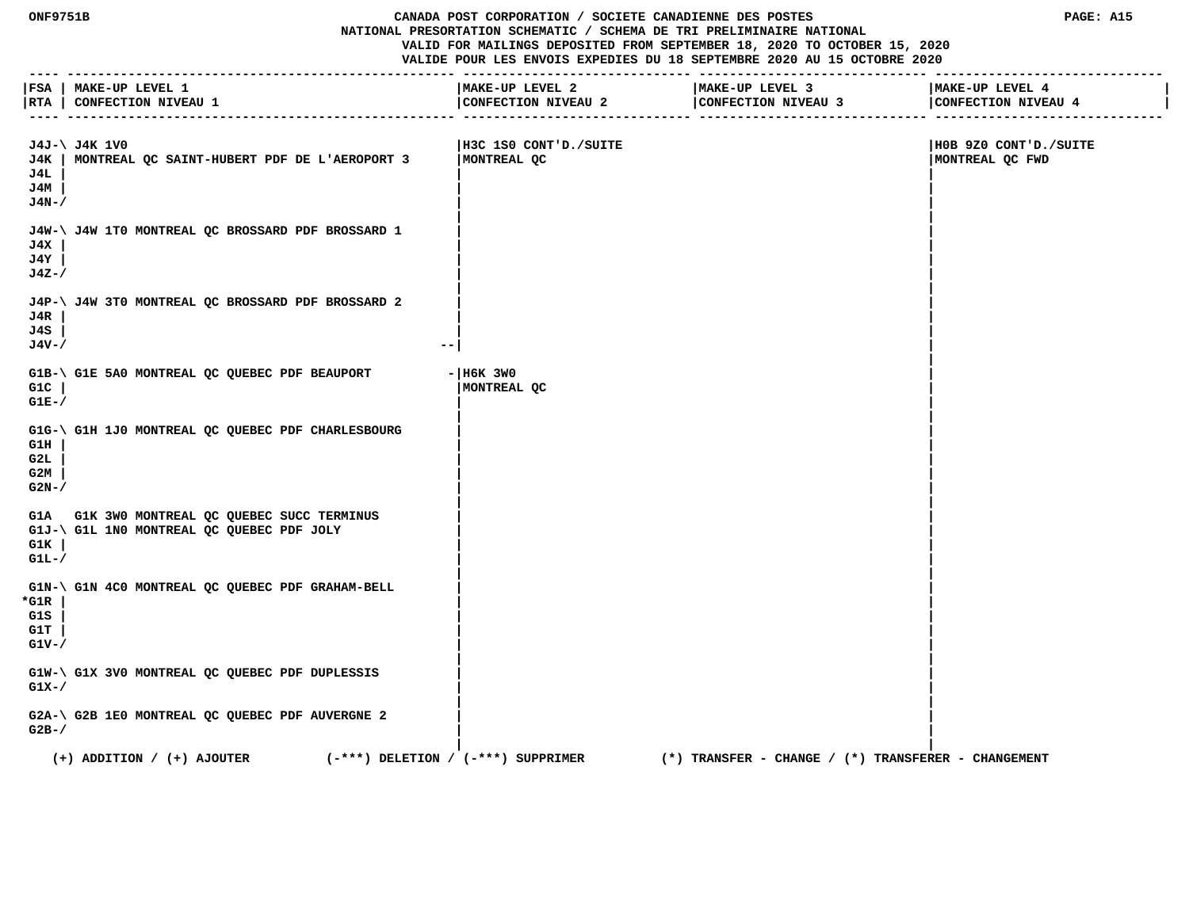CANADA POST CORPORATION / SOCIETE CANADIENNE DES POSTES
NATIONAL PRESORTATION SCHEMATIC / SCHEMA DE TRI PRELIMINAIRE NATIONAL
VALID FOR MAILINGS DEPOSITED FROM SEPTEMBER 18, 2020 TO OCTOBER 15, 2020
VALIDE POUR LES ENVOIS EXPEDIES DU 18 SEPTEMBRE 2020 AU 15 OCTOBRE 2020

| FSA RTA | MAKE-UP LEVEL 1 CONFECTION NIVEAU 1 | MAKE-UP LEVEL 2 CONFECTION NIVEAU 2 | MAKE-UP LEVEL 3 CONFECTION NIVEAU 3 | MAKE-UP LEVEL 4 CONFECTION NIVEAU 4 |
|---|---|---|---|---|
| J4J-\ J4K \| J4L \| J4M \| J4N-/ | J4K 1V0 MONTREAL QC SAINT-HUBERT PDF DE L'AEROPORT 3 | H3C 1S0 CONT'D./SUITE MONTREAL QC | | H0B 9Z0 CONT'D./SUITE MONTREAL QC FWD |
| J4W-\ J4X \| J4Y \| J4Z-/ | J4W 1T0 MONTREAL QC BROSSARD PDF BROSSARD 1 | | | |
| J4P-\ J4R \| J4S \| J4V-/ | J4W 3T0 MONTREAL QC BROSSARD PDF BROSSARD 2 | | | |
| G1B-\ G1C \| G1E-/ | G1E 5A0 MONTREAL QC QUEBEC PDF BEAUPORT | H6K 3W0 MONTREAL QC | | |
| G1G-\ G1H \| G2L \| G2M \| G2N-/ | G1H 1J0 MONTREAL QC QUEBEC PDF CHARLESBOURG | | | |
| G1A | G1K 3W0 MONTREAL QC QUEBEC SUCC TERMINUS | | | |
| G1J-\ G1K \| G1L-/ | G1L 1N0 MONTREAL QC QUEBEC PDF JOLY | | | |
| G1N-\ *G1R \| G1S \| G1T \| G1V-/ | G1N 4C0 MONTREAL QC QUEBEC PDF GRAHAM-BELL | | | |
| G1W-\ G1X-/ | G1X 3V0 MONTREAL QC QUEBEC PDF DUPLESSIS | | | |
| G2A-\ G2B-/ | G2B 1E0 MONTREAL QC QUEBEC PDF AUVERGNE 2 | | | |

(+) ADDITION / (+) AJOUTER (-***) DELETION / (-***) SUPPRIMER (*) TRANSFER - CHANGE / (*) TRANSFERER - CHANGEMENT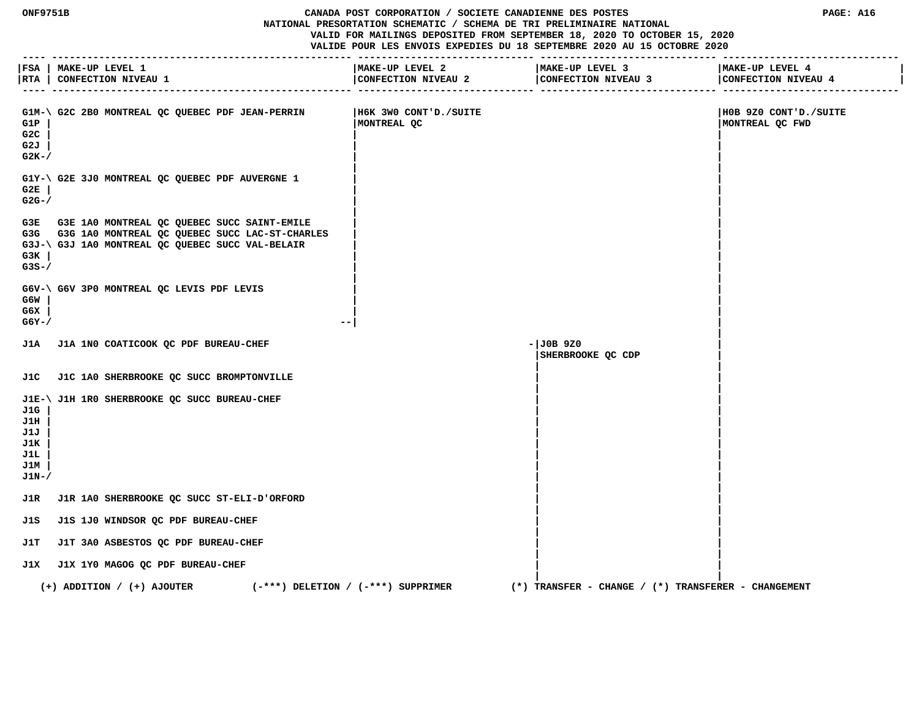# CANADA POST CORPORATION / SOCIETE CANADIENNE DES POSTES
## NATIONAL PRESORTATION SCHEMATIC / SCHEMA DE TRI PRELIMINAIRE NATIONAL

VALID FOR MAILINGS DEPOSITED FROM SEPTEMBER 18, 2020 TO OCTOBER 15, 2020
VALIDE POUR LES ENVOIS EXPEDIES DU 18 SEPTEMBRE 2020 AU 15 OCTOBRE 2020

| FSA / RTA | MAKE-UP LEVEL 1 / CONFECTION NIVEAU 1 | MAKE-UP LEVEL 2 / CONFECTION NIVEAU 2 | MAKE-UP LEVEL 3 / CONFECTION NIVEAU 3 | MAKE-UP LEVEL 4 / CONFECTION NIVEAU 4 |
|---|---|---|---|---|
| G1M, G1P, G2C, G2J, G2K | G2C 2B0 MONTREAL QC QUEBEC PDF JEAN-PERRIN | H6K 3W0 CONT'D./SUITE MONTREAL QC | | H0B 9Z0 CONT'D./SUITE MONTREAL QC FWD |
| G1Y, G2E, G2G | G2E 3J0 MONTREAL QC QUEBEC PDF AUVERGNE 1 | | | |
| G3E | G3E 1A0 MONTREAL QC QUEBEC SUCC SAINT-EMILE | | | |
| G3G | G3G 1A0 MONTREAL QC QUEBEC SUCC LAC-ST-CHARLES | | | |
| G3J, G3K, G3S | G3J 1A0 MONTREAL QC QUEBEC SUCC VAL-BELAIR | | | |
| G6V, G6W, G6X, G6Y | G6V 3P0 MONTREAL QC LEVIS PDF LEVIS | | | |
| J1A | J1A 1N0 COATICOOK QC PDF BUREAU-CHEF | | J0B 9Z0 SHERBROOKE QC CDP | |
| J1C | J1C 1A0 SHERBROOKE QC SUCC BROMPTONVILLE | | | |
| J1E, J1G, J1H, J1J, J1K, J1L, J1M, J1N | J1H 1R0 SHERBROOKE QC SUCC BUREAU-CHEF | | | |
| J1R | J1R 1A0 SHERBROOKE QC SUCC ST-ELI-D'ORFORD | | | |
| J1S | J1S 1J0 WINDSOR QC PDF BUREAU-CHEF | | | |
| J1T | J1T 3A0 ASBESTOS QC PDF BUREAU-CHEF | | | |
| J1X | J1X 1Y0 MAGOG QC PDF BUREAU-CHEF | | | |

(+) ADDITION / (+) AJOUTER (-***) DELETION / (-***) SUPPRIMER (*) TRANSFER - CHANGE / (*) TRANSFERER - CHANGEMENT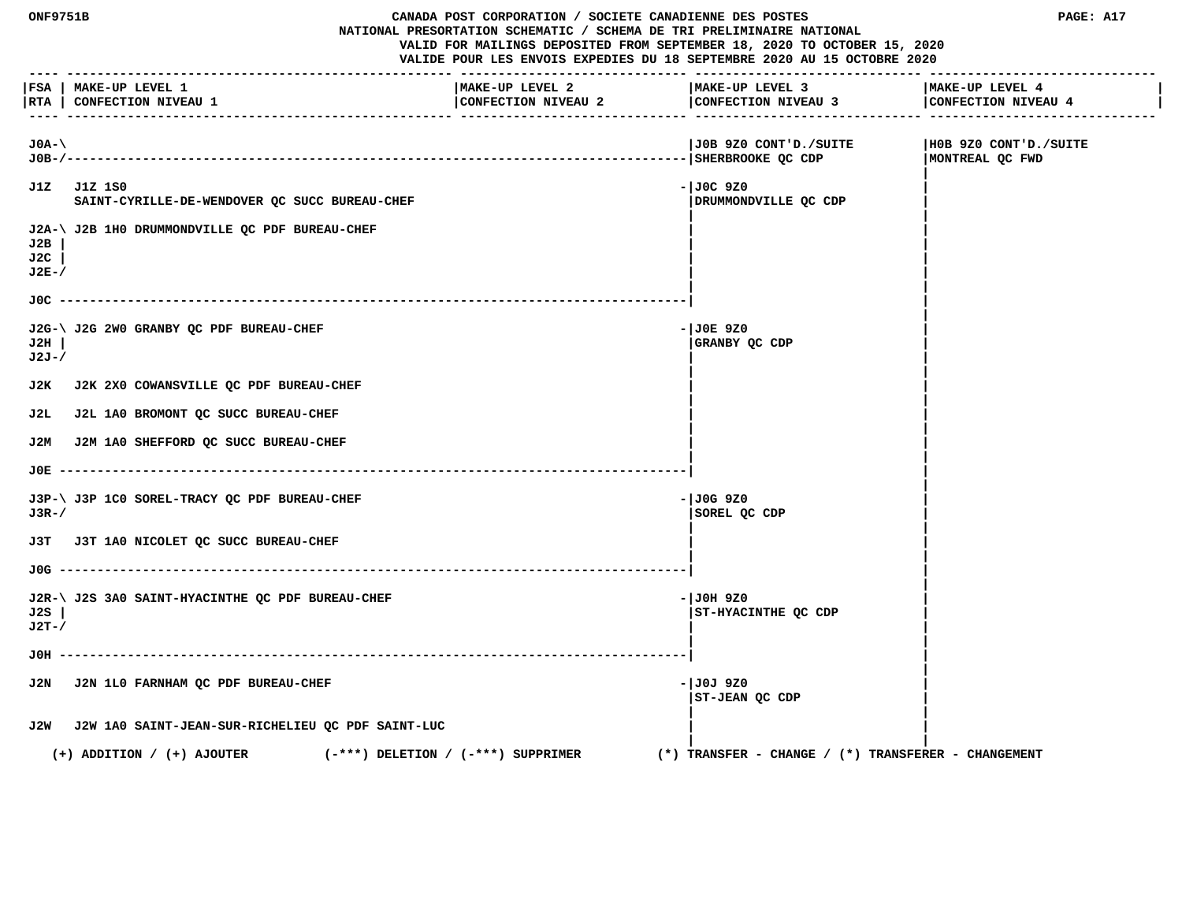ONF9751B CANADA POST CORPORATION / SOCIETE CANADIENNE DES POSTES

NATIONAL PRESORTATION SCHEMATIC / SCHEMA DE TRI PRELIMINAIRE NATIONAL

VALID FOR MAILINGS DEPOSITED FROM SEPTEMBER 18, 2020 TO OCTOBER 15, 2020

VALIDE POUR LES ENVOIS EXPEDIES DU 18 SEPTEMBRE 2020 AU 15 OCTOBRE 2020

| FSA / RTA | MAKE-UP LEVEL 1 / CONFECTION NIVEAU 1 | MAKE-UP LEVEL 2 / CONFECTION NIVEAU 2 | MAKE-UP LEVEL 3 / CONFECTION NIVEAU 3 | MAKE-UP LEVEL 4 / CONFECTION NIVEAU 4 |
|---|---|---|---|---|
| J0A, J0B | | | J0B 9Z0 CONT'D./SUITE SHERBROOKE QC CDP | H0B 9Z0 CONT'D./SUITE MONTREAL QC FWD |
| J1Z | J1Z 1S0 SAINT-CYRILLE-DE-WENDOVER QC SUCC BUREAU-CHEF | | J0C 9Z0 DRUMMONDVILLE QC CDP | |
| J2A, J2B, J2C, J2E | J2B 1H0 DRUMMONDVILLE QC PDF BUREAU-CHEF | | | |
| J0C | | | | |
| J2G, J2H, J2J | J2G 2W0 GRANBY QC PDF BUREAU-CHEF | | J0E 9Z0 GRANBY QC CDP | |
| J2K | J2K 2X0 COWANSVILLE QC PDF BUREAU-CHEF | | | |
| J2L | J2L 1A0 BROMONT QC SUCC BUREAU-CHEF | | | |
| J2M | J2M 1A0 SHEFFORD QC SUCC BUREAU-CHEF | | | |
| J0E | | | | |
| J3P, J3R | J3P 1C0 SOREL-TRACY QC PDF BUREAU-CHEF | | J0G 9Z0 SOREL QC CDP | |
| J3T | J3T 1A0 NICOLET QC SUCC BUREAU-CHEF | | | |
| J0G | | | | |
| J2R, J2S, J2T | J2S 3A0 SAINT-HYACINTHE QC PDF BUREAU-CHEF | | J0H 9Z0 ST-HYACINTHE QC CDP | |
| J0H | | | | |
| J2N | J2N 1L0 FARNHAM QC PDF BUREAU-CHEF | | J0J 9Z0 ST-JEAN QC CDP | |
| J2W | J2W 1A0 SAINT-JEAN-SUR-RICHELIEU QC PDF SAINT-LUC | | | |

(+) ADDITION / (+) AJOUTER (-***) DELETION / (-***) SUPPRIMER (*) TRANSFER - CHANGE / (*) TRANSFERER - CHANGEMENT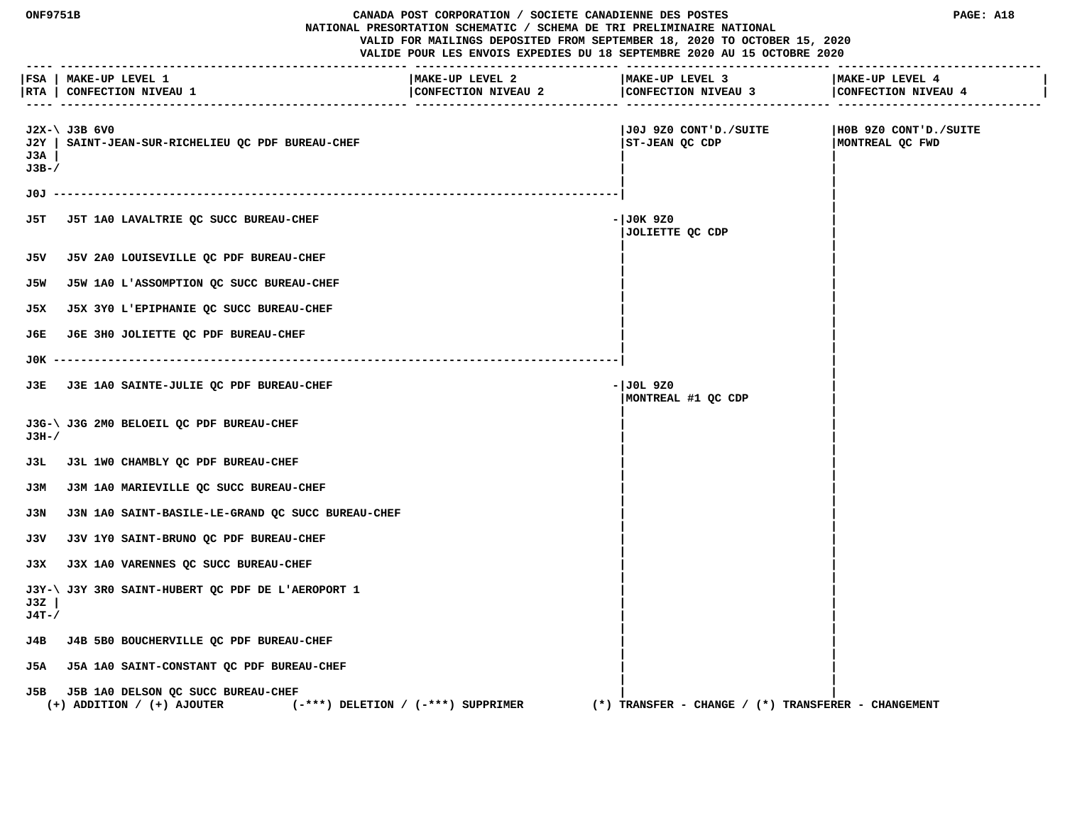ONF9751B

CANADA POST CORPORATION / SOCIETE CANADIENNE DES POSTES

NATIONAL PRESORTATION SCHEMATIC / SCHEMA DE TRI PRELIMINAIRE NATIONAL

VALID FOR MAILINGS DEPOSITED FROM SEPTEMBER 18, 2020 TO OCTOBER 15, 2020

VALIDE POUR LES ENVOIS EXPEDIES DU 18 SEPTEMBRE 2020 AU 15 OCTOBRE 2020

PAGE: A18

| FSA RTA | MAKE-UP LEVEL 1 CONFECTION NIVEAU 1 | MAKE-UP LEVEL 2 CONFECTION NIVEAU 2 | MAKE-UP LEVEL 3 CONFECTION NIVEAU 3 | MAKE-UP LEVEL 4 CONFECTION NIVEAU 4 |
|---|---|---|---|---|
| J2X-\ J2Y \| J3A \| J3B-/ | J3B 6V0 SAINT-JEAN-SUR-RICHELIEU QC PDF BUREAU-CHEF | | J0J 9Z0 CONT'D./SUITE ST-JEAN QC CDP | H0B 9Z0 CONT'D./SUITE MONTREAL QC FWD |
| J0J | ---------- | | | |
| J5T | J5T 1A0 LAVALTRIE QC SUCC BUREAU-CHEF | | - J0K 9Z0 JOLIETTE QC CDP | |
| J5V | J5V 2A0 LOUISEVILLE QC PDF BUREAU-CHEF | | | |
| J5W | J5W 1A0 L'ASSOMPTION QC SUCC BUREAU-CHEF | | | |
| J5X | J5X 3Y0 L'EPIPHANIE QC SUCC BUREAU-CHEF | | | |
| J6E | J6E 3H0 JOLIETTE QC PDF BUREAU-CHEF | | | |
| J0K | ---------- | | | |
| J3E | J3E 1A0 SAINTE-JULIE QC PDF BUREAU-CHEF | | - J0L 9Z0 MONTREAL #1 QC CDP | |
| J3G-\ J3H-/ | J3G 2M0 BELOEIL QC PDF BUREAU-CHEF | | | |
| J3L | J3L 1W0 CHAMBLY QC PDF BUREAU-CHEF | | | |
| J3M | J3M 1A0 MARIEVILLE QC SUCC BUREAU-CHEF | | | |
| J3N | J3N 1A0 SAINT-BASILE-LE-GRAND QC SUCC BUREAU-CHEF | | | |
| J3V | J3V 1Y0 SAINT-BRUNO QC PDF BUREAU-CHEF | | | |
| J3X | J3X 1A0 VARENNES QC SUCC BUREAU-CHEF | | | |
| J3Y-\ J3Z \| J4T-/ | J3Y 3R0 SAINT-HUBERT QC PDF DE L'AEROPORT 1 | | | |
| J4B | J4B 5B0 BOUCHERVILLE QC PDF BUREAU-CHEF | | | |
| J5A | J5A 1A0 SAINT-CONSTANT QC PDF BUREAU-CHEF | | | |
| J5B | J5B 1A0 DELSON QC SUCC BUREAU-CHEF | | | |

(+) ADDITION / (+) AJOUTER (-***) DELETION / (-***) SUPPRIMER (*) TRANSFER - CHANGE / (*) TRANSFERER - CHANGEMENT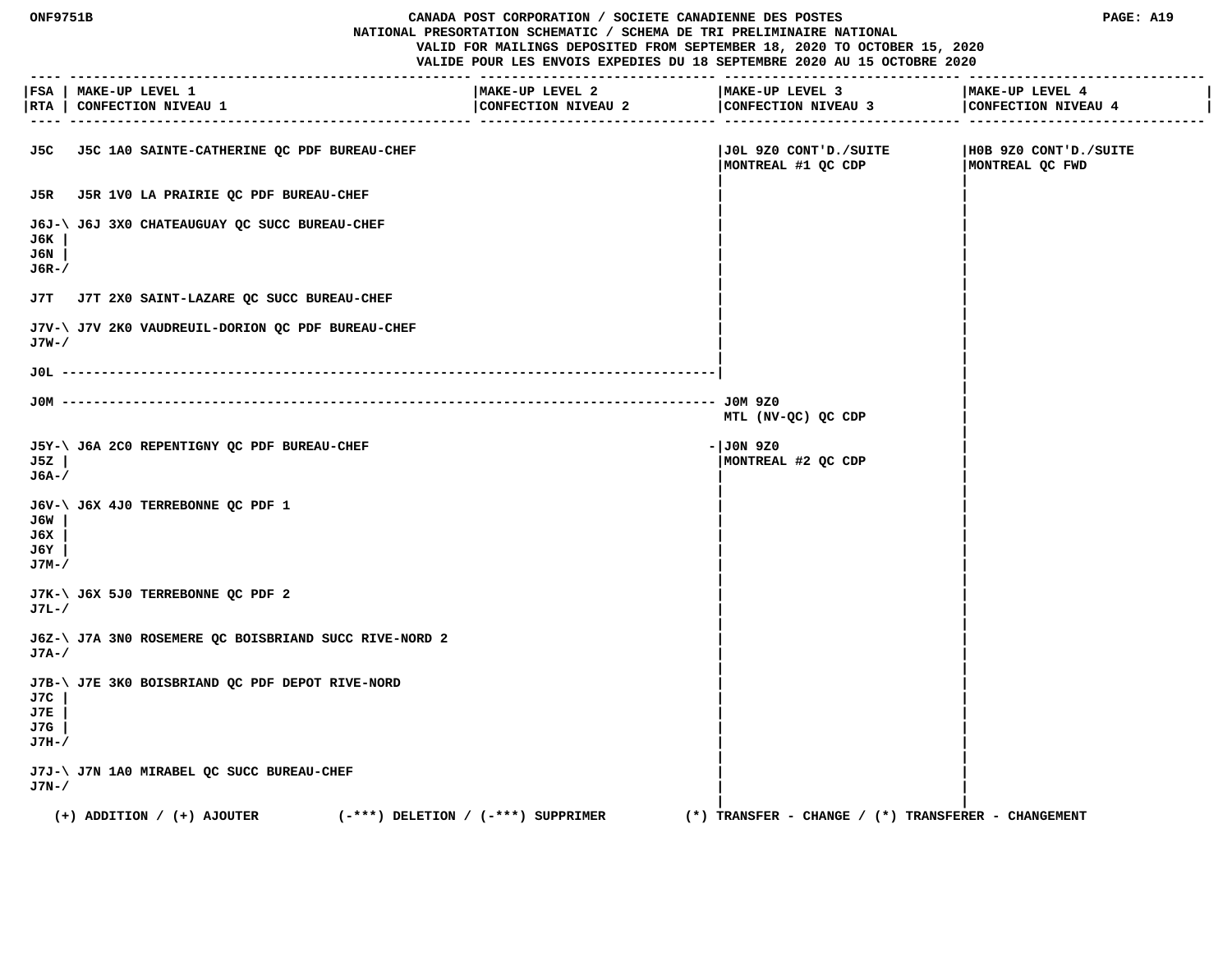# CANADA POST CORPORATION / SOCIETE CANADIENNE DES POSTES
## NATIONAL PRESORTATION SCHEMATIC / SCHEMA DE TRI PRELIMINAIRE NATIONAL

VALID FOR MAILINGS DEPOSITED FROM SEPTEMBER 18, 2020 TO OCTOBER 15, 2020
VALIDE POUR LES ENVOIS EXPEDIES DU 18 SEPTEMBRE 2020 AU 15 OCTOBRE 2020

| FSA / RTA | MAKE-UP LEVEL 1 / CONFECTION NIVEAU 1 | MAKE-UP LEVEL 2 / CONFECTION NIVEAU 2 | MAKE-UP LEVEL 3 / CONFECTION NIVEAU 3 | MAKE-UP LEVEL 4 / CONFECTION NIVEAU 4 |
|---|---|---|---|---|
| J5C | J5C 1A0 SAINTE-CATHERINE QC PDF BUREAU-CHEF | | J0L 9Z0 CONT'D./SUITE MONTREAL #1 QC CDP | H0B 9Z0 CONT'D./SUITE MONTREAL QC FWD |
| J5R | J5R 1V0 LA PRAIRIE QC PDF BUREAU-CHEF | | | |
| J6J, J6K, J6N, J6R | J6J 3X0 CHATEAUGUAY QC SUCC BUREAU-CHEF | | | |
| J7T | J7T 2X0 SAINT-LAZARE QC SUCC BUREAU-CHEF | | | |
| J7V, J7W | J7V 2K0 VAUDREUIL-DORION QC PDF BUREAU-CHEF | | | |
| J0L | ---------- | ---------- | | |
| J0M | ---------- | ---------- | J0M 9Z0 MTL (NV-QC) QC CDP | |
| J5Y, J5Z, J6A | J6A 2C0 REPENTIGNY QC PDF BUREAU-CHEF | | J0N 9Z0 MONTREAL #2 QC CDP | |
| J6V, J6W, J6X, J6Y, J7M | J6X 4J0 TERREBONNE QC PDF 1 | | | |
| J7K, J7L | J6X 5J0 TERREBONNE QC PDF 2 | | | |
| J6Z, J7A | J7A 3N0 ROSEMERE QC BOISBRIAND SUCC RIVE-NORD 2 | | | |
| J7B, J7C, J7E, J7G, J7H | J7E 3K0 BOISBRIAND QC PDF DEPOT RIVE-NORD | | | |
| J7J, J7N | J7N 1A0 MIRABEL QC SUCC BUREAU-CHEF | | | |

(+) ADDITION / (+) AJOUTER (-***) DELETION / (-***) SUPPRIMER (*) TRANSFER - CHANGE / (*) TRANSFERER - CHANGEMENT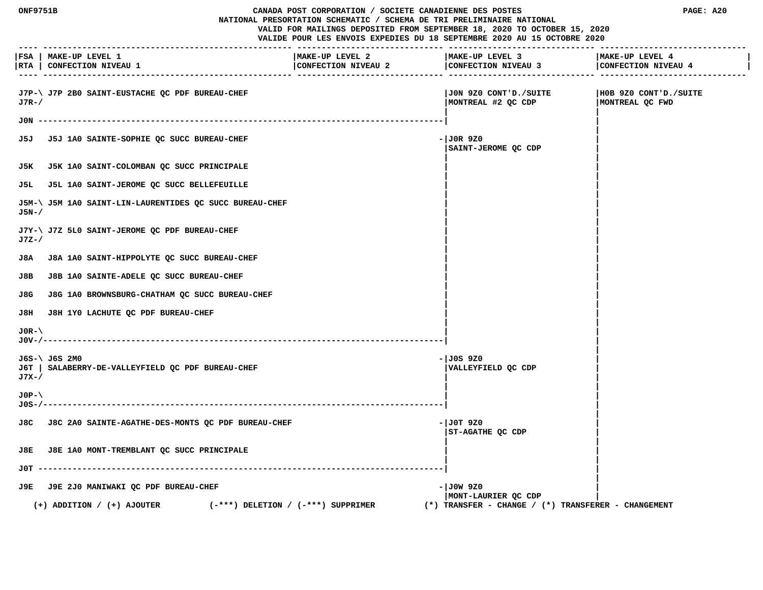| FSA / RTA | MAKE-UP LEVEL 1 / CONFECTION NIVEAU 1 | MAKE-UP LEVEL 2 / CONFECTION NIVEAU 2 | MAKE-UP LEVEL 3 / CONFECTION NIVEAU 3 | MAKE-UP LEVEL 4 / CONFECTION NIVEAU 4 |
|---|---|---|---|---|
| J7P-\ J7R-/ | J7P 2B0 SAINT-EUSTACHE QC PDF BUREAU-CHEF | | J0N 9Z0 CONT'D./SUITE MONTREAL #2 QC CDP | H0B 9Z0 CONT'D./SUITE MONTREAL QC FWD |
| J0N | | | | |
| J5J | J5J 1A0 SAINTE-SOPHIE QC SUCC BUREAU-CHEF | | J0R 9Z0 SAINT-JEROME QC CDP | |
| J5K | J5K 1A0 SAINT-COLOMBAN QC SUCC PRINCIPALE | | | |
| J5L | J5L 1A0 SAINT-JEROME QC SUCC BELLEFEUILLE | | | |
| J5M-\ J5N-/ | J5M 1A0 SAINT-LIN-LAURENTIDES QC SUCC BUREAU-CHEF | | | |
| J7Y-\ J7Z-/ | J7Z 5L0 SAINT-JEROME QC PDF BUREAU-CHEF | | | |
| J8A | J8A 1A0 SAINT-HIPPOLYTE QC SUCC BUREAU-CHEF | | | |
| J8B | J8B 1A0 SAINTE-ADELE QC SUCC BUREAU-CHEF | | | |
| J8G | J8G 1A0 BROWNSBURG-CHATHAM QC SUCC BUREAU-CHEF | | | |
| J8H | J8H 1Y0 LACHUTE QC PDF BUREAU-CHEF | | | |
| J0R-\ J0V-/ | | | | |
| J6S-\ J6T \| J7X-/ | J6S 2M0 SALABERRY-DE-VALLEYFIELD QC PDF BUREAU-CHEF | | J0S 9Z0 VALLEYFIELD QC CDP | |
| J0P-\ J0S-/ | | | | |
| J8C | J8C 2A0 SAINTE-AGATHE-DES-MONTS QC PDF BUREAU-CHEF | | J0T 9Z0 ST-AGATHE QC CDP | |
| J8E | J8E 1A0 MONT-TREMBLANT QC SUCC PRINCIPALE | | | |
| J0T | | | | |
| J9E | J9E 2J0 MANIWAKI QC PDF BUREAU-CHEF | | J0W 9Z0 MONT-LAURIER QC CDP | |

(+) ADDITION / (+) AJOUTER (-***) DELETION / (-***) SUPPRIMER (*) TRANSFER - CHANGE / (*) TRANSFERER - CHANGEMENT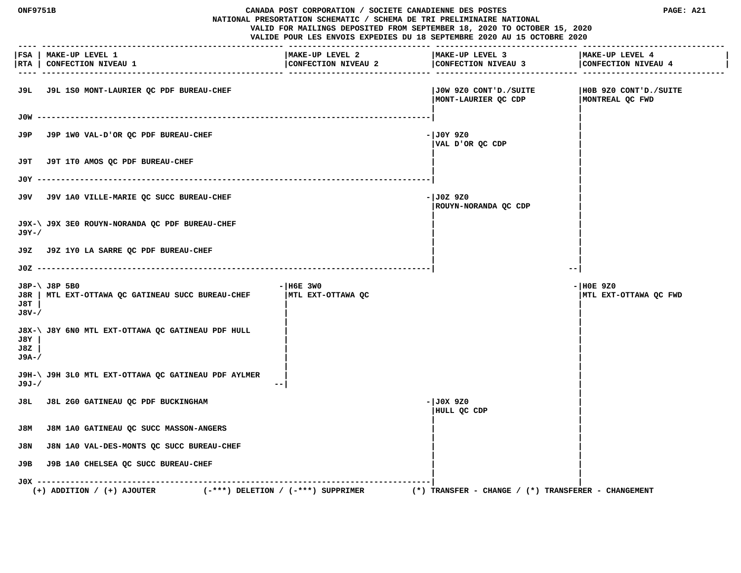CANADA POST CORPORATION / SOCIETE CANADIENNE DES POSTES
NATIONAL PRESORTATION SCHEMATIC / SCHEMA DE TRI PRELIMINAIRE NATIONAL
VALID FOR MAILINGS DEPOSITED FROM SEPTEMBER 18, 2020 TO OCTOBER 15, 2020
VALIDE POUR LES ENVOIS EXPEDIES DU 18 SEPTEMBRE 2020 AU 15 OCTOBRE 2020

| FSA / RTA | MAKE-UP LEVEL 1 / CONFECTION NIVEAU 1 | MAKE-UP LEVEL 2 / CONFECTION NIVEAU 2 | MAKE-UP LEVEL 3 / CONFECTION NIVEAU 3 | MAKE-UP LEVEL 4 / CONFECTION NIVEAU 4 |
|---|---|---|---|---|
| J9L | J9L 1S0 MONT-LAURIER QC PDF BUREAU-CHEF | | J0W 9Z0 CONT'D./SUITE MONT-LAURIER QC CDP | H0B 9Z0 CONT'D./SUITE MONTREAL QC FWD |
| J0W | | | | |
| J9P | J9P 1W0 VAL-D'OR QC PDF BUREAU-CHEF | | J0Y 9Z0 VAL D'OR QC CDP | |
| J9T | J9T 1T0 AMOS QC PDF BUREAU-CHEF | | | |
| J0Y | | | | |
| J9V | J9V 1A0 VILLE-MARIE QC SUCC BUREAU-CHEF | | J0Z 9Z0 ROUYN-NORANDA QC CDP | |
| J9X, J9Y | J9X 3E0 ROUYN-NORANDA QC PDF BUREAU-CHEF | | | |
| J9Z | J9Z 1Y0 LA SARRE QC PDF BUREAU-CHEF | | | |
| J0Z | | | | |
| J8P, J8R, J8T, J8V | J8P 5B0 MTL EXT-OTTAWA QC GATINEAU SUCC BUREAU-CHEF | H6E 3W0 MTL EXT-OTTAWA QC | | H0E 9Z0 MTL EXT-OTTAWA QC FWD |
| J8X, J8Y, J8Z, J9A | J8Y 6N0 MTL EXT-OTTAWA QC GATINEAU PDF HULL | | | |
| J9H, J9J | J9H 3L0 MTL EXT-OTTAWA QC GATINEAU PDF AYLMER | | | |
| J8L | J8L 2G0 GATINEAU QC PDF BUCKINGHAM | | J0X 9Z0 HULL QC CDP | |
| J8M | J8M 1A0 GATINEAU QC SUCC MASSON-ANGERS | | | |
| J8N | J8N 1A0 VAL-DES-MONTS QC SUCC BUREAU-CHEF | | | |
| J9B | J9B 1A0 CHELSEA QC SUCC BUREAU-CHEF | | | |
| J0X | | | | |

(+) ADDITION / (+) AJOUTER (-***) DELETION / (-***) SUPPRIMER (*) TRANSFER - CHANGE / (*) TRANSFERER - CHANGEMENT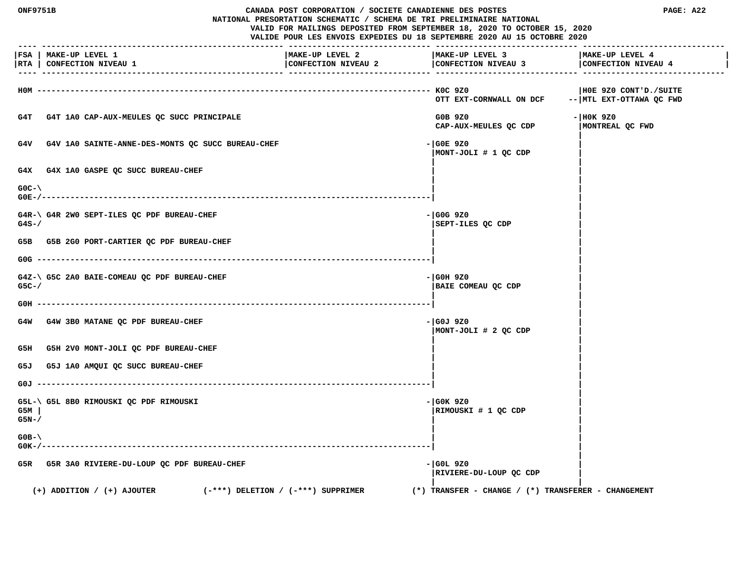ONF9751B

CANADA POST CORPORATION / SOCIETE CANADIENNE DES POSTES

NATIONAL PRESORTATION SCHEMATIC / SCHEMA DE TRI PRELIMINAIRE NATIONAL

VALID FOR MAILINGS DEPOSITED FROM SEPTEMBER 18, 2020 TO OCTOBER 15, 2020

VALIDE POUR LES ENVOIS EXPEDIES DU 18 SEPTEMBRE 2020 AU 15 OCTOBRE 2020

| FSA / RTA | MAKE-UP LEVEL 1 / CONFECTION NIVEAU 1 | MAKE-UP LEVEL 2 / CONFECTION NIVEAU 2 | MAKE-UP LEVEL 3 / CONFECTION NIVEAU 3 | MAKE-UP LEVEL 4 / CONFECTION NIVEAU 4 |
|---|---|---|---|---|
| H0M | | | K0C 9Z0 OTT EXT-CORNWALL ON DCF | H0E 9Z0 CONT'D./SUITE MTL EXT-OTTAWA QC FWD |
| G4T | G4T 1A0 CAP-AUX-MEULES QC SUCC PRINCIPALE | | G0B 9Z0 CAP-AUX-MEULES QC CDP | H0K 9Z0 MONTREAL QC FWD |
| G4V | G4V 1A0 SAINTE-ANNE-DES-MONTS QC SUCC BUREAU-CHEF | | G0E 9Z0 MONT-JOLI # 1 QC CDP | |
| G4X | G4X 1A0 GASPE QC SUCC BUREAU-CHEF | | | |
| G0C, G0E | | | | |
| G4R, G4S | G4R 2W0 SEPT-ILES QC PDF BUREAU-CHEF | | G0G 9Z0 SEPT-ILES QC CDP | |
| G5B | G5B 2G0 PORT-CARTIER QC PDF BUREAU-CHEF | | | |
| G0G | | | | |
| G4Z, G5C | G5C 2A0 BAIE-COMEAU QC PDF BUREAU-CHEF | | G0H 9Z0 BAIE COMEAU QC CDP | |
| G0H | | | | |
| G4W | G4W 3B0 MATANE QC PDF BUREAU-CHEF | | G0J 9Z0 MONT-JOLI # 2 QC CDP | |
| G5H | G5H 2V0 MONT-JOLI QC PDF BUREAU-CHEF | | | |
| G5J | G5J 1A0 AMQUI QC SUCC BUREAU-CHEF | | | |
| G0J | | | | |
| G5L, G5M, G5N | G5L 8B0 RIMOUSKI QC PDF RIMOUSKI | | G0K 9Z0 RIMOUSKI # 1 QC CDP | |
| G0B, G0K | | | | |
| G5R | G5R 3A0 RIVIERE-DU-LOUP QC PDF BUREAU-CHEF | | G0L 9Z0 RIVIERE-DU-LOUP QC CDP | |

(+) ADDITION / (+) AJOUTER (-***) DELETION / (-***) SUPPRIMER (*) TRANSFER - CHANGE / (*) TRANSFERER - CHANGEMENT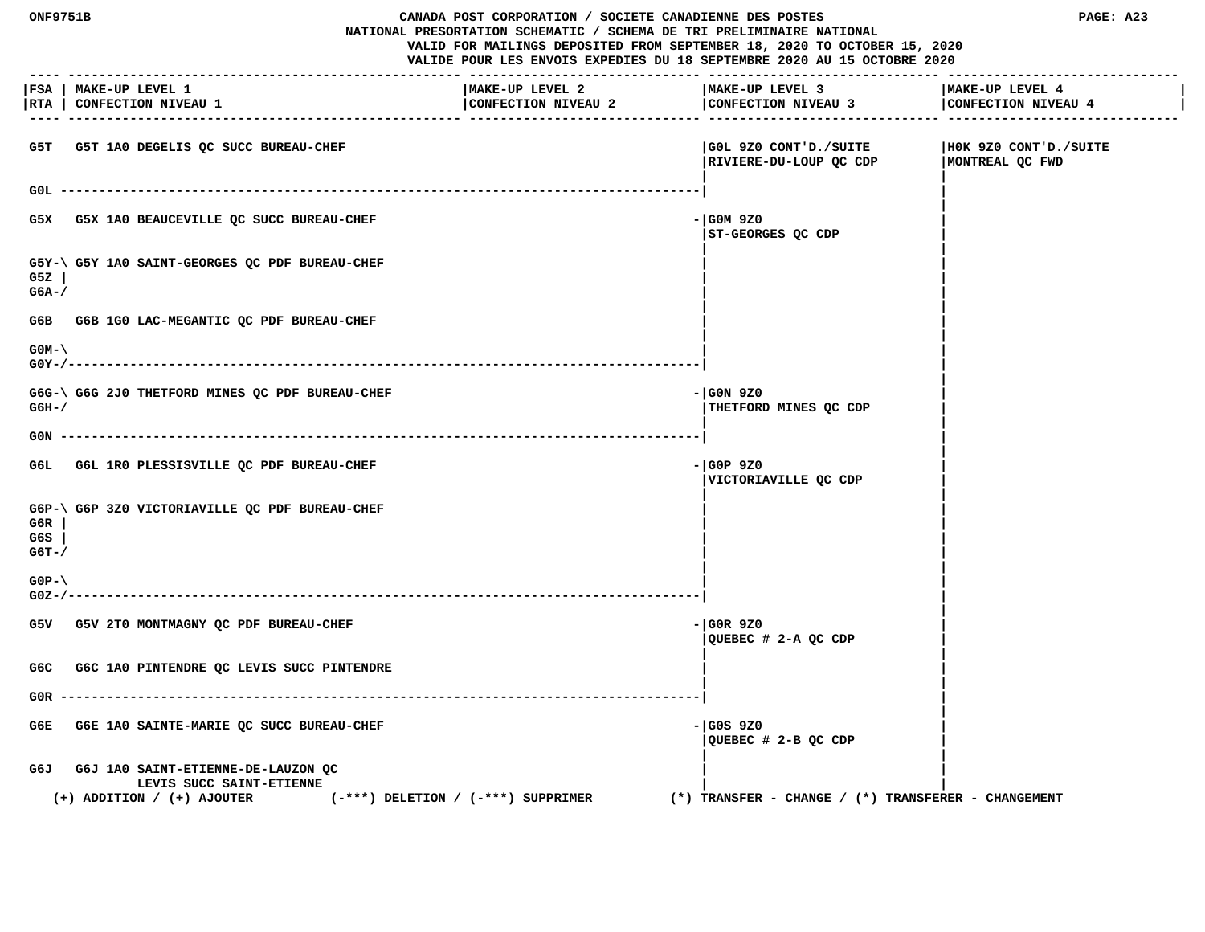**CANADA POST CORPORATION / SOCIETE CANADIENNE DES POSTES**
**NATIONAL PRESORTATION SCHEMATIC / SCHEMA DE TRI PRELIMINAIRE NATIONAL**
**VALID FOR MAILINGS DEPOSITED FROM SEPTEMBER 18, 2020 TO OCTOBER 15, 2020**
**VALIDE POUR LES ENVOIS EXPEDIES DU 18 SEPTEMBRE 2020 AU 15 OCTOBRE 2020**

| FSA / RTA | MAKE-UP LEVEL 1 / CONFECTION NIVEAU 1 | MAKE-UP LEVEL 2 / CONFECTION NIVEAU 2 | MAKE-UP LEVEL 3 / CONFECTION NIVEAU 3 | MAKE-UP LEVEL 4 / CONFECTION NIVEAU 4 |
|---|---|---|---|---|
| G5T | G5T 1A0 DEGELIS QC SUCC BUREAU-CHEF | | G0L 9Z0 CONT'D./SUITE RIVIERE-DU-LOUP QC CDP | H0K 9Z0 CONT'D./SUITE MONTREAL QC FWD |
| G0L | | | | |
| G5X | G5X 1A0 BEAUCEVILLE QC SUCC BUREAU-CHEF | | G0M 9Z0 ST-GEORGES QC CDP | |
| G5Y, G5Z, G6A | G5Y 1A0 SAINT-GEORGES QC PDF BUREAU-CHEF | | | |
| G6B | G6B 1G0 LAC-MEGANTIC QC PDF BUREAU-CHEF | | | |
| G0M, G0Y | | | | |
| G6G, G6H | G6G 2J0 THETFORD MINES QC PDF BUREAU-CHEF | | G0N 9Z0 THETFORD MINES QC CDP | |
| G0N | | | | |
| G6L | G6L 1R0 PLESSISVILLE QC PDF BUREAU-CHEF | | G0P 9Z0 VICTORIAVILLE QC CDP | |
| G6P, G6R, G6S, G6T | G6P 3Z0 VICTORIAVILLE QC PDF BUREAU-CHEF | | | |
| G0P, G0Z | | | | |
| G5V | G5V 2T0 MONTMAGNY QC PDF BUREAU-CHEF | | G0R 9Z0 QUEBEC # 2-A QC CDP | |
| G6C | G6C 1A0 PINTENDRE QC LEVIS SUCC PINTENDRE | | | |
| G0R | | | | |
| G6E | G6E 1A0 SAINTE-MARIE QC SUCC BUREAU-CHEF | | G0S 9Z0 QUEBEC # 2-B QC CDP | |
| G6J | G6J 1A0 SAINT-ETIENNE-DE-LAUZON QC LEVIS SUCC SAINT-ETIENNE | | | |

(+) ADDITION / (+) AJOUTER (-***) DELETION / (-***) SUPPRIMER (*) TRANSFER - CHANGE / (*) TRANSFERER - CHANGEMENT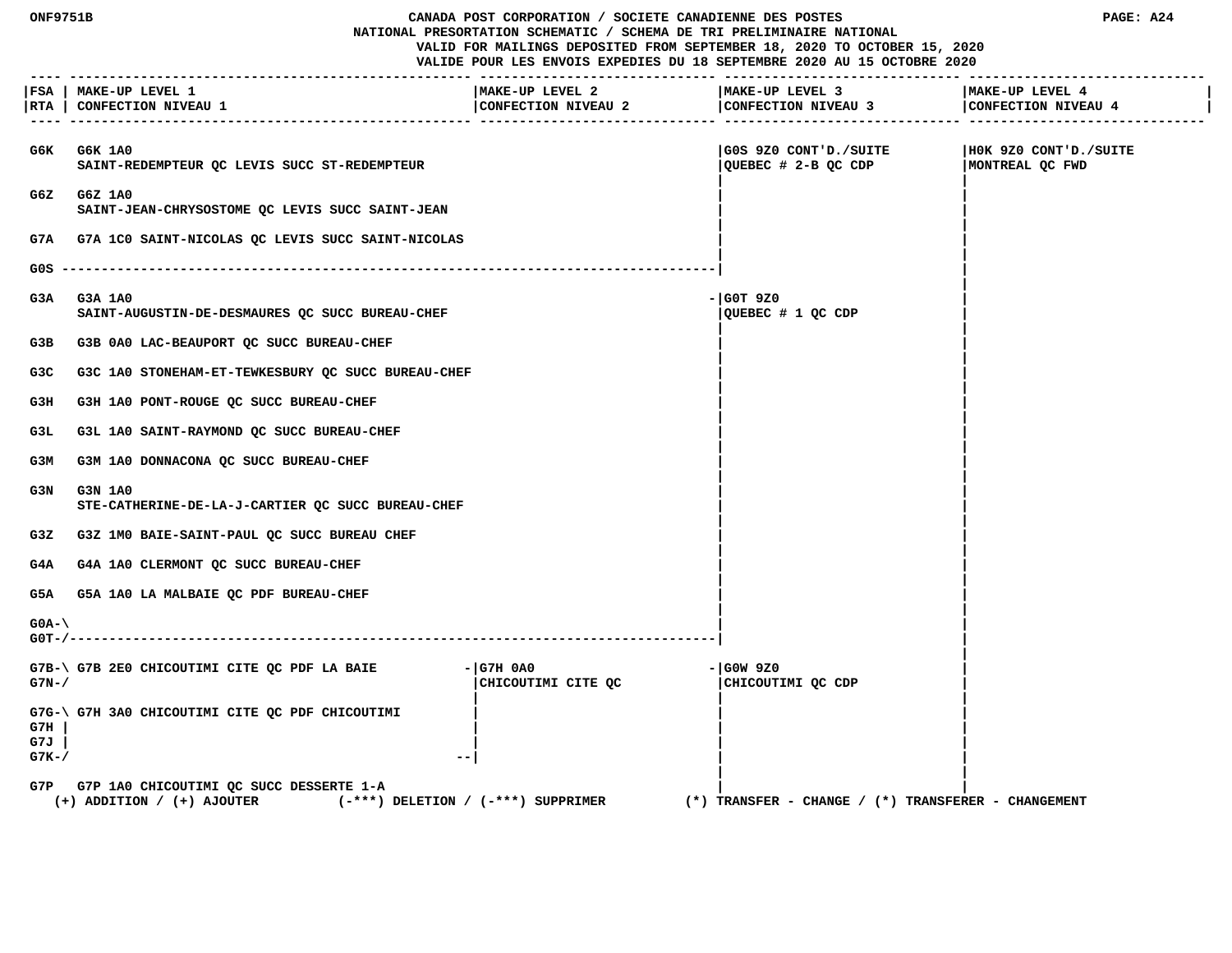# CANADA POST CORPORATION / SOCIETE CANADIENNE DES POSTES

## NATIONAL PRESORTATION SCHEMATIC / SCHEMA DE TRI PRELIMINAIRE NATIONAL

VALID FOR MAILINGS DEPOSITED FROM SEPTEMBER 18, 2020 TO OCTOBER 15, 2020
VALIDE POUR LES ENVOIS EXPEDIES DU 18 SEPTEMBRE 2020 AU 15 OCTOBRE 2020

| FSA / RTA | MAKE-UP LEVEL 1 / CONFECTION NIVEAU 1 | MAKE-UP LEVEL 2 / CONFECTION NIVEAU 2 | MAKE-UP LEVEL 3 / CONFECTION NIVEAU 3 | MAKE-UP LEVEL 4 / CONFECTION NIVEAU 4 |
|---|---|---|---|---|
| G6K | G6K 1A0 SAINT-REDEMPTEUR QC LEVIS SUCC ST-REDEMPTEUR | | G0S 9Z0 CONT'D./SUITE QUEBEC # 2-B QC CDP | H0K 9Z0 CONT'D./SUITE MONTREAL QC FWD |
| G6Z | G6Z 1A0 SAINT-JEAN-CHRYSOSTOME QC LEVIS SUCC SAINT-JEAN | | | |
| G7A | G7A 1C0 SAINT-NICOLAS QC LEVIS SUCC SAINT-NICOLAS | | | |
| G0S | | | | |
| G3A | G3A 1A0 SAINT-AUGUSTIN-DE-DESMAURES QC SUCC BUREAU-CHEF | | G0T 9Z0 QUEBEC # 1 QC CDP | |
| G3B | G3B 0A0 LAC-BEAUPORT QC SUCC BUREAU-CHEF | | | |
| G3C | G3C 1A0 STONEHAM-ET-TEWKESBURY QC SUCC BUREAU-CHEF | | | |
| G3H | G3H 1A0 PONT-ROUGE QC SUCC BUREAU-CHEF | | | |
| G3L | G3L 1A0 SAINT-RAYMOND QC SUCC BUREAU-CHEF | | | |
| G3M | G3M 1A0 DONNACONA QC SUCC BUREAU-CHEF | | | |
| G3N | G3N 1A0 STE-CATHERINE-DE-LA-J-CARTIER QC SUCC BUREAU-CHEF | | | |
| G3Z | G3Z 1M0 BAIE-SAINT-PAUL QC SUCC BUREAU CHEF | | | |
| G4A | G4A 1A0 CLERMONT QC SUCC BUREAU-CHEF | | | |
| G5A | G5A 1A0 LA MALBAIE QC PDF BUREAU-CHEF | | | |
| G0A-G0T | | | | |
| G7B-G7N | G7B 2E0 CHICOUTIMI CITE QC PDF LA BAIE | G7H 0A0 CHICOUTIMI CITE QC | G0W 9Z0 CHICOUTIMI QC CDP | |
| G7G, G7H, G7J, G7K | G7H 3A0 CHICOUTIMI CITE QC PDF CHICOUTIMI | | | |
| G7P | G7P 1A0 CHICOUTIMI QC SUCC DESSERTE 1-A | | | |

(+) ADDITION / (+) AJOUTER (-***) DELETION / (-***) SUPPRIMER (*) TRANSFER - CHANGE / (*) TRANSFERER - CHANGEMENT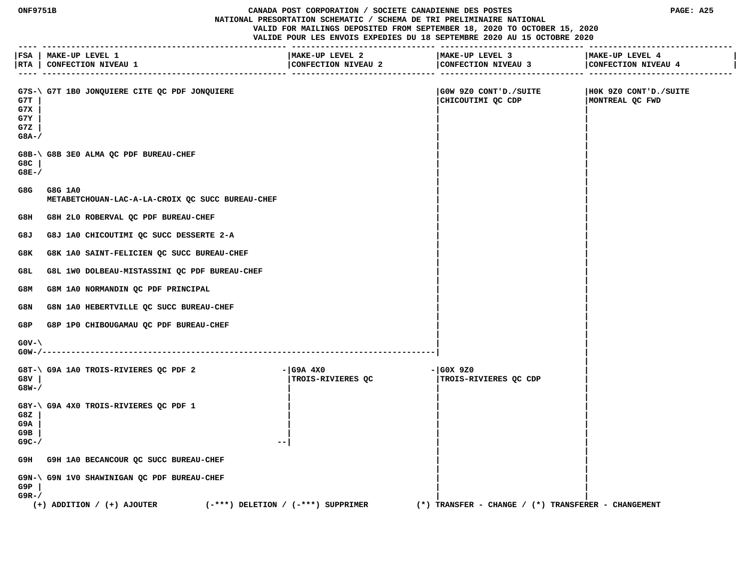# CANADA POST CORPORATION / SOCIETE CANADIENNE DES POSTES
## NATIONAL PRESORTATION SCHEMATIC / SCHEMA DE TRI PRELIMINAIRE NATIONAL

VALID FOR MAILINGS DEPOSITED FROM SEPTEMBER 18, 2020 TO OCTOBER 15, 2020
VALIDE POUR LES ENVOIS EXPEDIES DU 18 SEPTEMBRE 2020 AU 15 OCTOBRE 2020

| FSA / RTA | MAKE-UP LEVEL 1 / CONFECTION NIVEAU 1 | MAKE-UP LEVEL 2 / CONFECTION NIVEAU 2 | MAKE-UP LEVEL 3 / CONFECTION NIVEAU 3 | MAKE-UP LEVEL 4 / CONFECTION NIVEAU 4 |
|---|---|---|---|---|
| G7S, G7T, G7X, G7Y, G7Z, G8A | G7T 1B0 JONQUIERE CITE QC PDF JONQUIERE | | G0W 9Z0 CONT'D./SUITE CHICOUTIMI QC CDP | H0K 9Z0 CONT'D./SUITE MONTREAL QC FWD |
| G8B, G8C, G8E | G8B 3E0 ALMA QC PDF BUREAU-CHEF | | | |
| G8G | G8G 1A0 METABETCHOUAN-LAC-A-LA-CROIX QC SUCC BUREAU-CHEF | | | |
| G8H | G8H 2L0 ROBERVAL QC PDF BUREAU-CHEF | | | |
| G8J | G8J 1A0 CHICOUTIMI QC SUCC DESSERTE 2-A | | | |
| G8K | G8K 1A0 SAINT-FELICIEN QC SUCC BUREAU-CHEF | | | |
| G8L | G8L 1W0 DOLBEAU-MISTASSINI QC PDF BUREAU-CHEF | | | |
| G8M | G8M 1A0 NORMANDIN QC PDF PRINCIPAL | | | |
| G8N | G8N 1A0 HEBERTVILLE QC SUCC BUREAU-CHEF | | | |
| G8P | G8P 1P0 CHIBOUGAMAU QC PDF BUREAU-CHEF | | | |
| G0V, G0W | | | | |
| G8T, G8V, G8W | G9A 1A0 TROIS-RIVIERES QC PDF 2 | G9A 4X0 TROIS-RIVIERES QC | G0X 9Z0 TROIS-RIVIERES QC CDP | |
| G8Y, G8Z, G9A, G9B, G9C | G9A 4X0 TROIS-RIVIERES QC PDF 1 | | | |
| G9H | G9H 1A0 BECANCOUR QC SUCC BUREAU-CHEF | | | |
| G9N, G9P, G9R | G9N 1V0 SHAWINIGAN QC PDF BUREAU-CHEF | | | |

(+) ADDITION / (+) AJOUTER (-***) DELETION / (-***) SUPPRIMER (*) TRANSFER - CHANGE / (*) TRANSFERER - CHANGEMENT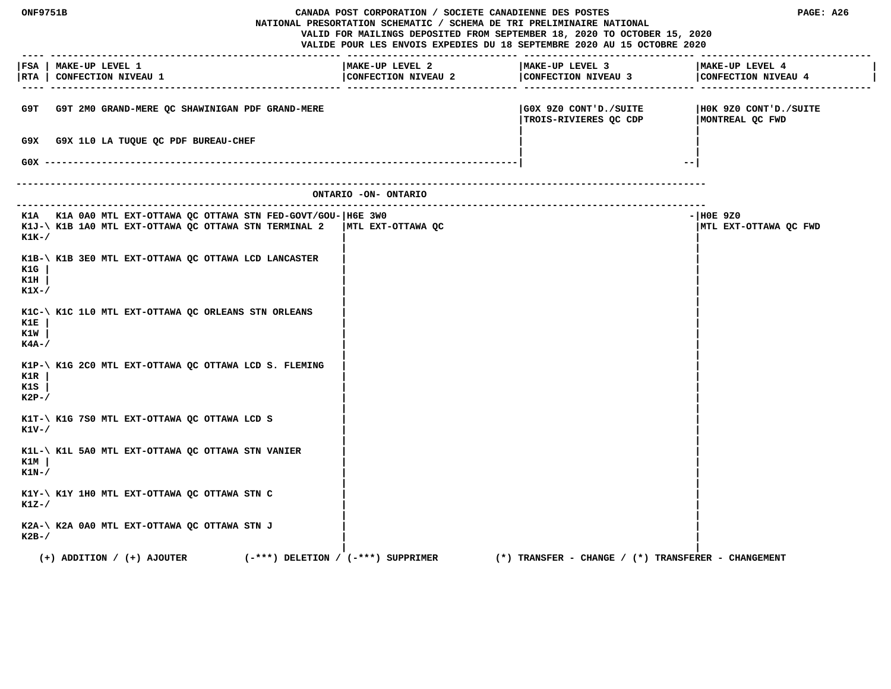ONF9751B

CANADA POST CORPORATION / SOCIETE CANADIENNE DES POSTES
NATIONAL PRESORTATION SCHEMATIC / SCHEMA DE TRI PRELIMINAIRE NATIONAL
VALID FOR MAILINGS DEPOSITED FROM SEPTEMBER 18, 2020 TO OCTOBER 15, 2020
VALIDE POUR LES ENVOIS EXPEDIES DU 18 SEPTEMBRE 2020 AU 15 OCTOBRE 2020

PAGE: A26

| FSA / RTA | MAKE-UP LEVEL 1 / CONFECTION NIVEAU 1 | MAKE-UP LEVEL 2 / CONFECTION NIVEAU 2 | MAKE-UP LEVEL 3 / CONFECTION NIVEAU 3 | MAKE-UP LEVEL 4 / CONFECTION NIVEAU 4 |
|---|---|---|---|---|
| G9T | G9T 2M0 GRAND-MERE QC SHAWINIGAN PDF GRAND-MERE | | G0X 9Z0 CONT'D./SUITE TROIS-RIVIERES QC CDP | H0K 9Z0 CONT'D./SUITE MONTREAL QC FWD |
| G9X | G9X 1L0 LA TUQUE QC PDF BUREAU-CHEF | | | |
| G0X | ---------------------------------------- | | -- | |

## ONTARIO -ON- ONTARIO

| FSA / RTA | MAKE-UP LEVEL 1 / CONFECTION NIVEAU 1 | MAKE-UP LEVEL 2 / CONFECTION NIVEAU 2 | MAKE-UP LEVEL 3 / CONFECTION NIVEAU 3 | MAKE-UP LEVEL 4 / CONFECTION NIVEAU 4 |
|---|---|---|---|---|
| K1A | K1A 0A0 MTL EXT-OTTAWA QC OTTAWA STN FED-GOVT/GOU- | H6E 3W0 MTL EXT-OTTAWA QC | - | H0E 9Z0 MTL EXT-OTTAWA QC FWD |
| K1J, K1K | K1B 1A0 MTL EXT-OTTAWA QC OTTAWA STN TERMINAL 2 | | | |
| K1B, K1G, K1H, K1X | K1B 3E0 MTL EXT-OTTAWA QC OTTAWA LCD LANCASTER | | | |
| K1C, K1E, K1W, K4A | K1C 1L0 MTL EXT-OTTAWA QC ORLEANS STN ORLEANS | | | |
| K1P, K1R, K1S, K2P | K1G 2C0 MTL EXT-OTTAWA QC OTTAWA LCD S. FLEMING | | | |
| K1T, K1V | K1G 7S0 MTL EXT-OTTAWA QC OTTAWA LCD S | | | |
| K1L, K1M, K1N | K1L 5A0 MTL EXT-OTTAWA QC OTTAWA STN VANIER | | | |
| K1Y, K1Z | K1Y 1H0 MTL EXT-OTTAWA QC OTTAWA STN C | | | |
| K2A, K2B | K2A 0A0 MTL EXT-OTTAWA QC OTTAWA STN J | | | |

(+) ADDITION / (+) AJOUTER (-***) DELETION / (-***) SUPPRIMER (*) TRANSFER - CHANGE / (*) TRANSFERER - CHANGEMENT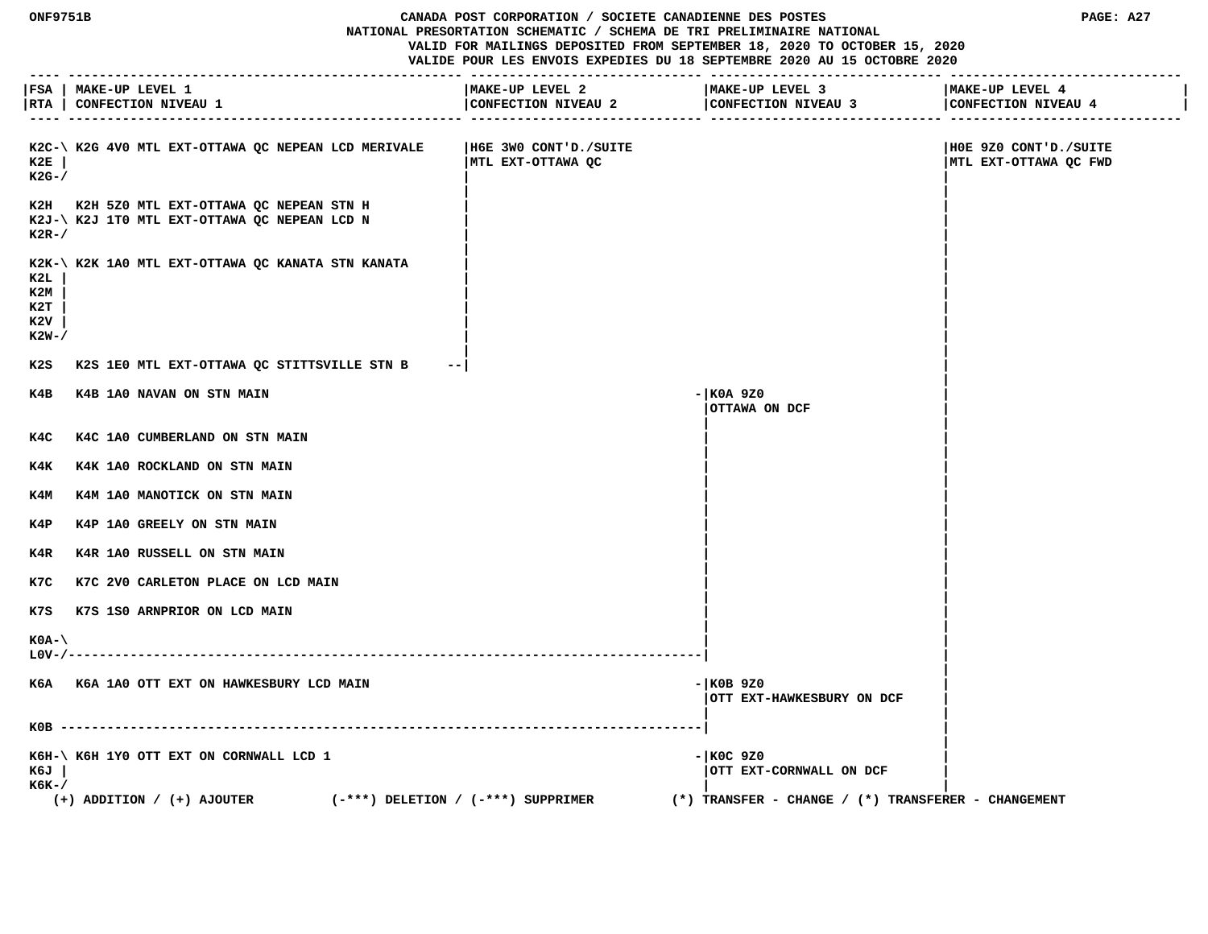CANADA POST CORPORATION / SOCIETE CANADIENNE DES POSTES
NATIONAL PRESORTATION SCHEMATIC / SCHEMA DE TRI PRELIMINAIRE NATIONAL
VALID FOR MAILINGS DEPOSITED FROM SEPTEMBER 18, 2020 TO OCTOBER 15, 2020
VALIDE POUR LES ENVOIS EXPEDIES DU 18 SEPTEMBRE 2020 AU 15 OCTOBRE 2020

| FSA / RTA | MAKE-UP LEVEL 1 / CONFECTION NIVEAU 1 | MAKE-UP LEVEL 2 / CONFECTION NIVEAU 2 | MAKE-UP LEVEL 3 / CONFECTION NIVEAU 3 | MAKE-UP LEVEL 4 / CONFECTION NIVEAU 4 |
|---|---|---|---|---|
| K2C, K2E, K2G | K2G 4V0 MTL EXT-OTTAWA QC NEPEAN LCD MERIVALE | H6E 3W0 CONT'D./SUITE MTL EXT-OTTAWA QC | | H0E 9Z0 CONT'D./SUITE MTL EXT-OTTAWA QC FWD |
| K2H | K2H 5Z0 MTL EXT-OTTAWA QC NEPEAN STN H | | | |
| K2J, K2R | K2J 1T0 MTL EXT-OTTAWA QC NEPEAN LCD N | | | |
| K2K, K2L, K2M, K2T, K2V, K2W | K2K 1A0 MTL EXT-OTTAWA QC KANATA STN KANATA | | | |
| K2S | K2S 1E0 MTL EXT-OTTAWA QC STITTSVILLE STN B | | | |
| K4B | K4B 1A0 NAVAN ON STN MAIN | | K0A 9Z0 OTTAWA ON DCF | |
| K4C | K4C 1A0 CUMBERLAND ON STN MAIN | | | |
| K4K | K4K 1A0 ROCKLAND ON STN MAIN | | | |
| K4M | K4M 1A0 MANOTICK ON STN MAIN | | | |
| K4P | K4P 1A0 GREELY ON STN MAIN | | | |
| K4R | K4R 1A0 RUSSELL ON STN MAIN | | | |
| K7C | K7C 2V0 CARLETON PLACE ON LCD MAIN | | | |
| K7S | K7S 1S0 ARNPRIOR ON LCD MAIN | | | |
| K0A-L0V | | | | |
| K6A | K6A 1A0 OTT EXT ON HAWKESBURY LCD MAIN | | K0B 9Z0 OTT EXT-HAWKESBURY ON DCF | |
| K0B | | | | |
| K6H, K6J, K6K | K6H 1Y0 OTT EXT ON CORNWALL LCD 1 | | K0C 9Z0 OTT EXT-CORNWALL ON DCF | |

(+) ADDITION / (+) AJOUTER (-***) DELETION / (-***) SUPPRIMER (*) TRANSFER - CHANGE / (*) TRANSFERER - CHANGEMENT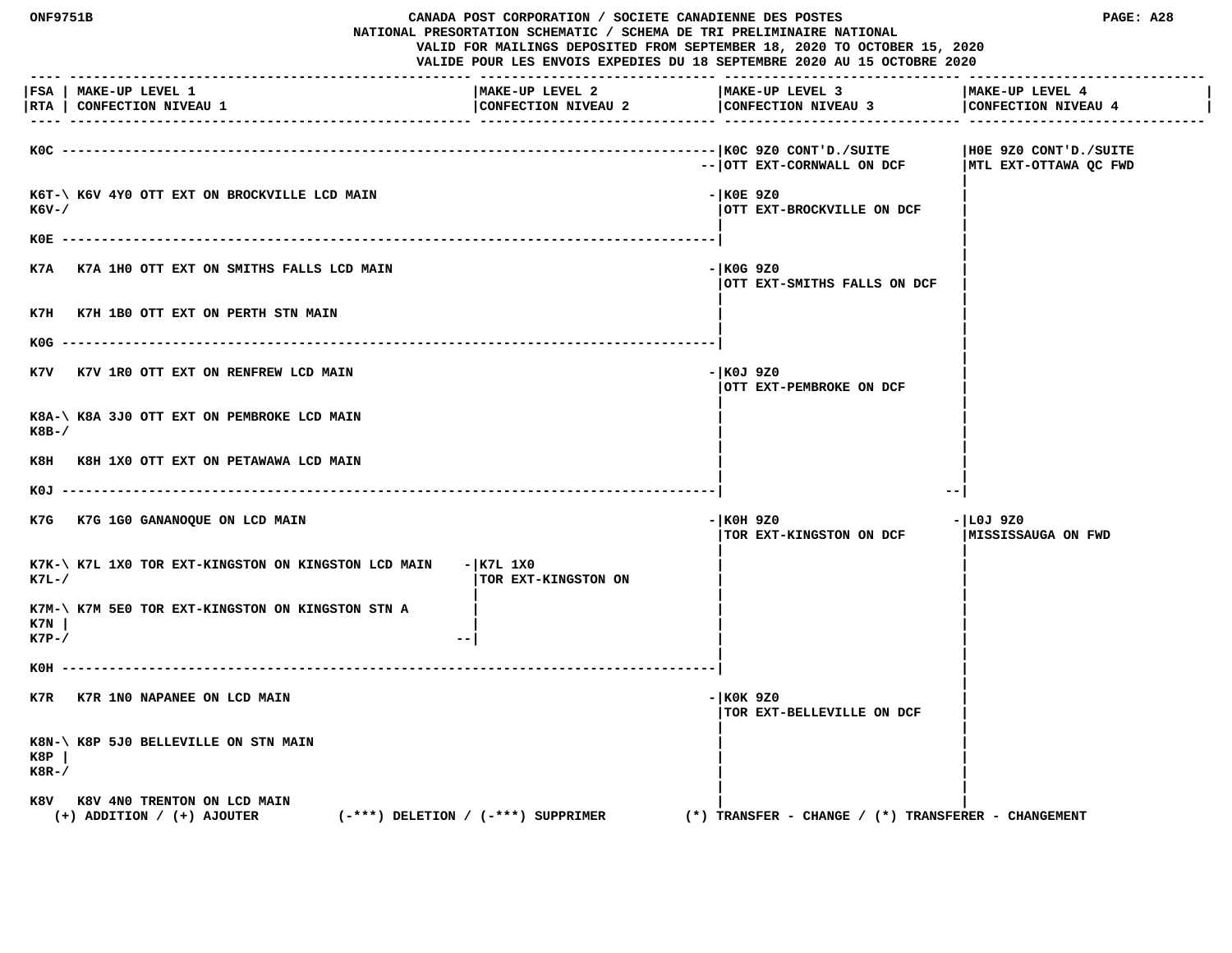# CANADA POST CORPORATION / SOCIETE CANADIENNE DES POSTES

## NATIONAL PRESORTATION SCHEMATIC / SCHEMA DE TRI PRELIMINAIRE NATIONAL

VALID FOR MAILINGS DEPOSITED FROM SEPTEMBER 18, 2020 TO OCTOBER 15, 2020
VALIDE POUR LES ENVOIS EXPEDIES DU 18 SEPTEMBRE 2020 AU 15 OCTOBRE 2020

| FSA / RTA | MAKE-UP LEVEL 1 / CONFECTION NIVEAU 1 | MAKE-UP LEVEL 2 / CONFECTION NIVEAU 2 | MAKE-UP LEVEL 3 / CONFECTION NIVEAU 3 | MAKE-UP LEVEL 4 / CONFECTION NIVEAU 4 |
|---|---|---|---|---|
| K0C | | | K0C 9Z0 CONT'D./SUITE OTT EXT-CORNWALL ON DCF | H0E 9Z0 CONT'D./SUITE MTL EXT-OTTAWA QC FWD |
| K6T, K6V | K6V 4Y0 OTT EXT ON BROCKVILLE LCD MAIN | | K0E 9Z0 OTT EXT-BROCKVILLE ON DCF | |
| K0E | | | | |
| K7A | K7A 1H0 OTT EXT ON SMITHS FALLS LCD MAIN | | K0G 9Z0 OTT EXT-SMITHS FALLS ON DCF | |
| K7H | K7H 1B0 OTT EXT ON PERTH STN MAIN | | | |
| K0G | | | | |
| K7V | K7V 1R0 OTT EXT ON RENFREW LCD MAIN | | K0J 9Z0 OTT EXT-PEMBROKE ON DCF | |
| K8A, K8B | K8A 3J0 OTT EXT ON PEMBROKE LCD MAIN | | | |
| K8H | K8H 1X0 OTT EXT ON PETAWAWA LCD MAIN | | | |
| K0J | | | | |
| K7G | K7G 1G0 GANANOQUE ON LCD MAIN | | K0H 9Z0 TOR EXT-KINGSTON ON DCF | L0J 9Z0 MISSISSAUGA ON FWD |
| K7K, K7L | K7L 1X0 TOR EXT-KINGSTON ON KINGSTON LCD MAIN | K7L 1X0 TOR EXT-KINGSTON ON | | |
| K7M, K7N, K7P | K7M 5E0 TOR EXT-KINGSTON ON KINGSTON STN A | | | |
| K0H | | | | |
| K7R | K7R 1N0 NAPANEE ON LCD MAIN | | K0K 9Z0 TOR EXT-BELLEVILLE ON DCF | |
| K8N, K8P, K8R | K8P 5J0 BELLEVILLE ON STN MAIN | | | |
| K8V | K8V 4N0 TRENTON ON LCD MAIN | | | |

(+) ADDITION / (+) AJOUTER (-***) DELETION / (-***) SUPPRIMER (*) TRANSFER - CHANGE / (*) TRANSFERER - CHANGEMENT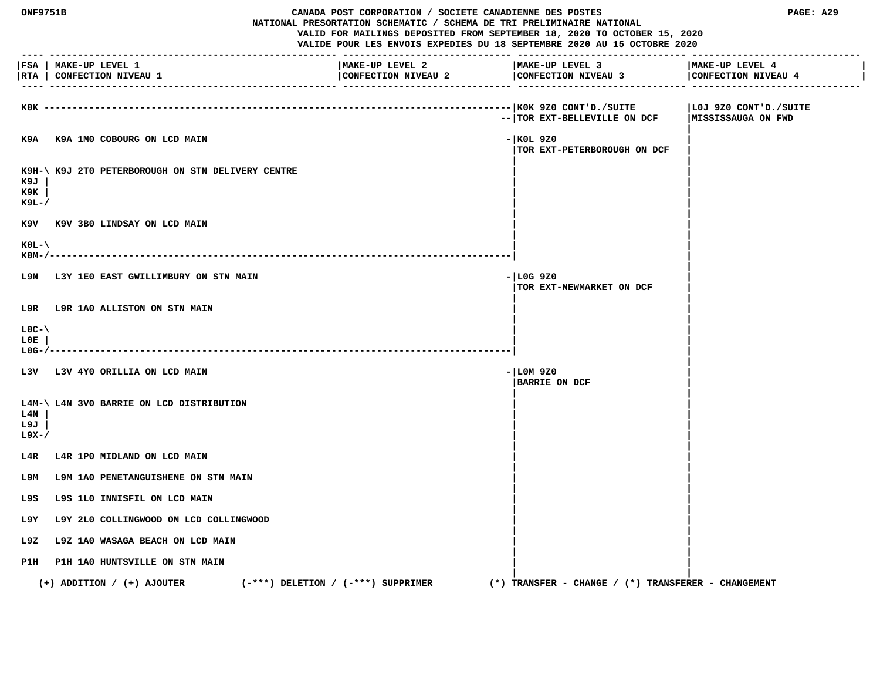# CANADA POST CORPORATION / SOCIETE CANADIENNE DES POSTES

## NATIONAL PRESORTATION SCHEMATIC / SCHEMA DE TRI PRELIMINAIRE NATIONAL

VALID FOR MAILINGS DEPOSITED FROM SEPTEMBER 18, 2020 TO OCTOBER 15, 2020
VALIDE POUR LES ENVOIS EXPEDIES DU 18 SEPTEMBRE 2020 AU 15 OCTOBRE 2020

| FSA / RTA | MAKE-UP LEVEL 1 / CONFECTION NIVEAU 1 | MAKE-UP LEVEL 2 / CONFECTION NIVEAU 2 | MAKE-UP LEVEL 3 / CONFECTION NIVEAU 3 | MAKE-UP LEVEL 4 / CONFECTION NIVEAU 4 |
|---|---|---|---|---|
| K0K | | | K0K 9Z0 CONT'D./SUITE TOR EXT-BELLEVILLE ON DCF | L0J 9Z0 CONT'D./SUITE MISSISSAUGA ON FWD |
| K9A | K9A 1M0 COBOURG ON LCD MAIN | | K0L 9Z0 TOR EXT-PETERBOROUGH ON DCF | |
| K9H, K9J, K9K, K9L | K9J 2T0 PETERBOROUGH ON STN DELIVERY CENTRE | | | |
| K9V | K9V 3B0 LINDSAY ON LCD MAIN | | | |
| K0L, K0M | | | | |
| L9N | L3Y 1E0 EAST GWILLIMBURY ON STN MAIN | | L0G 9Z0 TOR EXT-NEWMARKET ON DCF | |
| L9R | L9R 1A0 ALLISTON ON STN MAIN | | | |
| L0C, L0E, L0G | | | | |
| L3V | L3V 4Y0 ORILLIA ON LCD MAIN | | L0M 9Z0 BARRIE ON DCF | |
| L4M, L4N, L9J, L9X | L4N 3V0 BARRIE ON LCD DISTRIBUTION | | | |
| L4R | L4R 1P0 MIDLAND ON LCD MAIN | | | |
| L9M | L9M 1A0 PENETANGUISHENE ON STN MAIN | | | |
| L9S | L9S 1L0 INNISFIL ON LCD MAIN | | | |
| L9Y | L9Y 2L0 COLLINGWOOD ON LCD COLLINGWOOD | | | |
| L9Z | L9Z 1A0 WASAGA BEACH ON LCD MAIN | | | |
| P1H | P1H 1A0 HUNTSVILLE ON STN MAIN | | | |

(+) ADDITION / (+) AJOUTER (-***) DELETION / (-***) SUPPRIMER (*) TRANSFER - CHANGE / (*) TRANSFERER - CHANGEMENT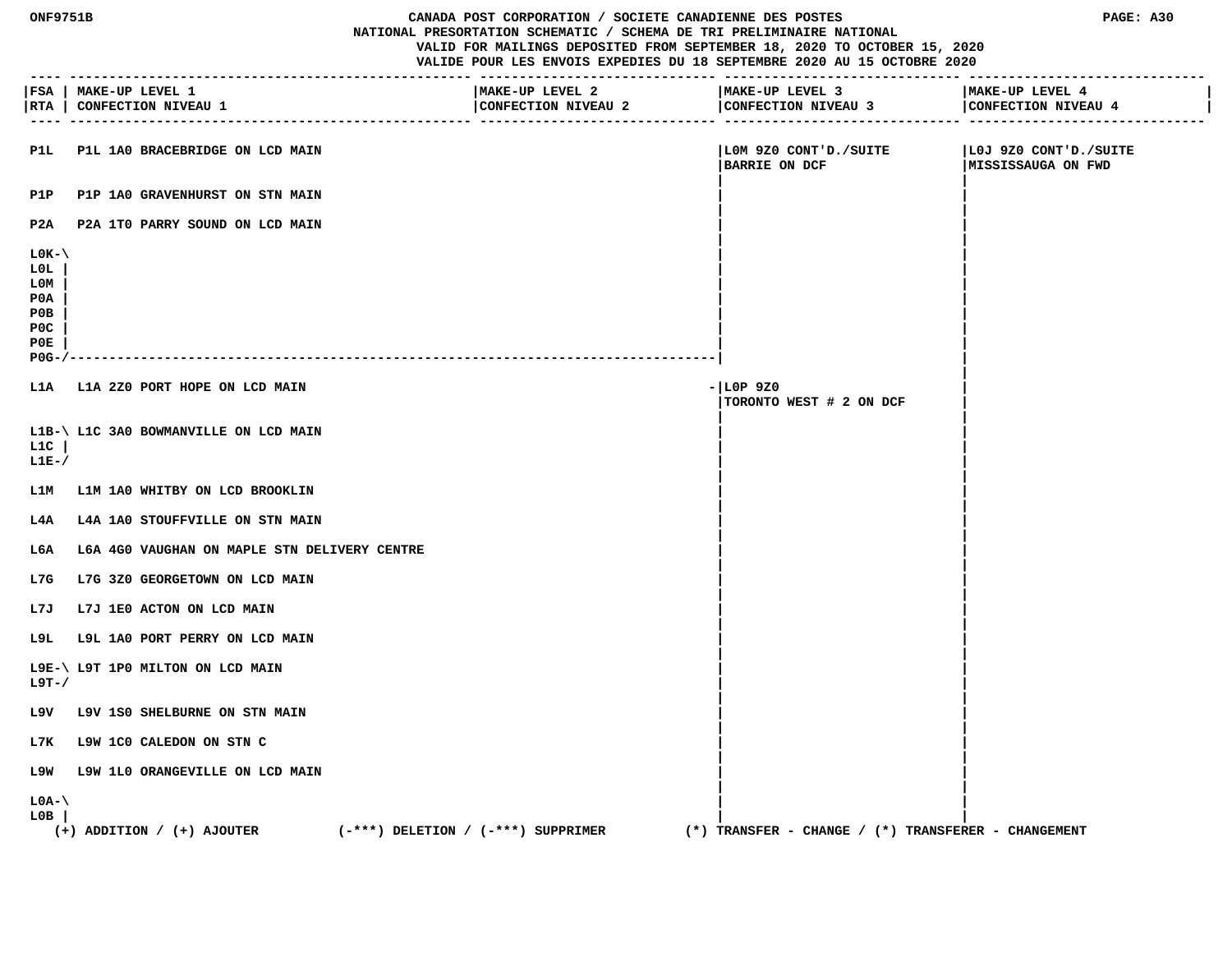CANADA POST CORPORATION / SOCIETE CANADIENNE DES POSTES
NATIONAL PRESORTATION SCHEMATIC / SCHEMA DE TRI PRELIMINAIRE NATIONAL
VALID FOR MAILINGS DEPOSITED FROM SEPTEMBER 18, 2020 TO OCTOBER 15, 2020
VALIDE POUR LES ENVOIS EXPEDIES DU 18 SEPTEMBRE 2020 AU 15 OCTOBRE 2020

| FSA / RTA | MAKE-UP LEVEL 1 / CONFECTION NIVEAU 1 | MAKE-UP LEVEL 2 / CONFECTION NIVEAU 2 | MAKE-UP LEVEL 3 / CONFECTION NIVEAU 3 | MAKE-UP LEVEL 4 / CONFECTION NIVEAU 4 |
|---|---|---|---|---|
| P1L | P1L 1A0 BRACEBRIDGE ON LCD MAIN | | L0M 9Z0 CONT'D./SUITE BARRIE ON DCF | L0J 9Z0 CONT'D./SUITE MISSISSAUGA ON FWD |
| P1P | P1P 1A0 GRAVENHURST ON STN MAIN | | | |
| P2A | P2A 1T0 PARRY SOUND ON LCD MAIN | | | |
| L0K, L0L, L0M, P0A, P0B, P0C, P0E, P0G | | | | |
| L1A | L1A 2Z0 PORT HOPE ON LCD MAIN | | L0P 9Z0 TORONTO WEST # 2 ON DCF | |
| L1B, L1C, L1E | L1C 3A0 BOWMANVILLE ON LCD MAIN | | | |
| L1M | L1M 1A0 WHITBY ON LCD BROOKLIN | | | |
| L4A | L4A 1A0 STOUFFVILLE ON STN MAIN | | | |
| L6A | L6A 4G0 VAUGHAN ON MAPLE STN DELIVERY CENTRE | | | |
| L7G | L7G 3Z0 GEORGETOWN ON LCD MAIN | | | |
| L7J | L7J 1E0 ACTON ON LCD MAIN | | | |
| L9L | L9L 1A0 PORT PERRY ON LCD MAIN | | | |
| L9E, L9T | L9T 1P0 MILTON ON LCD MAIN | | | |
| L9V | L9V 1S0 SHELBURNE ON STN MAIN | | | |
| L7K | L9W 1C0 CALEDON ON STN C | | | |
| L9W | L9W 1L0 ORANGEVILLE ON LCD MAIN | | | |
| L0A, L0B | | | | |

(+) ADDITION / (+) AJOUTER (-***) DELETION / (-***) SUPPRIMER (*) TRANSFER - CHANGE / (*) TRANSFERER - CHANGEMENT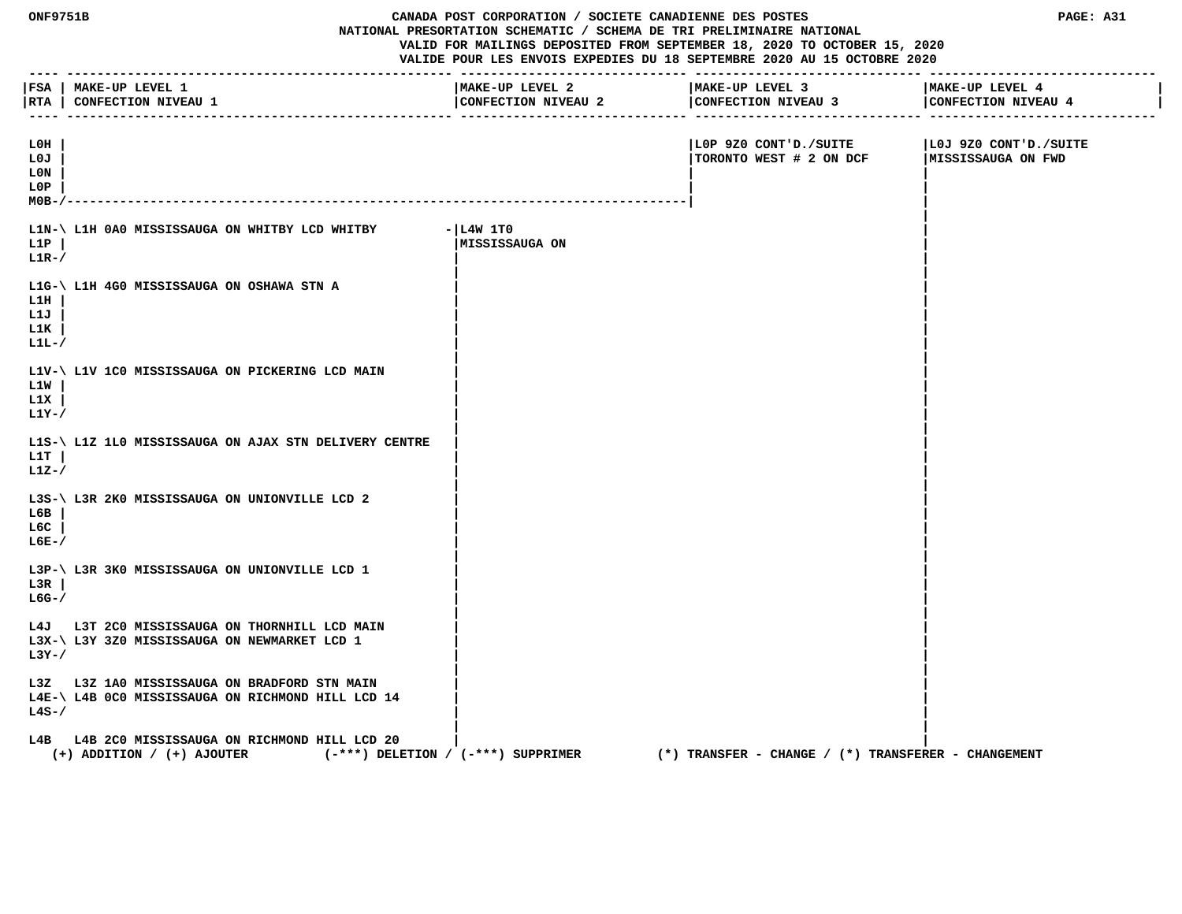CANADA POST CORPORATION / SOCIETE CANADIENNE DES POSTES
NATIONAL PRESORTATION SCHEMATIC / SCHEMA DE TRI PRELIMINAIRE NATIONAL
VALID FOR MAILINGS DEPOSITED FROM SEPTEMBER 18, 2020 TO OCTOBER 15, 2020
VALIDE POUR LES ENVOIS EXPEDIES DU 18 SEPTEMBRE 2020 AU 15 OCTOBRE 2020

| FSA / RTA | MAKE-UP LEVEL 1 / CONFECTION NIVEAU 1 | MAKE-UP LEVEL 2 / CONFECTION NIVEAU 2 | MAKE-UP LEVEL 3 / CONFECTION NIVEAU 3 | MAKE-UP LEVEL 4 / CONFECTION NIVEAU 4 |
|---|---|---|---|---|
| L0H, L0J, L0N, L0P, M0B | | | L0P 9Z0 CONT'D./SUITE TORONTO WEST # 2 ON DCF | L0J 9Z0 CONT'D./SUITE MISSISSAUGA ON FWD |
| L1N, L1P, L1R | L1H 0A0 MISSISSAUGA ON WHITBY LCD WHITBY | L4W 1T0 MISSISSAUGA ON | | |
| L1G, L1H, L1J, L1K, L1L | L1H 4G0 MISSISSAUGA ON OSHAWA STN A | | | |
| L1V, L1W, L1X, L1Y | L1V 1C0 MISSISSAUGA ON PICKERING LCD MAIN | | | |
| L1S, L1T, L1Z | L1Z 1L0 MISSISSAUGA ON AJAX STN DELIVERY CENTRE | | | |
| L3S, L6B, L6C, L6E | L3R 2K0 MISSISSAUGA ON UNIONVILLE LCD 2 | | | |
| L3P, L3R, L6G | L3R 3K0 MISSISSAUGA ON UNIONVILLE LCD 1 | | | |
| L4J | L3T 2C0 MISSISSAUGA ON THORNHILL LCD MAIN | | | |
| L3X, L3Y | L3Y 3Z0 MISSISSAUGA ON NEWMARKET LCD 1 | | | |
| L3Z | L3Z 1A0 MISSISSAUGA ON BRADFORD STN MAIN | | | |
| L4E, L4S | L4B 0C0 MISSISSAUGA ON RICHMOND HILL LCD 14 | | | |
| L4B | L4B 2C0 MISSISSAUGA ON RICHMOND HILL LCD 20 | | | |

(+) ADDITION / (+) AJOUTER (-***) DELETION / (-***) SUPPRIMER (*) TRANSFER - CHANGE / (*) TRANSFERER - CHANGEMENT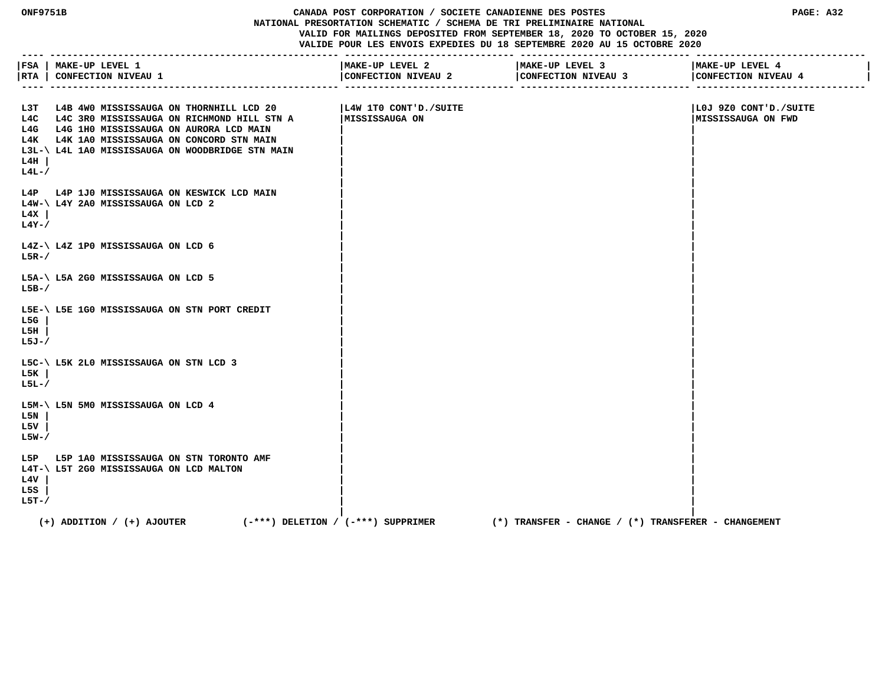# CANADA POST CORPORATION / SOCIETE CANADIENNE DES POSTES
## NATIONAL PRESORTATION SCHEMATIC / SCHEMA DE TRI PRELIMINAIRE NATIONAL

VALID FOR MAILINGS DEPOSITED FROM SEPTEMBER 18, 2020 TO OCTOBER 15, 2020
VALIDE POUR LES ENVOIS EXPEDIES DU 18 SEPTEMBRE 2020 AU 15 OCTOBRE 2020

| FSA / RTA | MAKE-UP LEVEL 1 / CONFECTION NIVEAU 1 | MAKE-UP LEVEL 2 / CONFECTION NIVEAU 2 | MAKE-UP LEVEL 3 / CONFECTION NIVEAU 3 | MAKE-UP LEVEL 4 / CONFECTION NIVEAU 4 |
|---|---|---|---|---|
| L3T | L4B 4W0 MISSISSAUGA ON THORNHILL LCD 20 | L4W 1T0 CONT'D./SUITE MISSISSAUGA ON | | L0J 9Z0 CONT'D./SUITE MISSISSAUGA ON FWD |
| L4C | L4C 3R0 MISSISSAUGA ON RICHMOND HILL STN A | | | |
| L4G | L4G 1H0 MISSISSAUGA ON AURORA LCD MAIN | | | |
| L4K | L4K 1A0 MISSISSAUGA ON CONCORD STN MAIN | | | |
| L3L, L4H, L4L | L4L 1A0 MISSISSAUGA ON WOODBRIDGE STN MAIN | | | |
| L4P | L4P 1J0 MISSISSAUGA ON KESWICK LCD MAIN | | | |
| L4W, L4X, L4Y | L4Y 2A0 MISSISSAUGA ON LCD 2 | | | |
| L4Z, L5R | L4Z 1P0 MISSISSAUGA ON LCD 6 | | | |
| L5A, L5B | L5A 2G0 MISSISSAUGA ON LCD 5 | | | |
| L5E, L5G, L5H, L5J | L5E 1G0 MISSISSAUGA ON STN PORT CREDIT | | | |
| L5C, L5K, L5L | L5K 2L0 MISSISSAUGA ON STN LCD 3 | | | |
| L5M, L5N, L5V, L5W | L5N 5M0 MISSISSAUGA ON LCD 4 | | | |
| L5P | L5P 1A0 MISSISSAUGA ON STN TORONTO AMF | | | |
| L4T, L4V, L5S, L5T | L5T 2G0 MISSISSAUGA ON LCD MALTON | | | |

(+) ADDITION / (+) AJOUTER (-***) DELETION / (-***) SUPPRIMER (*) TRANSFER - CHANGE / (*) TRANSFERER - CHANGEMENT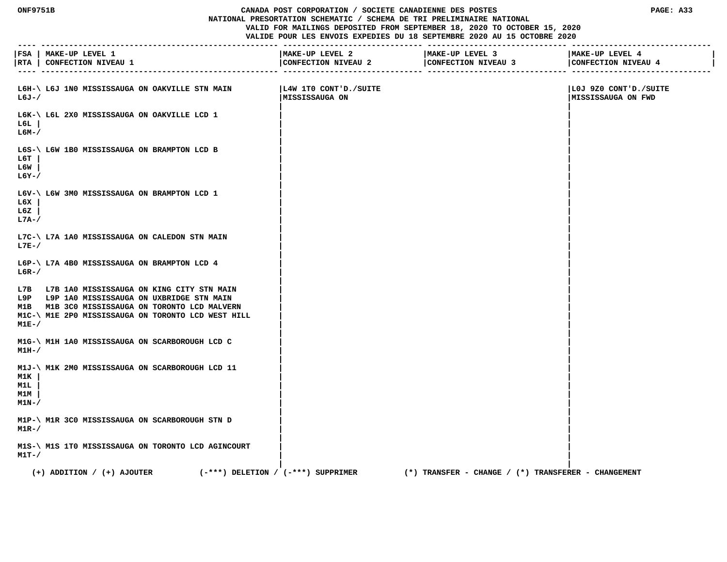ONF9751B

CANADA POST CORPORATION / SOCIETE CANADIENNE DES POSTES
NATIONAL PRESORTATION SCHEMATIC / SCHEMA DE TRI PRELIMINAIRE NATIONAL
VALID FOR MAILINGS DEPOSITED FROM SEPTEMBER 18, 2020 TO OCTOBER 15, 2020
VALIDE POUR LES ENVOIS EXPEDIES DU 18 SEPTEMBRE 2020 AU 15 OCTOBRE 2020

PAGE: A33

| FSA / RTA | MAKE-UP LEVEL 1 / CONFECTION NIVEAU 1 | MAKE-UP LEVEL 2 / CONFECTION NIVEAU 2 | MAKE-UP LEVEL 3 / CONFECTION NIVEAU 3 | MAKE-UP LEVEL 4 / CONFECTION NIVEAU 4 |
|---|---|---|---|---|
| L6H-\ L6J-/ | L6J 1N0 MISSISSAUGA ON OAKVILLE STN MAIN | L4W 1T0 CONT'D./SUITE MISSISSAUGA ON | | L0J 9Z0 CONT'D./SUITE MISSISSAUGA ON FWD |
| L6K-\ L6L \| L6M-/ | L6L 2X0 MISSISSAUGA ON OAKVILLE LCD 1 | | | |
| L6S-\ L6T \| L6W \| L6Y-/ | L6W 1B0 MISSISSAUGA ON BRAMPTON LCD B | | | |
| L6V-\ L6X \| L6Z \| L7A-/ | L6W 3M0 MISSISSAUGA ON BRAMPTON LCD 1 | | | |
| L7C-\ L7E-/ | L7A 1A0 MISSISSAUGA ON CALEDON STN MAIN | | | |
| L6P-\ L6R-/ | L7A 4B0 MISSISSAUGA ON BRAMPTON LCD 4 | | | |
| L7B | L7B 1A0 MISSISSAUGA ON KING CITY STN MAIN | | | |
| L9P | L9P 1A0 MISSISSAUGA ON UXBRIDGE STN MAIN | | | |
| M1B | M1B 3C0 MISSISSAUGA ON TORONTO LCD MALVERN | | | |
| M1C-\ M1E-/ | M1E 2P0 MISSISSAUGA ON TORONTO LCD WEST HILL | | | |
| M1G-\ M1H-/ | M1H 1A0 MISSISSAUGA ON SCARBOROUGH LCD C | | | |
| M1J-\ M1K \| M1L \| M1M \| M1N-/ | M1K 2M0 MISSISSAUGA ON SCARBOROUGH LCD 11 | | | |
| M1P-\ M1R-/ | M1R 3C0 MISSISSAUGA ON SCARBOROUGH STN D | | | |
| M1S-\ M1T-/ | M1S 1T0 MISSISSAUGA ON TORONTO LCD AGINCOURT | | | |

(+) ADDITION / (+) AJOUTER (-***) DELETION / (-***) SUPPRIMER (*) TRANSFER - CHANGE / (*) TRANSFERER - CHANGEMENT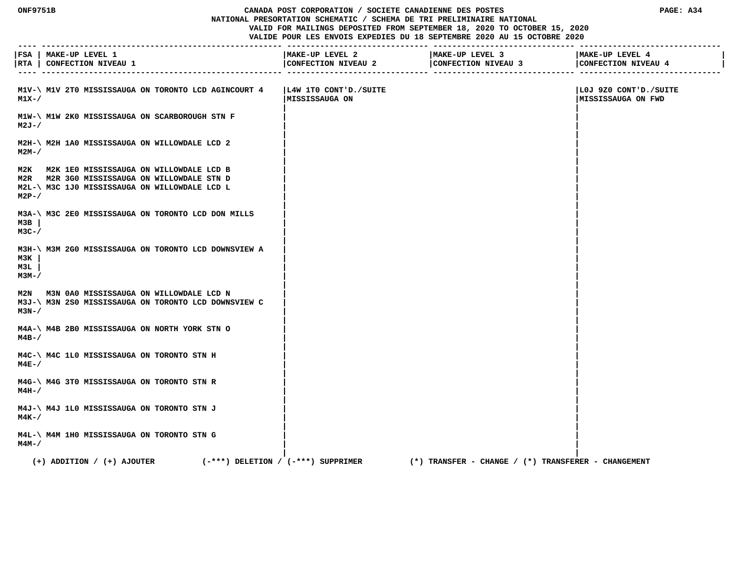CANADA POST CORPORATION / SOCIETE CANADIENNE DES POSTES
NATIONAL PRESORTATION SCHEMATIC / SCHEMA DE TRI PRELIMINAIRE NATIONAL
VALID FOR MAILINGS DEPOSITED FROM SEPTEMBER 18, 2020 TO OCTOBER 15, 2020
VALIDE POUR LES ENVOIS EXPEDIES DU 18 SEPTEMBRE 2020 AU 15 OCTOBRE 2020

| FSA / RTA | MAKE-UP LEVEL 1 / CONFECTION NIVEAU 1 | MAKE-UP LEVEL 2 / CONFECTION NIVEAU 2 | MAKE-UP LEVEL 3 / CONFECTION NIVEAU 3 | MAKE-UP LEVEL 4 / CONFECTION NIVEAU 4 |
|---|---|---|---|---|
| M1V-\ M1X-/ | M1V 2T0 MISSISSAUGA ON TORONTO LCD AGINCOURT 4 | L4W 1T0 CONT'D./SUITE MISSISSAUGA ON | | L0J 9Z0 CONT'D./SUITE MISSISSAUGA ON FWD |
| M1W-\ M2J-/ | M1W 2K0 MISSISSAUGA ON SCARBOROUGH STN F | | | |
| M2H-\ M2M-/ | M2H 1A0 MISSISSAUGA ON WILLOWDALE LCD 2 | | | |
| M2K | M2K 1E0 MISSISSAUGA ON WILLOWDALE LCD B | | | |
| M2R | M2R 3G0 MISSISSAUGA ON WILLOWDALE STN D | | | |
| M2L-\ M2P-/ | M3C 1J0 MISSISSAUGA ON WILLOWDALE LCD L | | | |
| M3A-\ M3B \| M3C-/ | M3C 2E0 MISSISSAUGA ON TORONTO LCD DON MILLS | | | |
| M3H-\ M3K \| M3L \| M3M-/ | M3M 2G0 MISSISSAUGA ON TORONTO LCD DOWNSVIEW A | | | |
| M2N | M3N 0A0 MISSISSAUGA ON WILLOWDALE LCD N | | | |
| M3J-\ M3N-/ | M3N 2S0 MISSISSAUGA ON TORONTO LCD DOWNSVIEW C | | | |
| M4A-\ M4B-/ | M4B 2B0 MISSISSAUGA ON NORTH YORK STN O | | | |
| M4C-\ M4E-/ | M4C 1L0 MISSISSAUGA ON TORONTO STN H | | | |
| M4G-\ M4H-/ | M4G 3T0 MISSISSAUGA ON TORONTO STN R | | | |
| M4J-\ M4K-/ | M4J 1L0 MISSISSAUGA ON TORONTO STN J | | | |
| M4L-\ M4M-/ | M4M 1H0 MISSISSAUGA ON TORONTO STN G | | | |

(+) ADDITION / (+) AJOUTER (-***) DELETION / (-***) SUPPRIMER (*) TRANSFER - CHANGE / (*) TRANSFERER - CHANGEMENT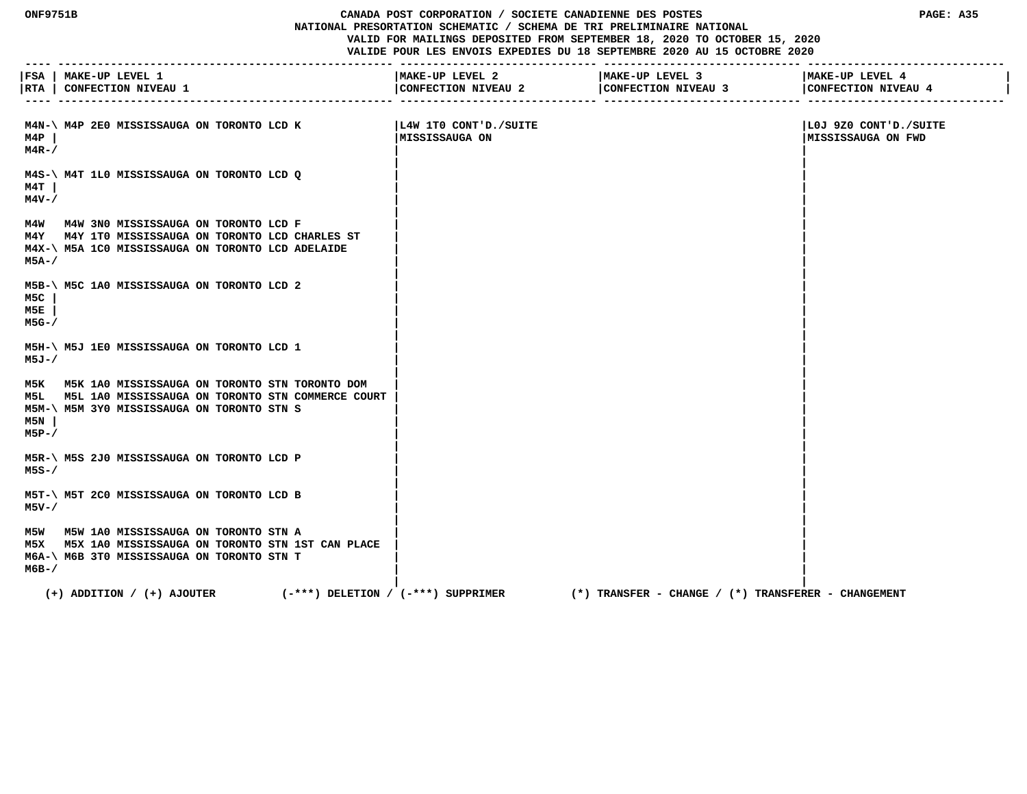CANADA POST CORPORATION / SOCIETE CANADIENNE DES POSTES
NATIONAL PRESORTATION SCHEMATIC / SCHEMA DE TRI PRELIMINAIRE NATIONAL
VALID FOR MAILINGS DEPOSITED FROM SEPTEMBER 18, 2020 TO OCTOBER 15, 2020
VALIDE POUR LES ENVOIS EXPEDIES DU 18 SEPTEMBRE 2020 AU 15 OCTOBRE 2020

| FSA / RTA | MAKE-UP LEVEL 1 / CONFECTION NIVEAU 1 | MAKE-UP LEVEL 2 / CONFECTION NIVEAU 2 | MAKE-UP LEVEL 3 / CONFECTION NIVEAU 3 | MAKE-UP LEVEL 4 / CONFECTION NIVEAU 4 |
|---|---|---|---|---|
| M4N-\ M4P \| M4R-/ | M4P 2E0 MISSISSAUGA ON TORONTO LCD K | L4W 1T0 CONT'D./SUITE MISSISSAUGA ON | | L0J 9Z0 CONT'D./SUITE MISSISSAUGA ON FWD |
| M4S-\ M4T \| M4V-/ | M4T 1L0 MISSISSAUGA ON TORONTO LCD Q | | | |
| M4W | M4W 3N0 MISSISSAUGA ON TORONTO LCD F | | | |
| M4Y | M4Y 1T0 MISSISSAUGA ON TORONTO LCD CHARLES ST | | | |
| M4X-\ M5A-/ | M5A 1C0 MISSISSAUGA ON TORONTO LCD ADELAIDE | | | |
| M5B-\ M5C \| M5E \| M5G-/ | M5C 1A0 MISSISSAUGA ON TORONTO LCD 2 | | | |
| M5H-\ M5J-/ | M5J 1E0 MISSISSAUGA ON TORONTO LCD 1 | | | |
| M5K | M5K 1A0 MISSISSAUGA ON TORONTO STN TORONTO DOM | | | |
| M5L | M5L 1A0 MISSISSAUGA ON TORONTO STN COMMERCE COURT | | | |
| M5M-\ M5N \| M5P-/ | M5M 3Y0 MISSISSAUGA ON TORONTO STN S | | | |
| M5R-\ M5S-/ | M5S 2J0 MISSISSAUGA ON TORONTO LCD P | | | |
| M5T-\ M5V-/ | M5T 2C0 MISSISSAUGA ON TORONTO LCD B | | | |
| M5W | M5W 1A0 MISSISSAUGA ON TORONTO STN A | | | |
| M5X | M5X 1A0 MISSISSAUGA ON TORONTO STN 1ST CAN PLACE | | | |
| M6A-\ M6B-/ | M6B 3T0 MISSISSAUGA ON TORONTO STN T | | | |

(+) ADDITION / (+) AJOUTER (-***) DELETION / (-***) SUPPRIMER (*) TRANSFER - CHANGE / (*) TRANSFERER - CHANGEMENT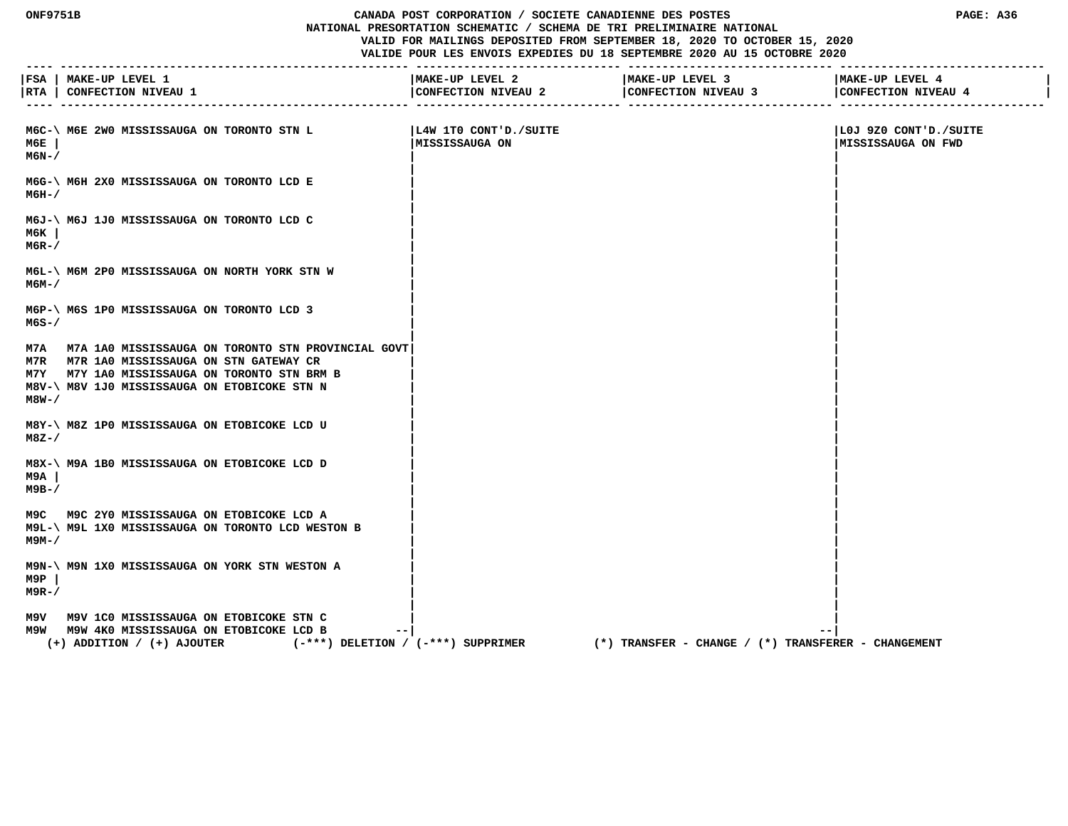ONF9751B

CANADA POST CORPORATION / SOCIETE CANADIENNE DES POSTES
NATIONAL PRESORTATION SCHEMATIC / SCHEMA DE TRI PRELIMINAIRE NATIONAL
VALID FOR MAILINGS DEPOSITED FROM SEPTEMBER 18, 2020 TO OCTOBER 15, 2020
VALIDE POUR LES ENVOIS EXPEDIES DU 18 SEPTEMBRE 2020 AU 15 OCTOBRE 2020

| FSA / RTA | MAKE-UP LEVEL 1 / CONFECTION NIVEAU 1 | MAKE-UP LEVEL 2 / CONFECTION NIVEAU 2 | MAKE-UP LEVEL 3 / CONFECTION NIVEAU 3 | MAKE-UP LEVEL 4 / CONFECTION NIVEAU 4 |
|---|---|---|---|---|
| M6C-\ M6E \| M6N-/ | M6E 2W0 MISSISSAUGA ON TORONTO STN L | L4W 1T0 CONT'D./SUITE MISSISSAUGA ON | | L0J 9Z0 CONT'D./SUITE MISSISSAUGA ON FWD |
| M6G-\ M6H-/ | M6H 2X0 MISSISSAUGA ON TORONTO LCD E | | | |
| M6J-\ M6K \| M6R-/ | M6J 1J0 MISSISSAUGA ON TORONTO LCD C | | | |
| M6L-\ M6M-/ | M6M 2P0 MISSISSAUGA ON NORTH YORK STN W | | | |
| M6P-\ M6S-/ | M6S 1P0 MISSISSAUGA ON TORONTO LCD 3 | | | |
| M7A | M7A 1A0 MISSISSAUGA ON TORONTO STN PROVINCIAL GOVT | | | |
| M7R | M7R 1A0 MISSISSAUGA ON STN GATEWAY CR | | | |
| M7Y | M7Y 1A0 MISSISSAUGA ON TORONTO STN BRM B | | | |
| M8V-\ M8W-/ | M8V 1J0 MISSISSAUGA ON ETOBICOKE STN N | | | |
| M8Y-\ M8Z-/ | M8Z 1P0 MISSISSAUGA ON ETOBICOKE LCD U | | | |
| M8X-\ M9A \| M9B-/ | M9A 1B0 MISSISSAUGA ON ETOBICOKE LCD D | | | |
| M9C | M9C 2Y0 MISSISSAUGA ON ETOBICOKE LCD A | | | |
| M9L-\ M9M-/ | M9L 1X0 MISSISSAUGA ON TORONTO LCD WESTON B | | | |
| M9N-\ M9P \| M9R-/ | M9N 1X0 MISSISSAUGA ON YORK STN WESTON A | | | |
| M9V | M9V 1C0 MISSISSAUGA ON ETOBICOKE STN C | | | |
| M9W | M9W 4K0 MISSISSAUGA ON ETOBICOKE LCD B | | | |

(+) ADDITION / (+) AJOUTER (-***) DELETION / (-***) SUPPRIMER (*) TRANSFER - CHANGE / (*) TRANSFERER - CHANGEMENT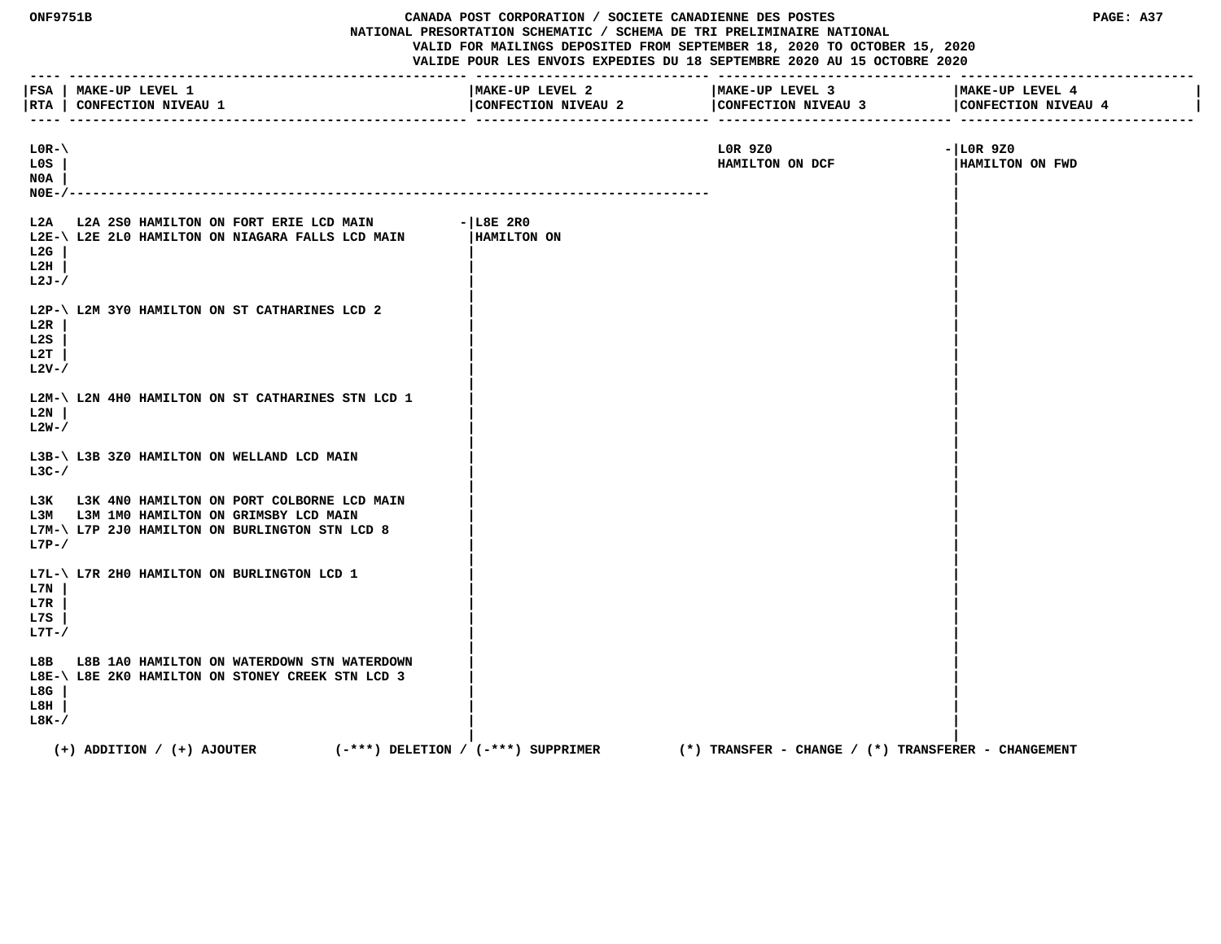# CANADA POST CORPORATION / SOCIETE CANADIENNE DES POSTES

## NATIONAL PRESORTATION SCHEMATIC / SCHEMA DE TRI PRELIMINAIRE NATIONAL

VALID FOR MAILINGS DEPOSITED FROM SEPTEMBER 18, 2020 TO OCTOBER 15, 2020

VALIDE POUR LES ENVOIS EXPEDIES DU 18 SEPTEMBRE 2020 AU 15 OCTOBRE 2020

| FSA / RTA | MAKE-UP LEVEL 1 / CONFECTION NIVEAU 1 | MAKE-UP LEVEL 2 / CONFECTION NIVEAU 2 | MAKE-UP LEVEL 3 / CONFECTION NIVEAU 3 | MAKE-UP LEVEL 4 / CONFECTION NIVEAU 4 |
|---|---|---|---|---|
| L0R, L0S, N0A, N0E | | | L0R 9Z0 HAMILTON ON DCF | L0R 9Z0 HAMILTON ON FWD |
| L2A | L2A 2S0 HAMILTON ON FORT ERIE LCD MAIN | L8E 2R0 HAMILTON ON | | L0R 9Z0 HAMILTON ON FWD |
| L2E, L2G, L2H, L2J | L2E 2L0 HAMILTON ON NIAGARA FALLS LCD MAIN | L8E 2R0 HAMILTON ON | | L0R 9Z0 HAMILTON ON FWD |
| L2P, L2R, L2S, L2T, L2V | L2M 3Y0 HAMILTON ON ST CATHARINES LCD 2 | L8E 2R0 HAMILTON ON | | L0R 9Z0 HAMILTON ON FWD |
| L2M, L2N, L2W | L2N 4H0 HAMILTON ON ST CATHARINES STN LCD 1 | L8E 2R0 HAMILTON ON | | L0R 9Z0 HAMILTON ON FWD |
| L3B, L3C | L3B 3Z0 HAMILTON ON WELLAND LCD MAIN | L8E 2R0 HAMILTON ON | | L0R 9Z0 HAMILTON ON FWD |
| L3K | L3K 4N0 HAMILTON ON PORT COLBORNE LCD MAIN | L8E 2R0 HAMILTON ON | | L0R 9Z0 HAMILTON ON FWD |
| L3M | L3M 1M0 HAMILTON ON GRIMSBY LCD MAIN | L8E 2R0 HAMILTON ON | | L0R 9Z0 HAMILTON ON FWD |
| L7M, L7P | L7P 2J0 HAMILTON ON BURLINGTON STN LCD 8 | L8E 2R0 HAMILTON ON | | L0R 9Z0 HAMILTON ON FWD |
| L7L, L7N, L7R, L7S, L7T | L7R 2H0 HAMILTON ON BURLINGTON LCD 1 | L8E 2R0 HAMILTON ON | | L0R 9Z0 HAMILTON ON FWD |
| L8B | L8B 1A0 HAMILTON ON WATERDOWN STN WATERDOWN | L8E 2R0 HAMILTON ON | | L0R 9Z0 HAMILTON ON FWD |
| L8E, L8G, L8H, L8K | L8E 2K0 HAMILTON ON STONEY CREEK STN LCD 3 | L8E 2R0 HAMILTON ON | | L0R 9Z0 HAMILTON ON FWD |

(+) ADDITION / (+) AJOUTER (-***) DELETION / (-***) SUPPRIMER (*) TRANSFER - CHANGE / (*) TRANSFERER - CHANGEMENT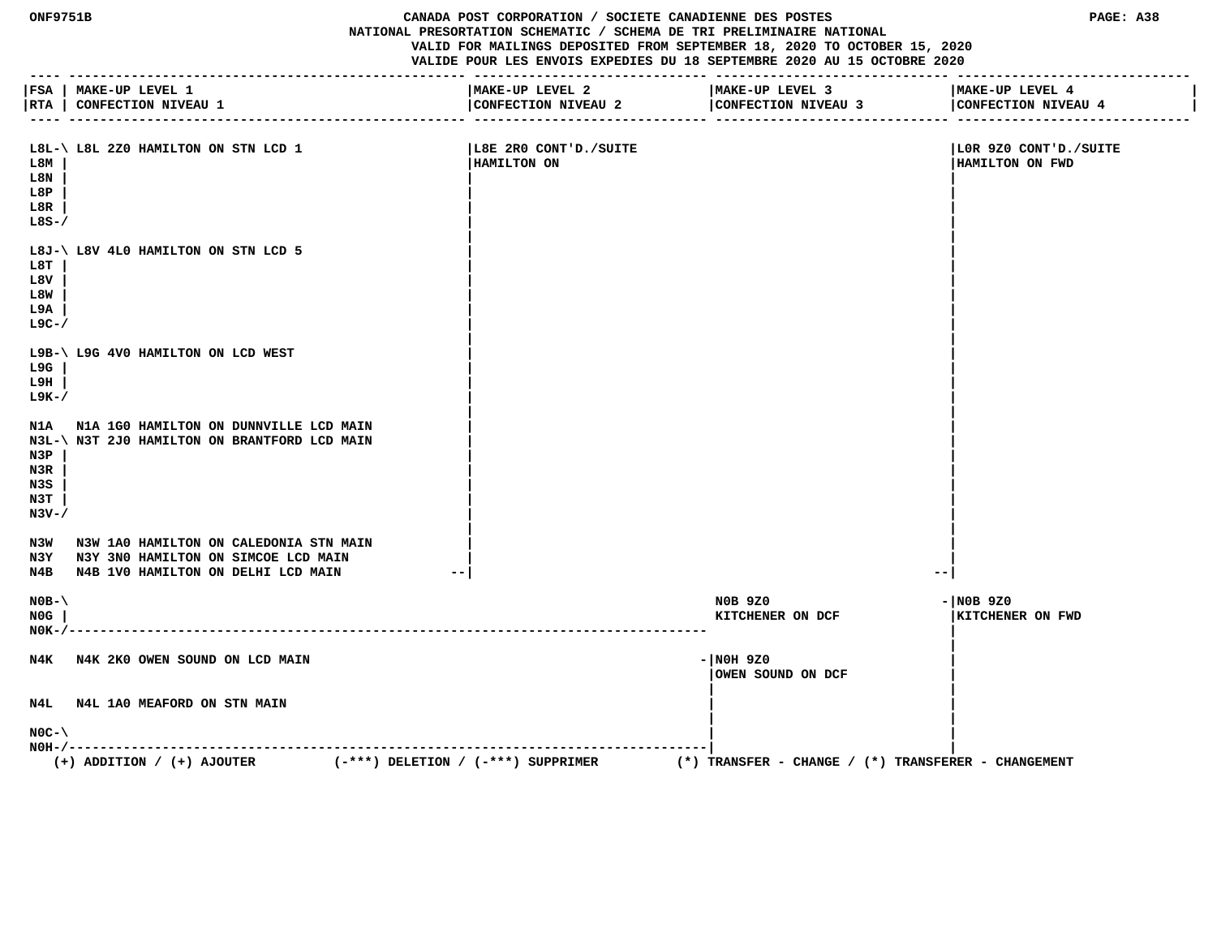CANADA POST CORPORATION / SOCIETE CANADIENNE DES POSTES
NATIONAL PRESORTATION SCHEMATIC / SCHEMA DE TRI PRELIMINAIRE NATIONAL
VALID FOR MAILINGS DEPOSITED FROM SEPTEMBER 18, 2020 TO OCTOBER 15, 2020
VALIDE POUR LES ENVOIS EXPEDIES DU 18 SEPTEMBRE 2020 AU 15 OCTOBRE 2020

| FSA / RTA | MAKE-UP LEVEL 1 / CONFECTION NIVEAU 1 | MAKE-UP LEVEL 2 / CONFECTION NIVEAU 2 | MAKE-UP LEVEL 3 / CONFECTION NIVEAU 3 | MAKE-UP LEVEL 4 / CONFECTION NIVEAU 4 |
|---|---|---|---|---|
| L8L, L8M, L8N, L8P, L8R, L8S | L8L 2Z0 HAMILTON ON STN LCD 1 | L8E 2R0 CONT'D./SUITE HAMILTON ON | | L0R 9Z0 CONT'D./SUITE HAMILTON ON FWD |
| L8J, L8T, L8V, L8W, L9A, L9C | L8V 4L0 HAMILTON ON STN LCD 5 | | | |
| L9B, L9G, L9H, L9K | L9G 4V0 HAMILTON ON LCD WEST | | | |
| N1A | N1A 1G0 HAMILTON ON DUNNVILLE LCD MAIN | | | |
| N3L, N3P, N3R, N3S, N3T, N3V | N3T 2J0 HAMILTON ON BRANTFORD LCD MAIN | | | |
| N3W | N3W 1A0 HAMILTON ON CALEDONIA STN MAIN | | | |
| N3Y | N3Y 3N0 HAMILTON ON SIMCOE LCD MAIN | | | |
| N4B | N4B 1V0 HAMILTON ON DELHI LCD MAIN | | | |
| N0B, N0G, N0K | | | N0B 9Z0 KITCHENER ON DCF | N0B 9Z0 KITCHENER ON FWD |
| N4K | N4K 2K0 OWEN SOUND ON LCD MAIN | | N0H 9Z0 OWEN SOUND ON DCF | |
| N4L | N4L 1A0 MEAFORD ON STN MAIN | | | |
| N0C, N0H | | | | |

(+) ADDITION / (+) AJOUTER (-***) DELETION / (-***) SUPPRIMER (*) TRANSFER - CHANGE / (*) TRANSFERER - CHANGEMENT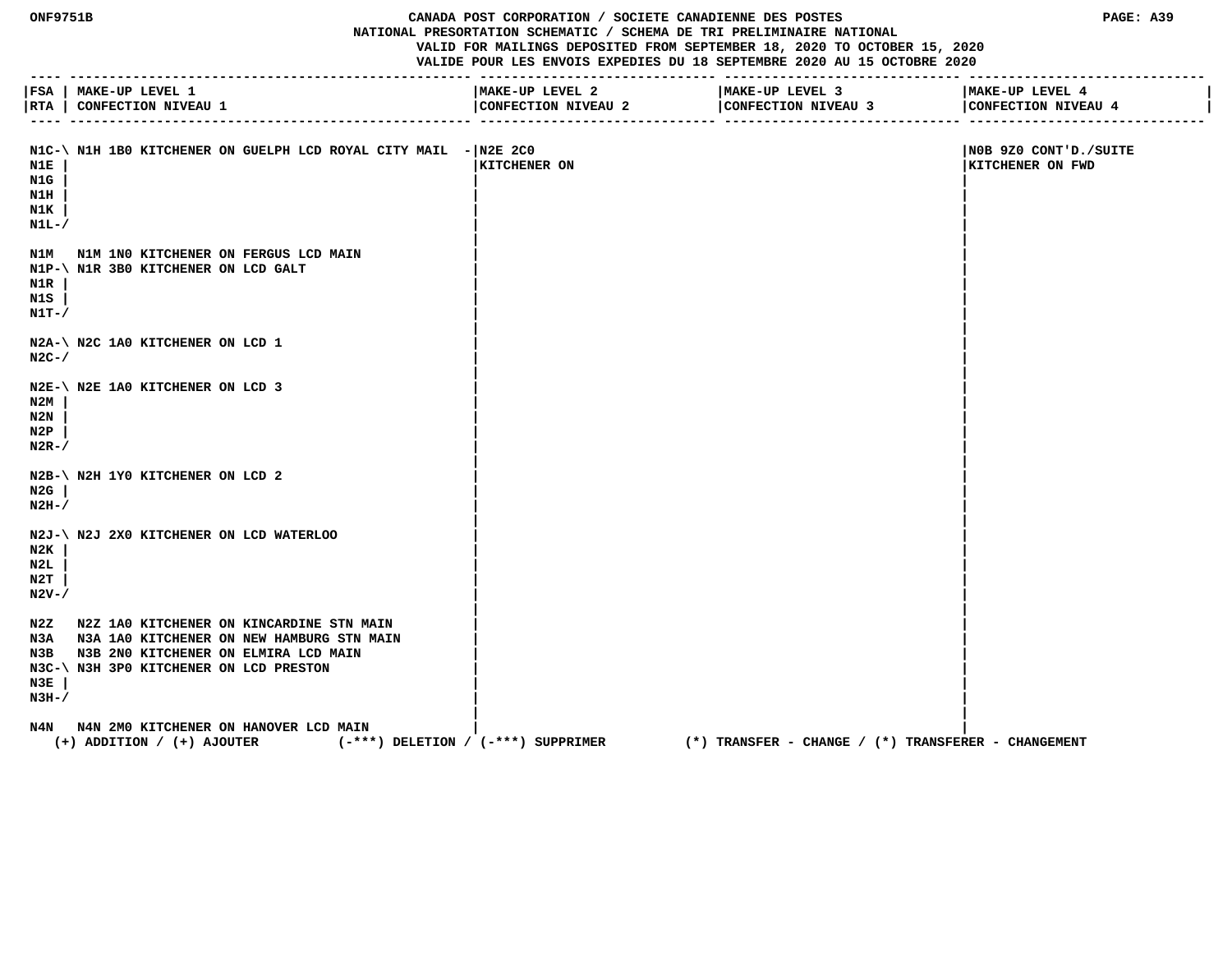**CANADA POST CORPORATION / SOCIETE CANADIENNE DES POSTES**
**NATIONAL PRESORTATION SCHEMATIC / SCHEMA DE TRI PRELIMINAIRE NATIONAL**
**VALID FOR MAILINGS DEPOSITED FROM SEPTEMBER 18, 2020 TO OCTOBER 15, 2020**
**VALIDE POUR LES ENVOIS EXPEDIES DU 18 SEPTEMBRE 2020 AU 15 OCTOBRE 2020**

| FSA / RTA | MAKE-UP LEVEL 1 / CONFECTION NIVEAU 1 | MAKE-UP LEVEL 2 / CONFECTION NIVEAU 2 | MAKE-UP LEVEL 3 / CONFECTION NIVEAU 3 | MAKE-UP LEVEL 4 / CONFECTION NIVEAU 4 |
|---|---|---|---|---|
| N1C-\ N1E \| N1G \| N1H \| N1K \| N1L-/ | N1H 1B0 KITCHENER ON GUELPH LCD ROYAL CITY MAIL - | N2E 2C0 KITCHENER ON | | N0B 9Z0 CONT'D./SUITE KITCHENER ON FWD |
| N1M | N1M 1N0 KITCHENER ON FERGUS LCD MAIN | | | |
| N1P-\ N1R \| N1S \| N1T-/ | N1R 3B0 KITCHENER ON LCD GALT | | | |
| N2A-\ N2C-/ | N2C 1A0 KITCHENER ON LCD 1 | | | |
| N2E-\ N2M \| N2N \| N2P \| N2R-/ | N2E 1A0 KITCHENER ON LCD 3 | | | |
| N2B-\ N2G \| N2H-/ | N2H 1Y0 KITCHENER ON LCD 2 | | | |
| N2J-\ N2K \| N2L \| N2T \| N2V-/ | N2J 2X0 KITCHENER ON LCD WATERLOO | | | |
| N2Z | N2Z 1A0 KITCHENER ON KINCARDINE STN MAIN | | | |
| N3A | N3A 1A0 KITCHENER ON NEW HAMBURG STN MAIN | | | |
| N3B | N3B 2N0 KITCHENER ON ELMIRA LCD MAIN | | | |
| N3C-\ N3E \| N3H-/ | N3H 3P0 KITCHENER ON LCD PRESTON | | | |
| N4N | N4N 2M0 KITCHENER ON HANOVER LCD MAIN | | | |

(+) ADDITION / (+) AJOUTER (-***) DELETION / (-***) SUPPRIMER (*) TRANSFER - CHANGE / (*) TRANSFERER - CHANGEMENT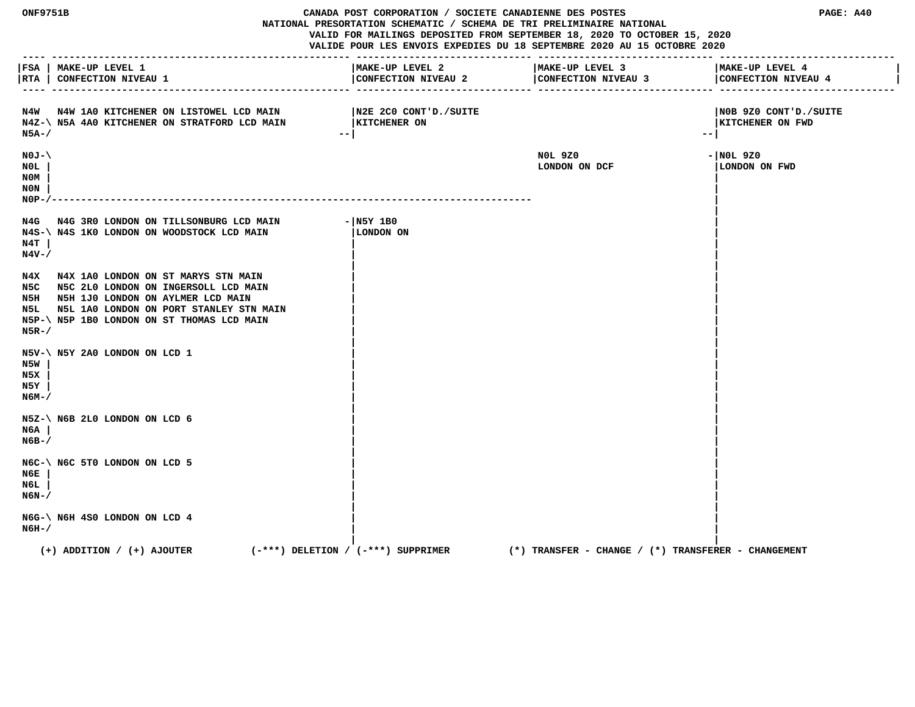# CANADA POST CORPORATION / SOCIETE CANADIENNE DES POSTES

## NATIONAL PRESORTATION SCHEMATIC / SCHEMA DE TRI PRELIMINAIRE NATIONAL

VALID FOR MAILINGS DEPOSITED FROM SEPTEMBER 18, 2020 TO OCTOBER 15, 2020
VALIDE POUR LES ENVOIS EXPEDIES DU 18 SEPTEMBRE 2020 AU 15 OCTOBRE 2020

| FSA / RTA | MAKE-UP LEVEL 1 / CONFECTION NIVEAU 1 | MAKE-UP LEVEL 2 / CONFECTION NIVEAU 2 | MAKE-UP LEVEL 3 / CONFECTION NIVEAU 3 | MAKE-UP LEVEL 4 / CONFECTION NIVEAU 4 |
|---|---|---|---|---|
| N4W | N4W 1A0 KITCHENER ON LISTOWEL LCD MAIN | N2E 2C0 CONT'D./SUITE KITCHENER ON | | N0B 9Z0 CONT'D./SUITE KITCHENER ON FWD |
| N4Z-N5A | N5A 4A0 KITCHENER ON STRATFORD LCD MAIN | | | |
| N0J, N0L, N0M, N0N, N0P | | | N0L 9Z0 LONDON ON DCF | N0L 9Z0 LONDON ON FWD |
| N4G | N4G 3R0 LONDON ON TILLSONBURG LCD MAIN | N5Y 1B0 LONDON ON | | |
| N4S, N4T, N4V | N4S 1K0 LONDON ON WOODSTOCK LCD MAIN | | | |
| N4X | N4X 1A0 LONDON ON ST MARYS STN MAIN | | | |
| N5C | N5C 2L0 LONDON ON INGERSOLL LCD MAIN | | | |
| N5H | N5H 1J0 LONDON ON AYLMER LCD MAIN | | | |
| N5L | N5L 1A0 LONDON ON PORT STANLEY STN MAIN | | | |
| N5P-N5R | N5P 1B0 LONDON ON ST THOMAS LCD MAIN | | | |
| N5V, N5W, N5X, N5Y, N6M | N5Y 2A0 LONDON ON LCD 1 | | | |
| N5Z, N6A, N6B | N6B 2L0 LONDON ON LCD 6 | | | |
| N6C, N6E, N6L, N6N | N6C 5T0 LONDON ON LCD 5 | | | |
| N6G-N6H | N6H 4S0 LONDON ON LCD 4 | | | |

(+) ADDITION / (+) AJOUTER (-***) DELETION / (-***) SUPPRIMER (*) TRANSFER - CHANGE / (*) TRANSFERER - CHANGEMENT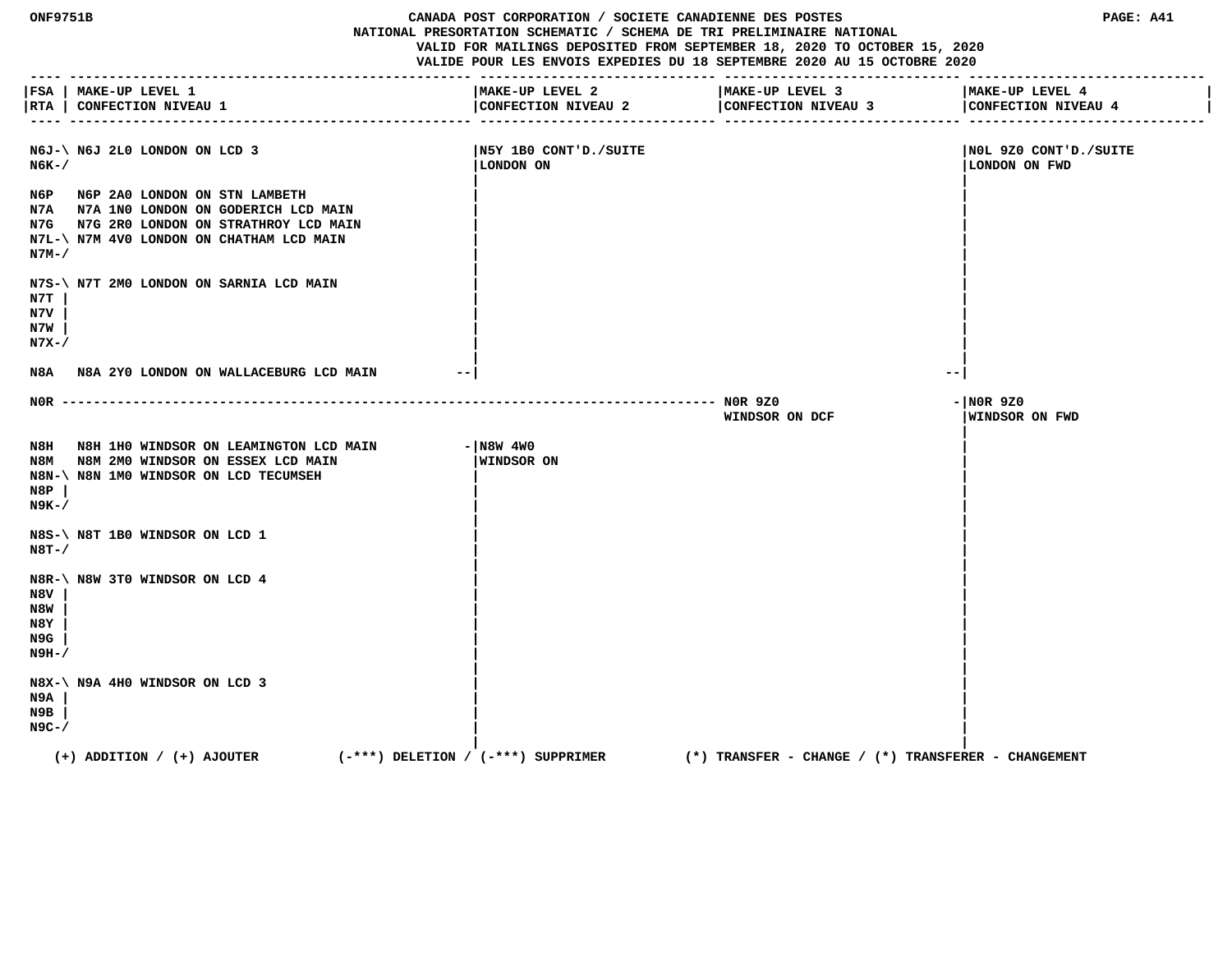CANADA POST CORPORATION / SOCIETE CANADIENNE DES POSTES
NATIONAL PRESORTATION SCHEMATIC / SCHEMA DE TRI PRELIMINAIRE NATIONAL
VALID FOR MAILINGS DEPOSITED FROM SEPTEMBER 18, 2020 TO OCTOBER 15, 2020
VALIDE POUR LES ENVOIS EXPEDIES DU 18 SEPTEMBRE 2020 AU 15 OCTOBRE 2020

| FSA / RTA | MAKE-UP LEVEL 1 / CONFECTION NIVEAU 1 | MAKE-UP LEVEL 2 / CONFECTION NIVEAU 2 | MAKE-UP LEVEL 3 / CONFECTION NIVEAU 3 | MAKE-UP LEVEL 4 / CONFECTION NIVEAU 4 |
|---|---|---|---|---|
| N6J, N6K | N6J 2L0 LONDON ON LCD 3 | N5Y 1B0 CONT'D./SUITE LONDON ON | | N0L 9Z0 CONT'D./SUITE LONDON ON FWD |
| N6P | N6P 2A0 LONDON ON STN LAMBETH | | | |
| N7A | N7A 1N0 LONDON ON GODERICH LCD MAIN | | | |
| N7G | N7G 2R0 LONDON ON STRATHROY LCD MAIN | | | |
| N7L, N7M | N7M 4V0 LONDON ON CHATHAM LCD MAIN | | | |
| N7S, N7T, N7V, N7W, N7X | N7T 2M0 LONDON ON SARNIA LCD MAIN | | | |
| N8A | N8A 2Y0 LONDON ON WALLACEBURG LCD MAIN | | | |
| N0R | | | N0R 9Z0 WINDSOR ON DCF | N0R 9Z0 WINDSOR ON FWD |
| N8H | N8H 1H0 WINDSOR ON LEAMINGTON LCD MAIN | N8W 4W0 WINDSOR ON | | |
| N8M | N8M 2M0 WINDSOR ON ESSEX LCD MAIN | | | |
| N8N, N8P, N9K | N8N 1M0 WINDSOR ON LCD TECUMSEH | | | |
| N8S, N8T | N8T 1B0 WINDSOR ON LCD 1 | | | |
| N8R, N8V, N8W, N8Y, N9G, N9H | N8W 3T0 WINDSOR ON LCD 4 | | | |
| N8X, N9A, N9B, N9C | N9A 4H0 WINDSOR ON LCD 3 | | | |

(+) ADDITION / (+) AJOUTER (-***) DELETION / (-***) SUPPRIMER (*) TRANSFER - CHANGE / (*) TRANSFERER - CHANGEMENT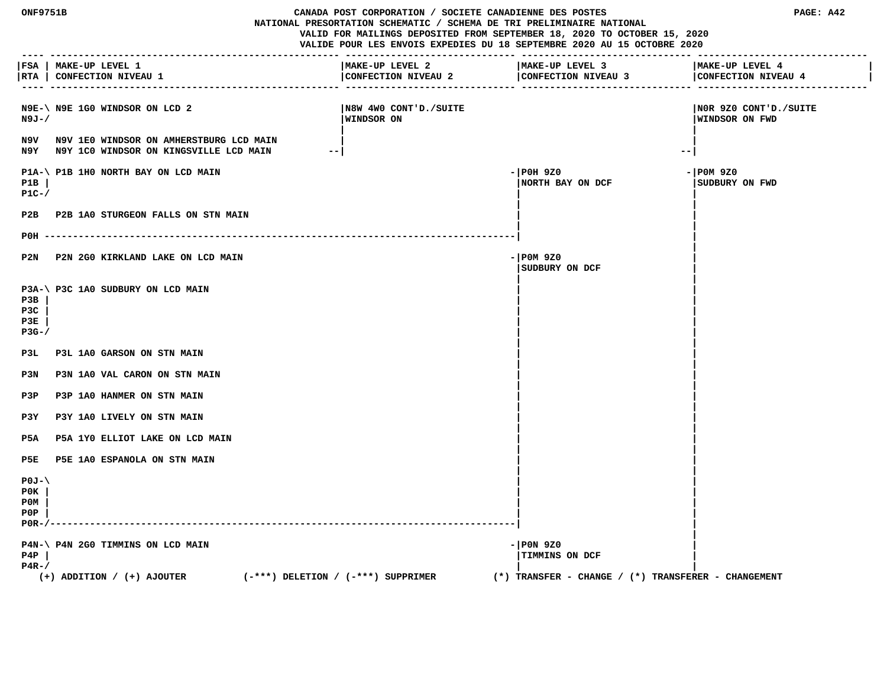CANADA POST CORPORATION / SOCIETE CANADIENNE DES POSTES
NATIONAL PRESORTATION SCHEMATIC / SCHEMA DE TRI PRELIMINAIRE NATIONAL
VALID FOR MAILINGS DEPOSITED FROM SEPTEMBER 18, 2020 TO OCTOBER 15, 2020
VALIDE POUR LES ENVOIS EXPEDIES DU 18 SEPTEMBRE 2020 AU 15 OCTOBRE 2020

| FSA<br>RTA | MAKE-UP LEVEL 1<br>CONFECTION NIVEAU 1 | MAKE-UP LEVEL 2<br>CONFECTION NIVEAU 2 | MAKE-UP LEVEL 3<br>CONFECTION NIVEAU 3 | MAKE-UP LEVEL 4<br>CONFECTION NIVEAU 4 |
|---|---|---|---|---|
| N9E-\ N9J-/ | N9E 1G0 WINDSOR ON LCD 2 | N8W 4W0 CONT'D./SUITE WINDSOR ON | | N0R 9Z0 CONT'D./SUITE WINDSOR ON FWD |
| N9V | N9V 1E0 WINDSOR ON AMHERSTBURG LCD MAIN | | | |
| N9Y | N9Y 1C0 WINDSOR ON KINGSVILLE LCD MAIN | | | |
| P1A-\ P1B \| P1C-/ | P1B 1H0 NORTH BAY ON LCD MAIN | | P0H 9Z0 NORTH BAY ON DCF | P0M 9Z0 SUDBURY ON FWD |
| P2B | P2B 1A0 STURGEON FALLS ON STN MAIN | | | |
| P0H | | | | |
| P2N | P2N 2G0 KIRKLAND LAKE ON LCD MAIN | | P0M 9Z0 SUDBURY ON DCF | |
| P3A-\ P3B \| P3C \| P3E \| P3G-/ | P3C 1A0 SUDBURY ON LCD MAIN | | | |
| P3L | P3L 1A0 GARSON ON STN MAIN | | | |
| P3N | P3N 1A0 VAL CARON ON STN MAIN | | | |
| P3P | P3P 1A0 HANMER ON STN MAIN | | | |
| P3Y | P3Y 1A0 LIVELY ON STN MAIN | | | |
| P5A | P5A 1Y0 ELLIOT LAKE ON LCD MAIN | | | |
| P5E | P5E 1A0 ESPANOLA ON STN MAIN | | | |
| P0J-\ P0K \| P0M \| P0P \| P0R-/ | | | | |
| P4N-\ P4P \| P4R-/ | P4N 2G0 TIMMINS ON LCD MAIN | | P0N 9Z0 TIMMINS ON DCF | |

(+) ADDITION / (+) AJOUTER (-***) DELETION / (-***) SUPPRIMER (*) TRANSFER - CHANGE / (*) TRANSFERER - CHANGEMENT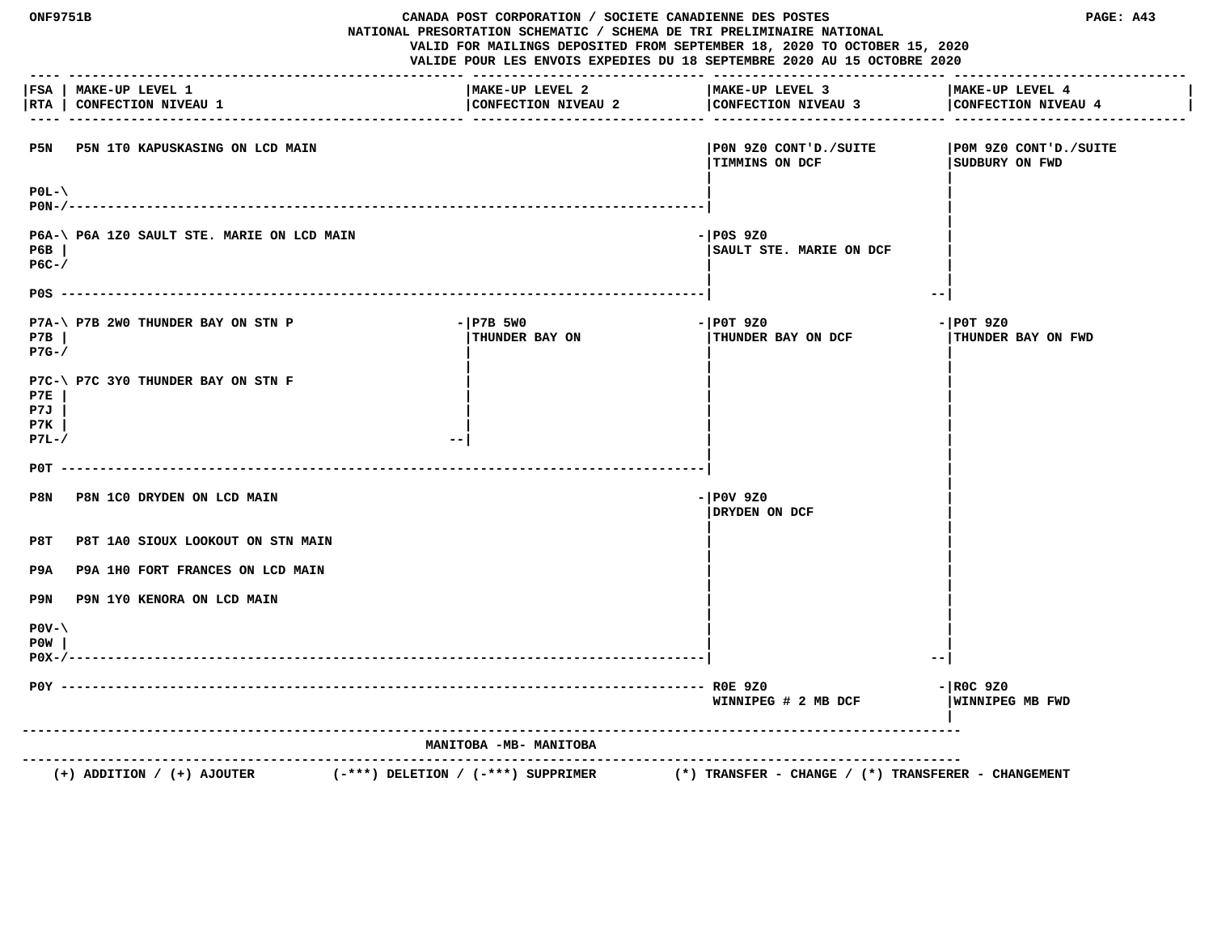CANADA POST CORPORATION / SOCIETE CANADIENNE DES POSTES
NATIONAL PRESORTATION SCHEMATIC / SCHEMA DE TRI PRELIMINAIRE NATIONAL
VALID FOR MAILINGS DEPOSITED FROM SEPTEMBER 18, 2020 TO OCTOBER 15, 2020
VALIDE POUR LES ENVOIS EXPEDIES DU 18 SEPTEMBRE 2020 AU 15 OCTOBRE 2020

| FSA RTA | MAKE-UP LEVEL 1 CONFECTION NIVEAU 1 | MAKE-UP LEVEL 2 CONFECTION NIVEAU 2 | MAKE-UP LEVEL 3 CONFECTION NIVEAU 3 | MAKE-UP LEVEL 4 CONFECTION NIVEAU 4 |
|---|---|---|---|---|
| P5N | P5N 1T0 KAPUSKASING ON LCD MAIN | | P0N 9Z0 CONT'D./SUITE TIMMINS ON DCF | P0M 9Z0 CONT'D./SUITE SUDBURY ON FWD |
| P0L, P0N | | | | |
| P6A, P6B, P6C | P6A 1Z0 SAULT STE. MARIE ON LCD MAIN | | P0S 9Z0 SAULT STE. MARIE ON DCF | |
| P0S | | | | |
| P7A, P7B, P7G | P7B 2W0 THUNDER BAY ON STN P | P7B 5W0 THUNDER BAY ON | P0T 9Z0 THUNDER BAY ON DCF | P0T 9Z0 THUNDER BAY ON FWD |
| P7C, P7E, P7J, P7K, P7L | P7C 3Y0 THUNDER BAY ON STN F | | | |
| P0T | | | | |
| P8N | P8N 1C0 DRYDEN ON LCD MAIN | | P0V 9Z0 DRYDEN ON DCF | |
| P8T | P8T 1A0 SIOUX LOOKOUT ON STN MAIN | | | |
| P9A | P9A 1H0 FORT FRANCES ON LCD MAIN | | | |
| P9N | P9N 1Y0 KENORA ON LCD MAIN | | | |
| P0V, P0W, P0X | | | | |
| P0Y | | | R0E 9Z0 WINNIPEG # 2 MB DCF | R0C 9Z0 WINNIPEG MB FWD |

MANITOBA -MB- MANITOBA

(+) ADDITION / (+) AJOUTER (-***) DELETION / (-***) SUPPRIMER (*) TRANSFER - CHANGE / (*) TRANSFERER - CHANGEMENT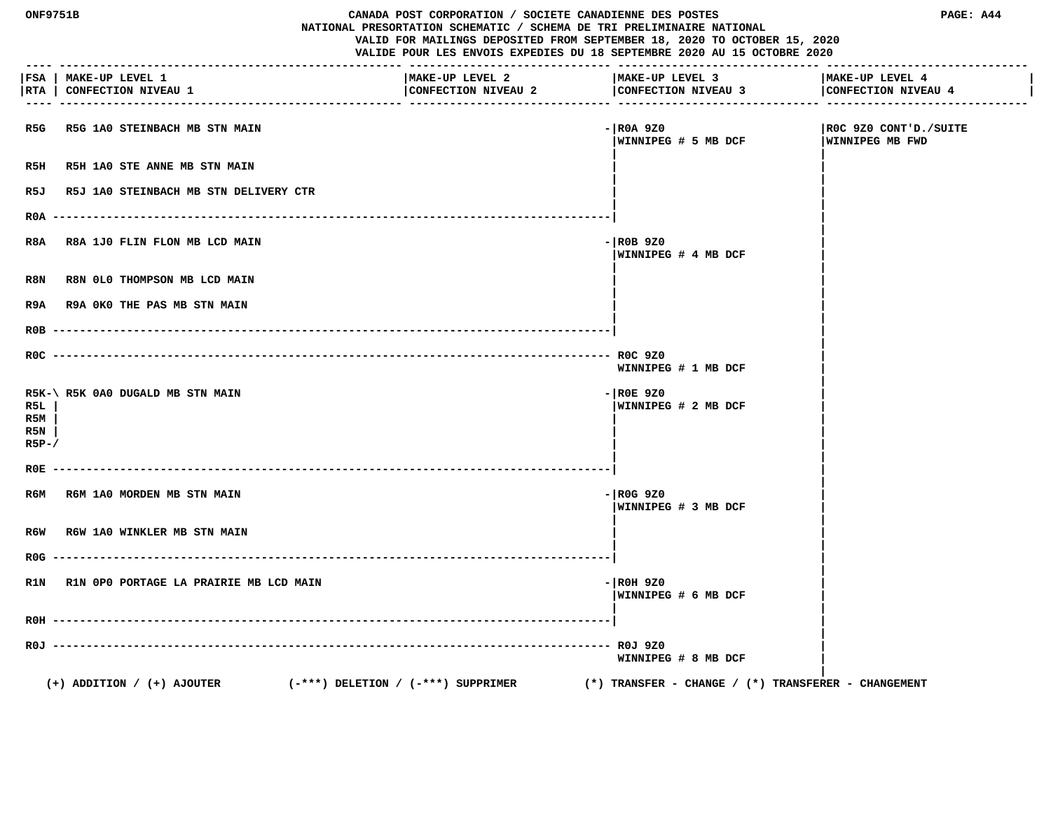CANADA POST CORPORATION / SOCIETE CANADIENNE DES POSTES
NATIONAL PRESORTATION SCHEMATIC / SCHEMA DE TRI PRELIMINAIRE NATIONAL
VALID FOR MAILINGS DEPOSITED FROM SEPTEMBER 18, 2020 TO OCTOBER 15, 2020
VALIDE POUR LES ENVOIS EXPEDIES DU 18 SEPTEMBRE 2020 AU 15 OCTOBRE 2020

| FSA / RTA | MAKE-UP LEVEL 1 / CONFECTION NIVEAU 1 | MAKE-UP LEVEL 2 / CONFECTION NIVEAU 2 | MAKE-UP LEVEL 3 / CONFECTION NIVEAU 3 | MAKE-UP LEVEL 4 / CONFECTION NIVEAU 4 |
|---|---|---|---|---|
| R5G | R5G 1A0 STEINBACH MB STN MAIN | | R0A 9Z0 WINNIPEG # 5 MB DCF | R0C 9Z0 CONT'D./SUITE WINNIPEG MB FWD |
| R5H | R5H 1A0 STE ANNE MB STN MAIN | | | |
| R5J | R5J 1A0 STEINBACH MB STN DELIVERY CTR | | | |
| R0A | ---------- | | | |
| R8A | R8A 1J0 FLIN FLON MB LCD MAIN | | R0B 9Z0 WINNIPEG # 4 MB DCF | |
| R8N | R8N 0L0 THOMPSON MB LCD MAIN | | | |
| R9A | R9A 0K0 THE PAS MB STN MAIN | | | |
| R0B | ---------- | | | |
| R0C | ---------- | | R0C 9Z0 WINNIPEG # 1 MB DCF | |
| R5K, R5L, R5M, R5N, R5P | R5K 0A0 DUGALD MB STN MAIN | | R0E 9Z0 WINNIPEG # 2 MB DCF | |
| R0E | ---------- | | | |
| R6M | R6M 1A0 MORDEN MB STN MAIN | | R0G 9Z0 WINNIPEG # 3 MB DCF | |
| R6W | R6W 1A0 WINKLER MB STN MAIN | | | |
| R0G | ---------- | | | |
| R1N | R1N 0P0 PORTAGE LA PRAIRIE MB LCD MAIN | | R0H 9Z0 WINNIPEG # 6 MB DCF | |
| R0H | ---------- | | | |
| R0J | ---------- | | R0J 9Z0 WINNIPEG # 8 MB DCF | |

(+) ADDITION / (+) AJOUTER (-***) DELETION / (-***) SUPPRIMER (*) TRANSFER - CHANGE / (*) TRANSFERER - CHANGEMENT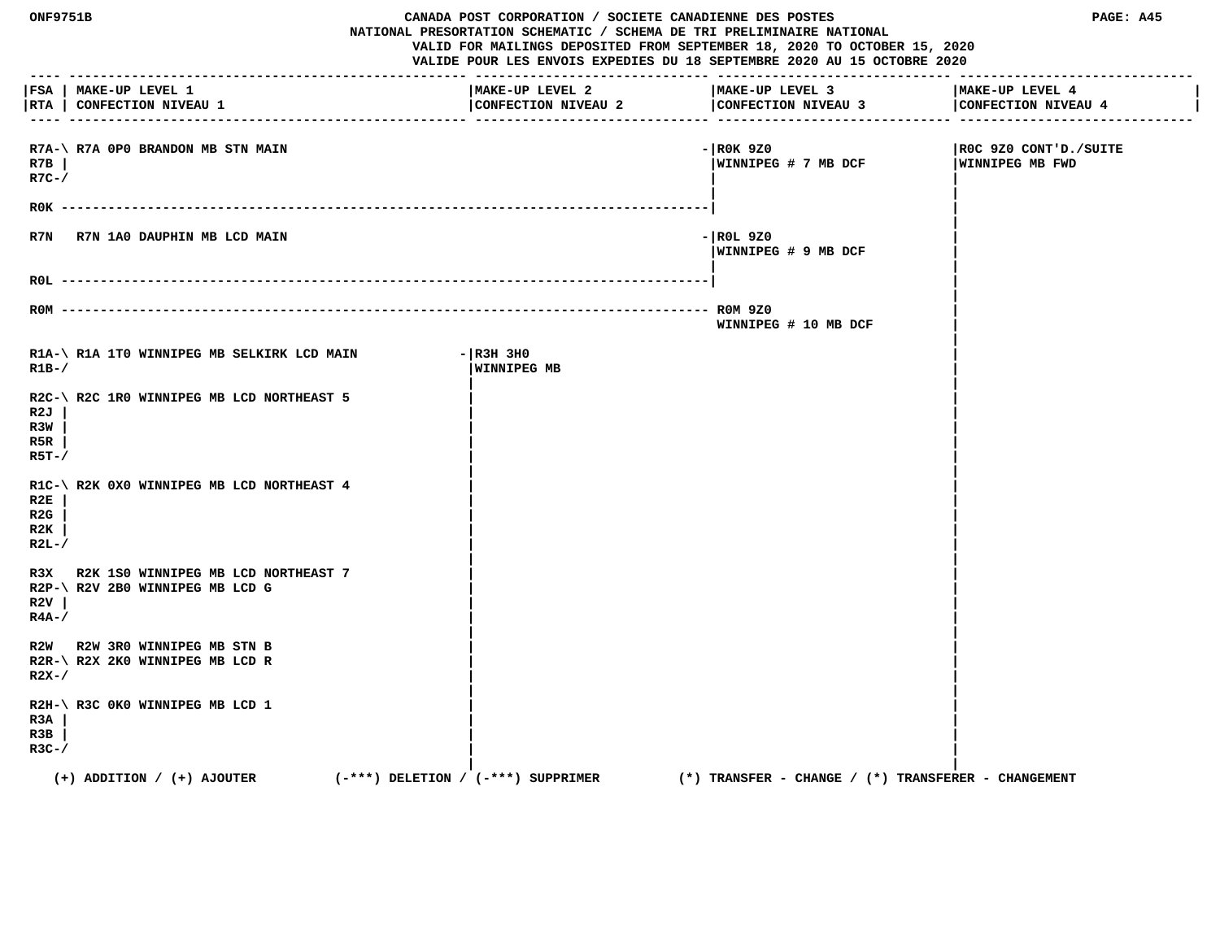CANADA POST CORPORATION / SOCIETE CANADIENNE DES POSTES
NATIONAL PRESORTATION SCHEMATIC / SCHEMA DE TRI PRELIMINAIRE NATIONAL
VALID FOR MAILINGS DEPOSITED FROM SEPTEMBER 18, 2020 TO OCTOBER 15, 2020
VALIDE POUR LES ENVOIS EXPEDIES DU 18 SEPTEMBRE 2020 AU 15 OCTOBRE 2020

| FSA / RTA | MAKE-UP LEVEL 1 / CONFECTION NIVEAU 1 | MAKE-UP LEVEL 2 / CONFECTION NIVEAU 2 | MAKE-UP LEVEL 3 / CONFECTION NIVEAU 3 | MAKE-UP LEVEL 4 / CONFECTION NIVEAU 4 |
|---|---|---|---|---|
| R7A, R7B, R7C | R7A 0P0 BRANDON MB STN MAIN | | R0K 9Z0 WINNIPEG # 7 MB DCF | R0C 9Z0 CONT'D./SUITE WINNIPEG MB FWD |
| R0K | | | R0K 9Z0 WINNIPEG # 7 MB DCF | R0C 9Z0 CONT'D./SUITE WINNIPEG MB FWD |
| R7N | R7N 1A0 DAUPHIN MB LCD MAIN | | R0L 9Z0 WINNIPEG # 9 MB DCF | R0C 9Z0 CONT'D./SUITE WINNIPEG MB FWD |
| R0L | | | R0L 9Z0 WINNIPEG # 9 MB DCF | R0C 9Z0 CONT'D./SUITE WINNIPEG MB FWD |
| R0M | | | R0M 9Z0 WINNIPEG # 10 MB DCF | R0C 9Z0 CONT'D./SUITE WINNIPEG MB FWD |
| R1A, R1B | R1A 1T0 WINNIPEG MB SELKIRK LCD MAIN | R3H 3H0 WINNIPEG MB | | R0C 9Z0 CONT'D./SUITE WINNIPEG MB FWD |
| R2C, R2J, R3W, R5R, R5T | R2C 1R0 WINNIPEG MB LCD NORTHEAST 5 | R3H 3H0 WINNIPEG MB | | R0C 9Z0 CONT'D./SUITE WINNIPEG MB FWD |
| R1C, R2E, R2G, R2K, R2L | R2K 0X0 WINNIPEG MB LCD NORTHEAST 4 | R3H 3H0 WINNIPEG MB | | R0C 9Z0 CONT'D./SUITE WINNIPEG MB FWD |
| R3X | R2K 1S0 WINNIPEG MB LCD NORTHEAST 7 | R3H 3H0 WINNIPEG MB | | R0C 9Z0 CONT'D./SUITE WINNIPEG MB FWD |
| R2P, R2V, R4A | R2V 2B0 WINNIPEG MB LCD G | R3H 3H0 WINNIPEG MB | | R0C 9Z0 CONT'D./SUITE WINNIPEG MB FWD |
| R2W | R2W 3R0 WINNIPEG MB STN B | R3H 3H0 WINNIPEG MB | | R0C 9Z0 CONT'D./SUITE WINNIPEG MB FWD |
| R2R, R2X | R2X 2K0 WINNIPEG MB LCD R | R3H 3H0 WINNIPEG MB | | R0C 9Z0 CONT'D./SUITE WINNIPEG MB FWD |
| R2H, R3A, R3B, R3C | R3C 0K0 WINNIPEG MB LCD 1 | R3H 3H0 WINNIPEG MB | | R0C 9Z0 CONT'D./SUITE WINNIPEG MB FWD |

(+) ADDITION / (+) AJOUTER (-***) DELETION / (-***) SUPPRIMER (*) TRANSFER - CHANGE / (*) TRANSFERER - CHANGEMENT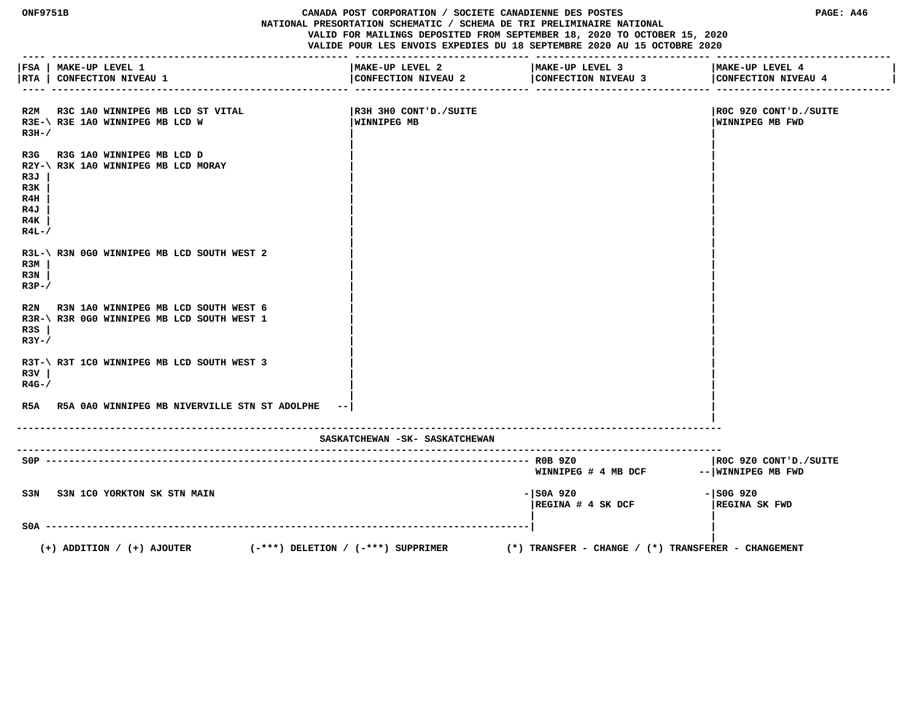CANADA POST CORPORATION / SOCIETE CANADIENNE DES POSTES
NATIONAL PRESORTATION SCHEMATIC / SCHEMA DE TRI PRELIMINAIRE NATIONAL
VALID FOR MAILINGS DEPOSITED FROM SEPTEMBER 18, 2020 TO OCTOBER 15, 2020
VALIDE POUR LES ENVOIS EXPEDIES DU 18 SEPTEMBRE 2020 AU 15 OCTOBRE 2020

| FSA / RTA | MAKE-UP LEVEL 1 / CONFECTION NIVEAU 1 | MAKE-UP LEVEL 2 / CONFECTION NIVEAU 2 | MAKE-UP LEVEL 3 / CONFECTION NIVEAU 3 | MAKE-UP LEVEL 4 / CONFECTION NIVEAU 4 |
|---|---|---|---|---|
| R2M | R3C 1A0 WINNIPEG MB LCD ST VITAL | R3H 3H0 CONT'D./SUITE WINNIPEG MB | | R0C 9Z0 CONT'D./SUITE WINNIPEG MB FWD |
| R3E-\ R3H-/ | R3E 1A0 WINNIPEG MB LCD W | | | |
| R3G | R3G 1A0 WINNIPEG MB LCD D | | | |
| R2Y-\ R3J R3K R4H R4J R4K R4L-/ | R3K 1A0 WINNIPEG MB LCD MORAY | | | |
| R3L-\ R3M R3N R3P-/ | R3N 0G0 WINNIPEG MB LCD SOUTH WEST 2 | | | |
| R2N | R3N 1A0 WINNIPEG MB LCD SOUTH WEST 6 | | | |
| R3R-\ R3S R3Y-/ | R3R 0G0 WINNIPEG MB LCD SOUTH WEST 1 | | | |
| R3T-\ R3V R4G-/ | R3T 1C0 WINNIPEG MB LCD SOUTH WEST 3 | | | |
| R5A | R5A 0A0 WINNIPEG MB NIVERVILLE STN ST ADOLPHE | | | |

## SASKATCHEWAN -SK- SASKATCHEWAN

| FSA / RTA | MAKE-UP LEVEL 1 / CONFECTION NIVEAU 1 | MAKE-UP LEVEL 2 / CONFECTION NIVEAU 2 | MAKE-UP LEVEL 3 / CONFECTION NIVEAU 3 | MAKE-UP LEVEL 4 / CONFECTION NIVEAU 4 |
|---|---|---|---|---|
| S0P | | | R0B 9Z0 WINNIPEG # 4 MB DCF | R0C 9Z0 CONT'D./SUITE WINNIPEG MB FWD |
| S3N | S3N 1C0 YORKTON SK STN MAIN | | S0A 9Z0 REGINA # 4 SK DCF | S0G 9Z0 REGINA SK FWD |
| S0A | | | | |

(+) ADDITION / (+) AJOUTER (-***) DELETION / (-***) SUPPRIMER (*) TRANSFER - CHANGE / (*) TRANSFERER - CHANGEMENT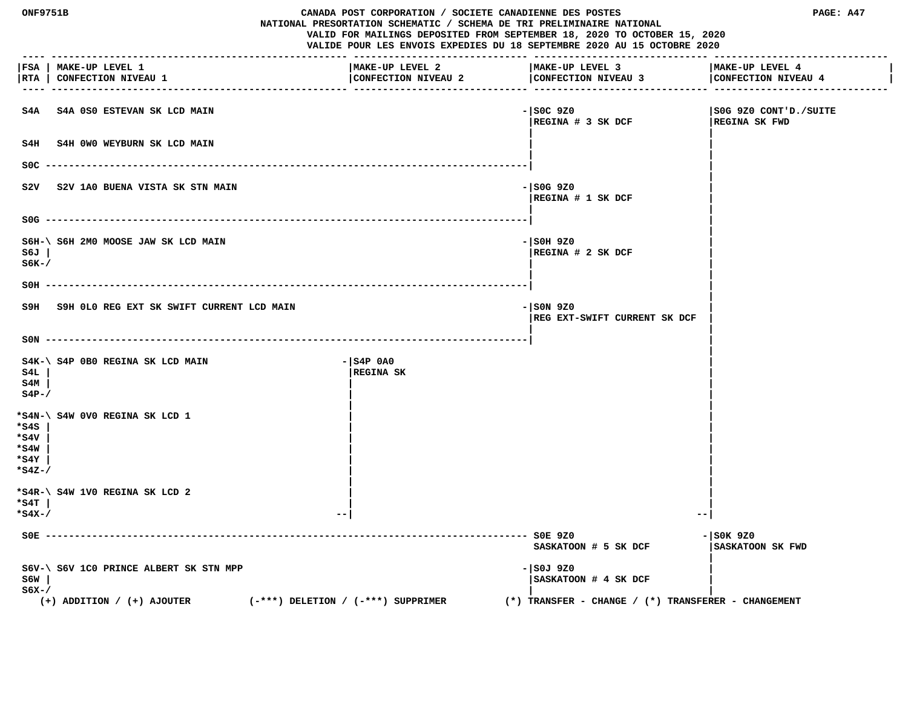# CANADA POST CORPORATION / SOCIETE CANADIENNE DES POSTES

NATIONAL PRESORTATION SCHEMATIC / SCHEMA DE TRI PRELIMINAIRE NATIONAL

VALID FOR MAILINGS DEPOSITED FROM SEPTEMBER 18, 2020 TO OCTOBER 15, 2020

VALIDE POUR LES ENVOIS EXPEDIES DU 18 SEPTEMBRE 2020 AU 15 OCTOBRE 2020

| FSA / RTA | MAKE-UP LEVEL 1 / CONFECTION NIVEAU 1 | MAKE-UP LEVEL 2 / CONFECTION NIVEAU 2 | MAKE-UP LEVEL 3 / CONFECTION NIVEAU 3 | MAKE-UP LEVEL 4 / CONFECTION NIVEAU 4 |
|---|---|---|---|---|
| S4A | S4A 0S0 ESTEVAN SK LCD MAIN | | S0C 9Z0 REGINA # 3 SK DCF | S0G 9Z0 CONT'D./SUITE REGINA SK FWD |
| S4H | S4H 0W0 WEYBURN SK LCD MAIN | | S0C 9Z0 REGINA # 3 SK DCF | S0G 9Z0 CONT'D./SUITE REGINA SK FWD |
| S0C | | | S0C 9Z0 REGINA # 3 SK DCF | S0G 9Z0 CONT'D./SUITE REGINA SK FWD |
| S2V | S2V 1A0 BUENA VISTA SK STN MAIN | | S0G 9Z0 REGINA # 1 SK DCF | S0G 9Z0 CONT'D./SUITE REGINA SK FWD |
| S0G | | | S0G 9Z0 REGINA # 1 SK DCF | S0G 9Z0 CONT'D./SUITE REGINA SK FWD |
| S6H S6J S6K | S6H 2M0 MOOSE JAW SK LCD MAIN | | S0H 9Z0 REGINA # 2 SK DCF | S0G 9Z0 CONT'D./SUITE REGINA SK FWD |
| S0H | | | S0H 9Z0 REGINA # 2 SK DCF | S0G 9Z0 CONT'D./SUITE REGINA SK FWD |
| S9H | S9H 0L0 REG EXT SK SWIFT CURRENT LCD MAIN | | S0N 9Z0 REG EXT-SWIFT CURRENT SK DCF | S0G 9Z0 CONT'D./SUITE REGINA SK FWD |
| S0N | | | S0N 9Z0 REG EXT-SWIFT CURRENT SK DCF | S0G 9Z0 CONT'D./SUITE REGINA SK FWD |
| S4K S4L S4M S4P | S4P 0B0 REGINA SK LCD MAIN | S4P 0A0 REGINA SK | | S0G 9Z0 CONT'D./SUITE REGINA SK FWD |
| *S4N *S4S *S4V *S4W *S4Y *S4Z | S4W 0V0 REGINA SK LCD 1 | S4P 0A0 REGINA SK | | S0G 9Z0 CONT'D./SUITE REGINA SK FWD |
| *S4R *S4T *S4X | S4W 1V0 REGINA SK LCD 2 | S4P 0A0 REGINA SK | | S0G 9Z0 CONT'D./SUITE REGINA SK FWD |
| S0E | | | S0E 9Z0 SASKATOON # 5 SK DCF | S0K 9Z0 SASKATOON SK FWD |
| S6V S6W S6X | S6V 1C0 PRINCE ALBERT SK STN MPP | | S0J 9Z0 SASKATOON # 4 SK DCF | S0K 9Z0 SASKATOON SK FWD |

(+) ADDITION / (+) AJOUTER (-***) DELETION / (-***) SUPPRIMER (*) TRANSFER - CHANGE / (*) TRANSFERER - CHANGEMENT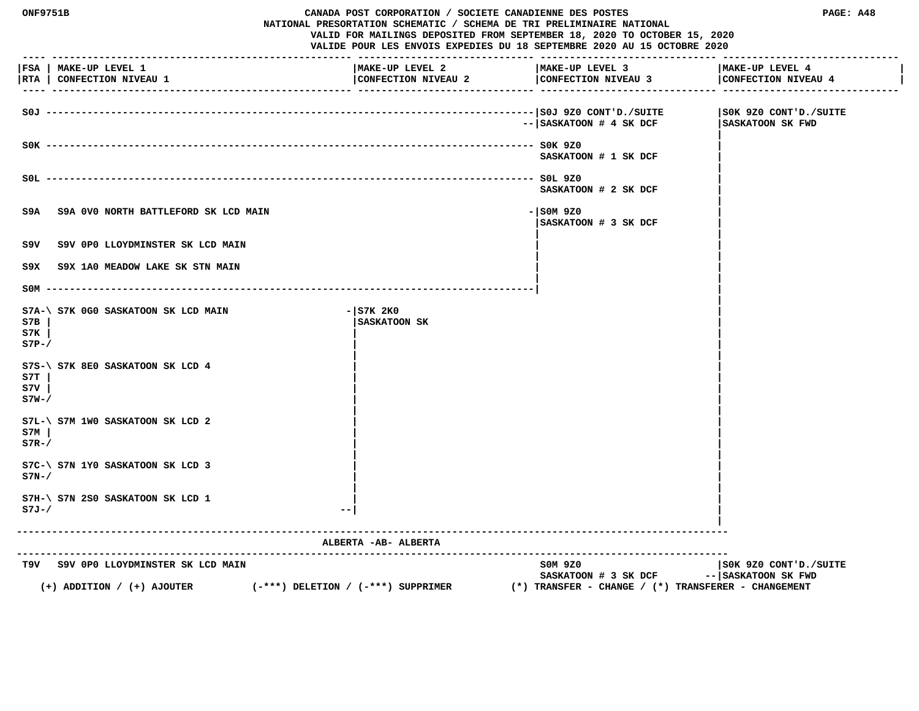# CANADA POST CORPORATION / SOCIETE CANADIENNE DES POSTES

## NATIONAL PRESORTATION SCHEMATIC / SCHEMA DE TRI PRELIMINAIRE NATIONAL

VALID FOR MAILINGS DEPOSITED FROM SEPTEMBER 18, 2020 TO OCTOBER 15, 2020
VALIDE POUR LES ENVOIS EXPEDIES DU 18 SEPTEMBRE 2020 AU 15 OCTOBRE 2020

| FSA / RTA | MAKE-UP LEVEL 1 / CONFECTION NIVEAU 1 | MAKE-UP LEVEL 2 / CONFECTION NIVEAU 2 | MAKE-UP LEVEL 3 / CONFECTION NIVEAU 3 | MAKE-UP LEVEL 4 / CONFECTION NIVEAU 4 |
|---|---|---|---|---|
| S0J | | | S0J 9Z0 CONT'D./SUITE SASKATOON # 4 SK DCF | S0K 9Z0 CONT'D./SUITE SASKATOON SK FWD |
| S0K | | | S0K 9Z0 SASKATOON # 1 SK DCF | |
| S0L | | | S0L 9Z0 SASKATOON # 2 SK DCF | |
| S9A | S9A 0V0 NORTH BATTLEFORD SK LCD MAIN | | S0M 9Z0 SASKATOON # 3 SK DCF | |
| S9V | S9V 0P0 LLOYDMINSTER SK LCD MAIN | | | |
| S9X | S9X 1A0 MEADOW LAKE SK STN MAIN | | | |
| S0M | | | | |
| S7A, S7B, S7K, S7P | S7K 0G0 SASKATOON SK LCD MAIN | S7K 2K0 SASKATOON SK | | |
| S7S, S7T, S7V, S7W | S7K 8E0 SASKATOON SK LCD 4 | | | |
| S7L, S7M, S7R | S7M 1W0 SASKATOON SK LCD 2 | | | |
| S7C, S7N | S7N 1Y0 SASKATOON SK LCD 3 | | | |
| S7H, S7J | S7N 2S0 SASKATOON SK LCD 1 | | | |

## ALBERTA -AB- ALBERTA

| FSA / RTA | MAKE-UP LEVEL 1 / CONFECTION NIVEAU 1 | MAKE-UP LEVEL 2 / CONFECTION NIVEAU 2 | MAKE-UP LEVEL 3 / CONFECTION NIVEAU 3 | MAKE-UP LEVEL 4 / CONFECTION NIVEAU 4 |
|---|---|---|---|---|
| T9V | S9V 0P0 LLOYDMINSTER SK LCD MAIN | | S0M 9Z0 SASKATOON # 3 SK DCF | S0K 9Z0 CONT'D./SUITE SASKATOON SK FWD |

(+) ADDITION / (+) AJOUTER (-***) DELETION / (-***) SUPPRIMER (*) TRANSFER - CHANGE / (*) TRANSFERER - CHANGEMENT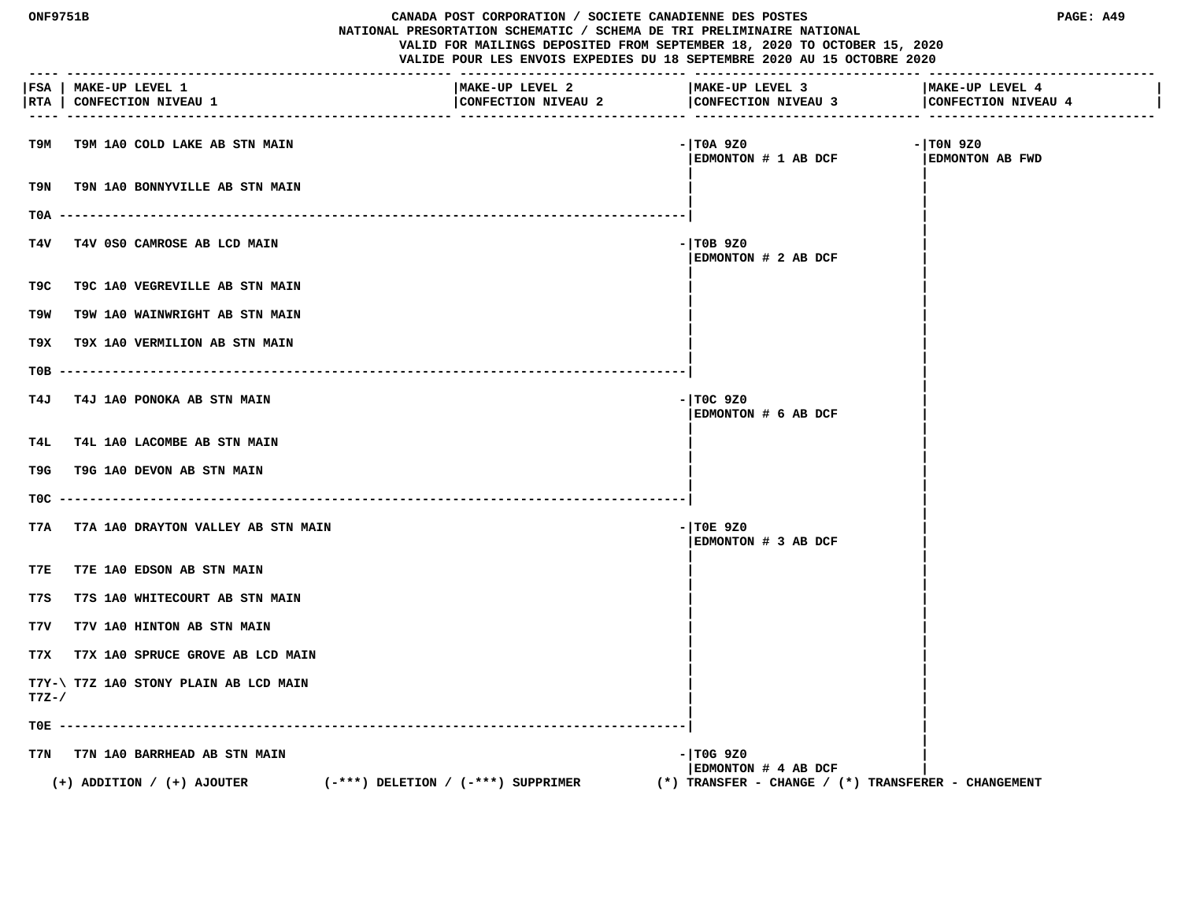# CANADA POST CORPORATION / SOCIETE CANADIENNE DES POSTES

## NATIONAL PRESORTATION SCHEMATIC / SCHEMA DE TRI PRELIMINAIRE NATIONAL

VALID FOR MAILINGS DEPOSITED FROM SEPTEMBER 18, 2020 TO OCTOBER 15, 2020

VALIDE POUR LES ENVOIS EXPEDIES DU 18 SEPTEMBRE 2020 AU 15 OCTOBRE 2020

| FSA / RTA | MAKE-UP LEVEL 1 / CONFECTION NIVEAU 1 | MAKE-UP LEVEL 2 / CONFECTION NIVEAU 2 | MAKE-UP LEVEL 3 / CONFECTION NIVEAU 3 | MAKE-UP LEVEL 4 / CONFECTION NIVEAU 4 |
|---|---|---|---|---|
| T9M | T9M 1A0 COLD LAKE AB STN MAIN | | T0A 9Z0 EDMONTON # 1 AB DCF | T0N 9Z0 EDMONTON AB FWD |
| T9N | T9N 1A0 BONNYVILLE AB STN MAIN | | | |
| T0A | | | | |
| T4V | T4V 0S0 CAMROSE AB LCD MAIN | | T0B 9Z0 EDMONTON # 2 AB DCF | |
| T9C | T9C 1A0 VEGREVILLE AB STN MAIN | | | |
| T9W | T9W 1A0 WAINWRIGHT AB STN MAIN | | | |
| T9X | T9X 1A0 VERMILION AB STN MAIN | | | |
| T0B | | | | |
| T4J | T4J 1A0 PONOKA AB STN MAIN | | T0C 9Z0 EDMONTON # 6 AB DCF | |
| T4L | T4L 1A0 LACOMBE AB STN MAIN | | | |
| T9G | T9G 1A0 DEVON AB STN MAIN | | | |
| T0C | | | | |
| T7A | T7A 1A0 DRAYTON VALLEY AB STN MAIN | | T0E 9Z0 EDMONTON # 3 AB DCF | |
| T7E | T7E 1A0 EDSON AB STN MAIN | | | |
| T7S | T7S 1A0 WHITECOURT AB STN MAIN | | | |
| T7V | T7V 1A0 HINTON AB STN MAIN | | | |
| T7X | T7X 1A0 SPRUCE GROVE AB LCD MAIN | | | |
| T7Y-\ T7Z-/ | T7Z 1A0 STONY PLAIN AB LCD MAIN | | | |
| T0E | | | | |
| T7N | T7N 1A0 BARRHEAD AB STN MAIN | | T0G 9Z0 EDMONTON # 4 AB DCF | |

(+) ADDITION / (+) AJOUTER (-***) DELETION / (-***) SUPPRIMER (*) TRANSFER - CHANGE / (*) TRANSFERER - CHANGEMENT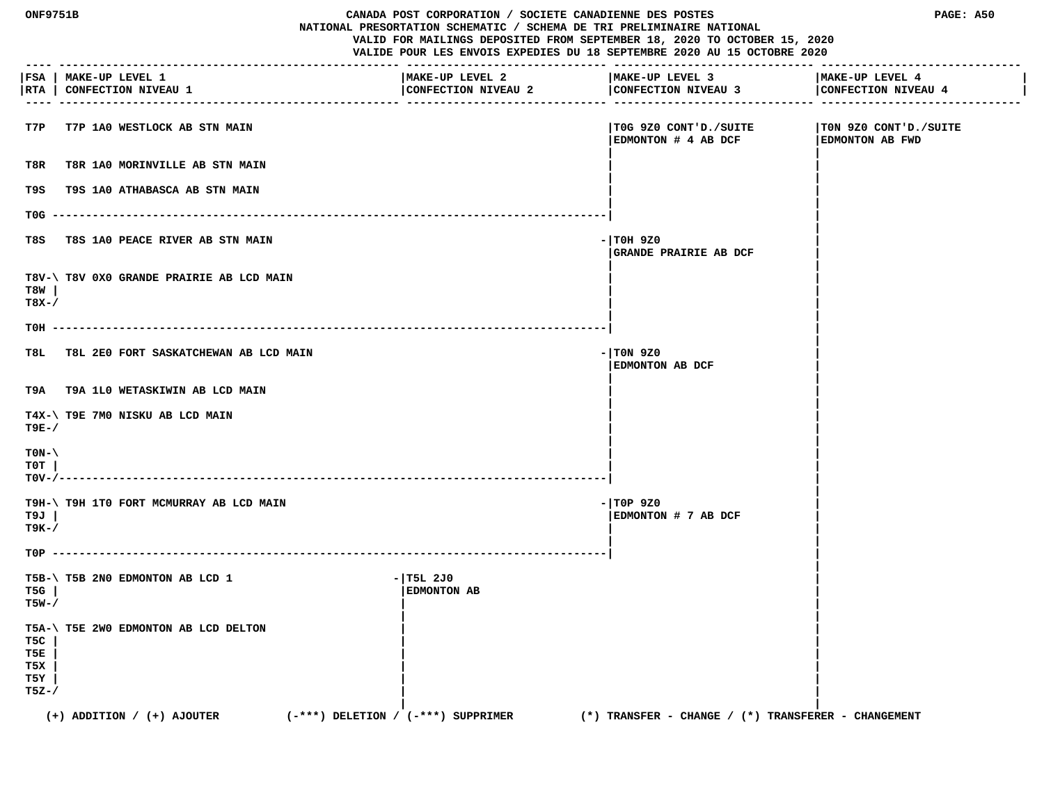CANADA POST CORPORATION / SOCIETE CANADIENNE DES POSTES
NATIONAL PRESORTATION SCHEMATIC / SCHEMA DE TRI PRELIMINAIRE NATIONAL
VALID FOR MAILINGS DEPOSITED FROM SEPTEMBER 18, 2020 TO OCTOBER 15, 2020
VALIDE POUR LES ENVOIS EXPEDIES DU 18 SEPTEMBRE 2020 AU 15 OCTOBRE 2020

| FSA / RTA | MAKE-UP LEVEL 1 / CONFECTION NIVEAU 1 | MAKE-UP LEVEL 2 / CONFECTION NIVEAU 2 | MAKE-UP LEVEL 3 / CONFECTION NIVEAU 3 | MAKE-UP LEVEL 4 / CONFECTION NIVEAU 4 |
|---|---|---|---|---|
| T7P | T7P 1A0 WESTLOCK AB STN MAIN | | T0G 9Z0 CONT'D./SUITE EDMONTON # 4 AB DCF | T0N 9Z0 CONT'D./SUITE EDMONTON AB FWD |
| T8R | T8R 1A0 MORINVILLE AB STN MAIN | | | |
| T9S | T9S 1A0 ATHABASCA AB STN MAIN | | | |
| T0G | | | | |
| T8S | T8S 1A0 PEACE RIVER AB STN MAIN | | T0H 9Z0 GRANDE PRAIRIE AB DCF | |
| T8V, T8W, T8X | T8V 0X0 GRANDE PRAIRIE AB LCD MAIN | | | |
| T0H | | | | |
| T8L | T8L 2E0 FORT SASKATCHEWAN AB LCD MAIN | | T0N 9Z0 EDMONTON AB DCF | |
| T9A | T9A 1L0 WETASKIWIN AB LCD MAIN | | | |
| T4X, T9E | T9E 7M0 NISKU AB LCD MAIN | | | |
| T0N, T0T, T0V | | | | |
| T9H, T9J, T9K | T9H 1T0 FORT MCMURRAY AB LCD MAIN | | T0P 9Z0 EDMONTON # 7 AB DCF | |
| T0P | | | | |
| T5B, T5G, T5W | T5B 2N0 EDMONTON AB LCD 1 | T5L 2J0 EDMONTON AB | | |
| T5A, T5C, T5E, T5X, T5Y, T5Z | T5E 2W0 EDMONTON AB LCD DELTON | | | |

(+) ADDITION / (+) AJOUTER (-***) DELETION / (-***) SUPPRIMER (*) TRANSFER - CHANGE / (*) TRANSFERER - CHANGEMENT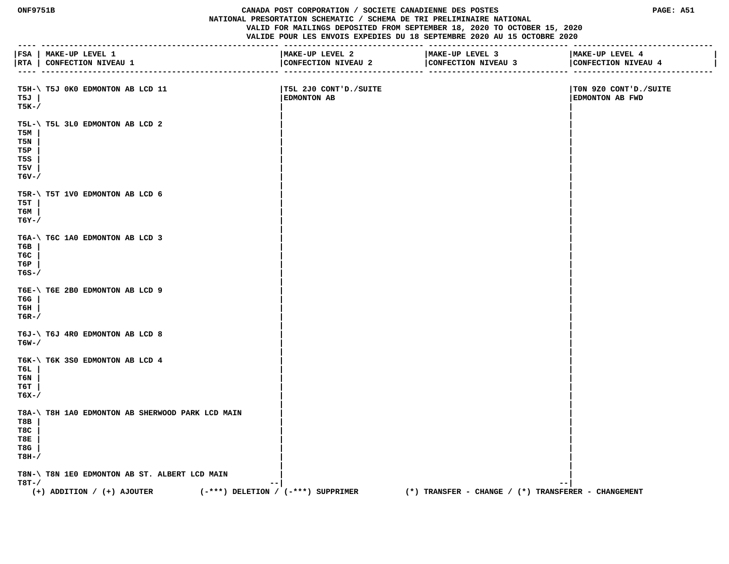| FSA / RTA | MAKE-UP LEVEL 1 / CONFECTION NIVEAU 1 | MAKE-UP LEVEL 2 / CONFECTION NIVEAU 2 | MAKE-UP LEVEL 3 / CONFECTION NIVEAU 3 | MAKE-UP LEVEL 4 / CONFECTION NIVEAU 4 |
|---|---|---|---|---|
| T5H, T5J, T5K | T5J 0K0 EDMONTON AB LCD 11 | T5L 2J0 CONT'D./SUITE EDMONTON AB | | T0N 9Z0 CONT'D./SUITE EDMONTON AB FWD |
| T5L, T5M, T5N, T5P, T5S, T5V, T6V | T5L 3L0 EDMONTON AB LCD 2 | | | |
| T5R, T5T, T6M, T6Y | T5T 1V0 EDMONTON AB LCD 6 | | | |
| T6A, T6B, T6C, T6P, T6S | T6C 1A0 EDMONTON AB LCD 3 | | | |
| T6E, T6G, T6H, T6R | T6E 2B0 EDMONTON AB LCD 9 | | | |
| T6J, T6W | T6J 4R0 EDMONTON AB LCD 8 | | | |
| T6K, T6L, T6N, T6T, T6X | T6K 3S0 EDMONTON AB LCD 4 | | | |
| T8A, T8B, T8C, T8E, T8G, T8H | T8H 1A0 EDMONTON AB SHERWOOD PARK LCD MAIN | | | |
| T8N, T8T | T8N 1E0 EDMONTON AB ST. ALBERT LCD MAIN | | | |

(+) ADDITION / (+) AJOUTER (-***) DELETION / (-***) SUPPRIMER (*) TRANSFER - CHANGE / (*) TRANSFERER - CHANGEMENT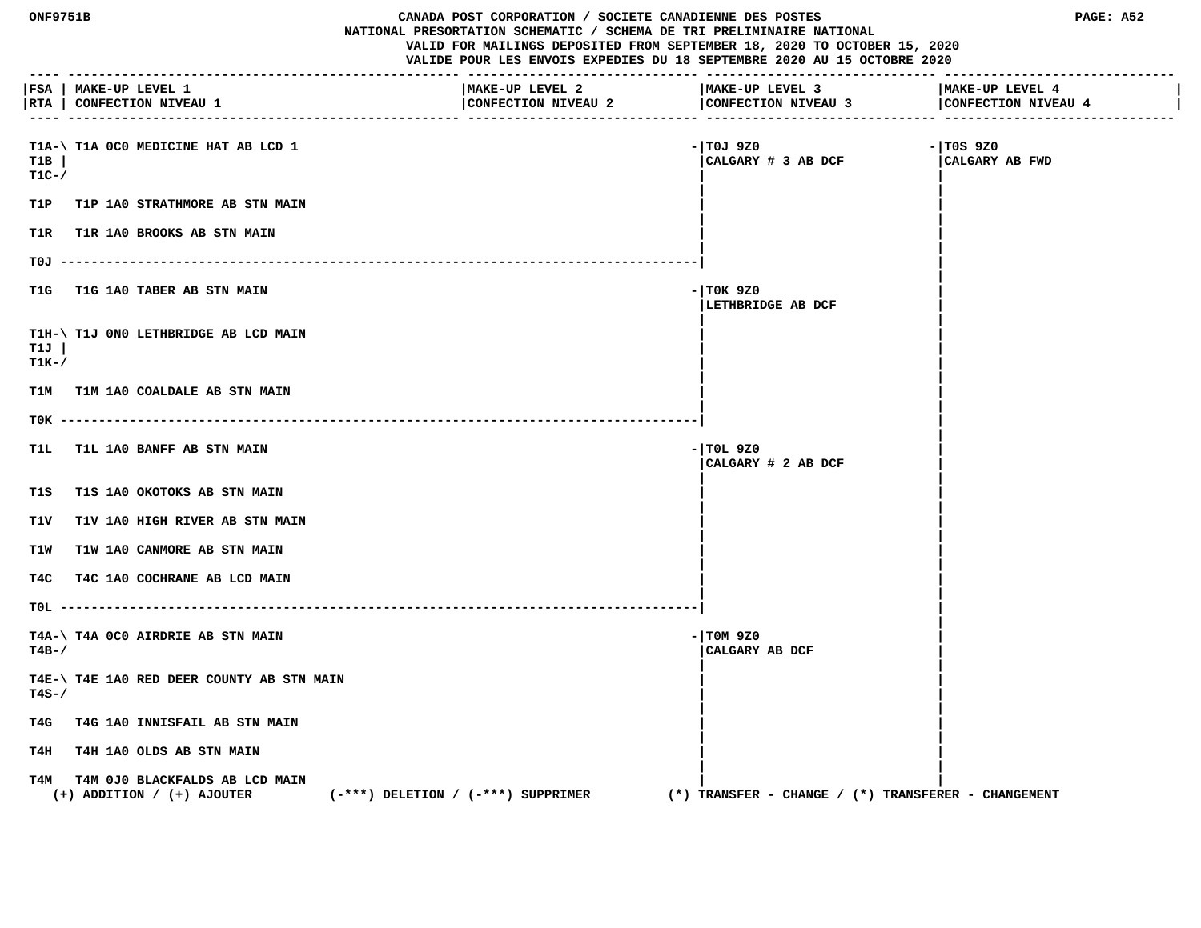# CANADA POST CORPORATION / SOCIETE CANADIENNE DES POSTES

NATIONAL PRESORTATION SCHEMATIC / SCHEMA DE TRI PRELIMINAIRE NATIONAL

VALID FOR MAILINGS DEPOSITED FROM SEPTEMBER 18, 2020 TO OCTOBER 15, 2020

VALIDE POUR LES ENVOIS EXPEDIES DU 18 SEPTEMBRE 2020 AU 15 OCTOBRE 2020

| FSA / RTA | MAKE-UP LEVEL 1 / CONFECTION NIVEAU 1 | MAKE-UP LEVEL 2 / CONFECTION NIVEAU 2 | MAKE-UP LEVEL 3 / CONFECTION NIVEAU 3 | MAKE-UP LEVEL 4 / CONFECTION NIVEAU 4 |
|---|---|---|---|---|
| T1A-\ T1B \| T1C-/ | T1A 0C0 MEDICINE HAT AB LCD 1 | | T0J 9Z0 CALGARY # 3 AB DCF | T0S 9Z0 CALGARY AB FWD |
| T1P | T1P 1A0 STRATHMORE AB STN MAIN | | | |
| T1R | T1R 1A0 BROOKS AB STN MAIN | | | |
| T0J | | | | |
| T1G | T1G 1A0 TABER AB STN MAIN | | T0K 9Z0 LETHBRIDGE AB DCF | |
| T1H-\ T1J \| T1K-/ | T1J 0N0 LETHBRIDGE AB LCD MAIN | | | |
| T1M | T1M 1A0 COALDALE AB STN MAIN | | | |
| T0K | | | | |
| T1L | T1L 1A0 BANFF AB STN MAIN | | T0L 9Z0 CALGARY # 2 AB DCF | |
| T1S | T1S 1A0 OKOTOKS AB STN MAIN | | | |
| T1V | T1V 1A0 HIGH RIVER AB STN MAIN | | | |
| T1W | T1W 1A0 CANMORE AB STN MAIN | | | |
| T4C | T4C 1A0 COCHRANE AB LCD MAIN | | | |
| T0L | | | | |
| T4A-\ T4B-/ | T4A 0C0 AIRDRIE AB STN MAIN | | T0M 9Z0 CALGARY AB DCF | |
| T4E-\ T4S-/ | T4E 1A0 RED DEER COUNTY AB STN MAIN | | | |
| T4G | T4G 1A0 INNISFAIL AB STN MAIN | | | |
| T4H | T4H 1A0 OLDS AB STN MAIN | | | |
| T4M | T4M 0J0 BLACKFALDS AB LCD MAIN | | | |

(+) ADDITION / (+) AJOUTER (-***) DELETION / (-***) SUPPRIMER (*) TRANSFER - CHANGE / (*) TRANSFERER - CHANGEMENT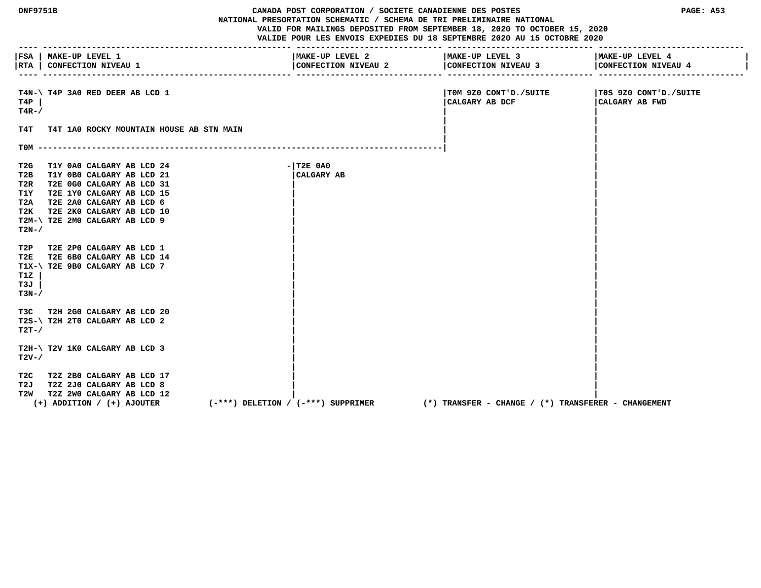ONF9751B

# CANADA POST CORPORATION / SOCIETE CANADIENNE DES POSTES
## NATIONAL PRESORTATION SCHEMATIC / SCHEMA DE TRI PRELIMINAIRE NATIONAL

VALID FOR MAILINGS DEPOSITED FROM SEPTEMBER 18, 2020 TO OCTOBER 15, 2020
VALIDE POUR LES ENVOIS EXPEDIES DU 18 SEPTEMBRE 2020 AU 15 OCTOBRE 2020

PAGE: A53

| FSA RTA | MAKE-UP LEVEL 1 CONFECTION NIVEAU 1 | MAKE-UP LEVEL 2 CONFECTION NIVEAU 2 | MAKE-UP LEVEL 3 CONFECTION NIVEAU 3 | MAKE-UP LEVEL 4 CONFECTION NIVEAU 4 |
|---|---|---|---|---|
| T4N-\ T4P \| T4R-/ | T4P 3A0 RED DEER AB LCD 1 | | T0M 9Z0 CONT'D./SUITE CALGARY AB DCF | T0S 9Z0 CONT'D./SUITE CALGARY AB FWD |
| T4T | T4T 1A0 ROCKY MOUNTAIN HOUSE AB STN MAIN | | | |
| T0M | | | | |
| T2G | T1Y 0A0 CALGARY AB LCD 24 | T2E 0A0 CALGARY AB | | |
| T2B | T1Y 0B0 CALGARY AB LCD 21 | | | |
| T2R | T2E 0G0 CALGARY AB LCD 31 | | | |
| T1Y | T2E 1Y0 CALGARY AB LCD 15 | | | |
| T2A | T2E 2A0 CALGARY AB LCD 6 | | | |
| T2K | T2E 2K0 CALGARY AB LCD 10 | | | |
| T2M-\ T2N-/ | T2E 2M0 CALGARY AB LCD 9 | | | |
| T2P | T2E 2P0 CALGARY AB LCD 1 | | | |
| T2E | T2E 6B0 CALGARY AB LCD 14 | | | |
| T1X-\ T1Z \| T3J \| T3N-/ | T2E 9B0 CALGARY AB LCD 7 | | | |
| T3C | T2H 2G0 CALGARY AB LCD 20 | | | |
| T2S-\ T2T-/ | T2H 2T0 CALGARY AB LCD 2 | | | |
| T2H-\ T2V-/ | T2V 1K0 CALGARY AB LCD 3 | | | |
| T2C | T2Z 2B0 CALGARY AB LCD 17 | | | |
| T2J | T2Z 2J0 CALGARY AB LCD 8 | | | |
| T2W | T2Z 2W0 CALGARY AB LCD 12 | | | |

(+) ADDITION / (+) AJOUTER (-***) DELETION / (-***) SUPPRIMER (*) TRANSFER - CHANGE / (*) TRANSFERER - CHANGEMENT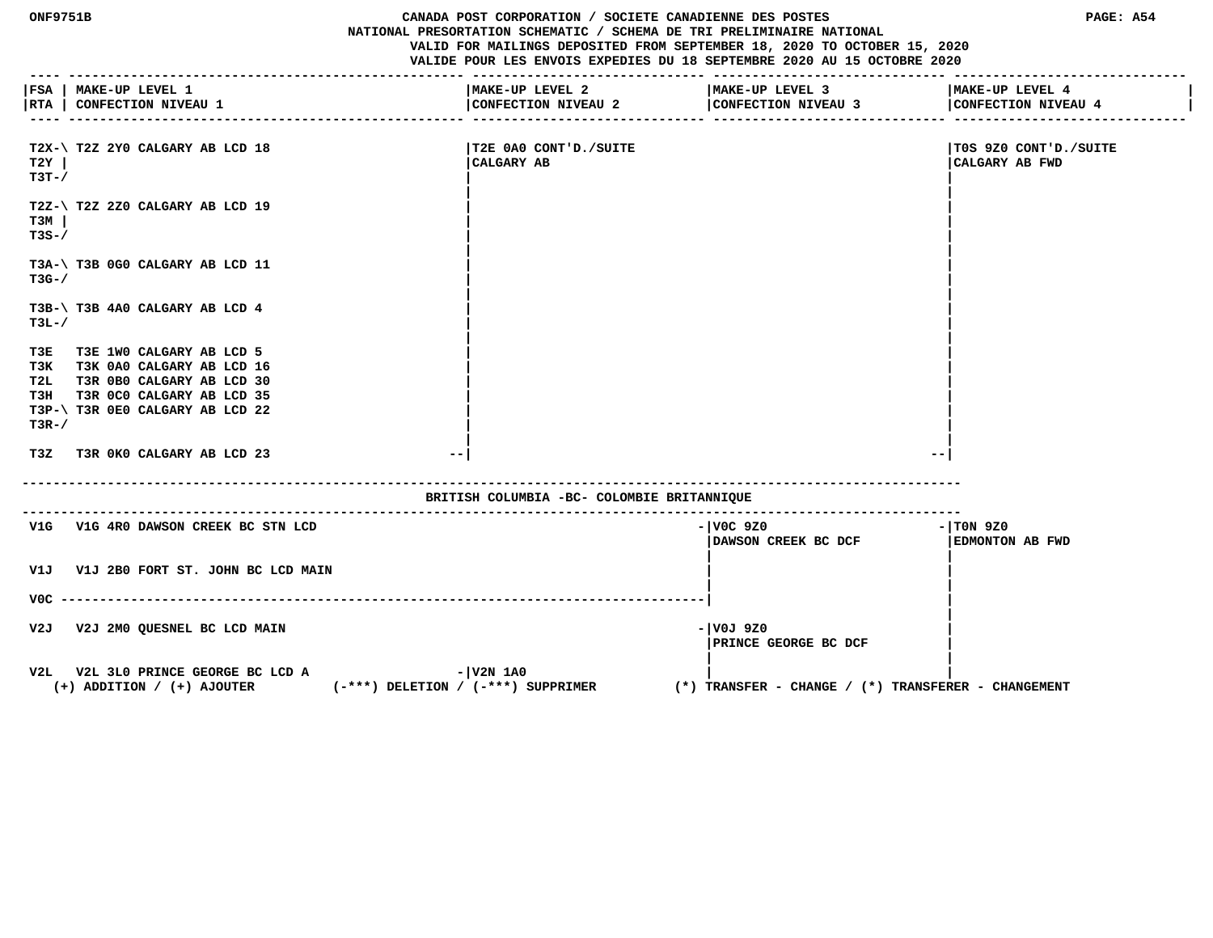CANADA POST CORPORATION / SOCIETE CANADIENNE DES POSTES
NATIONAL PRESORTATION SCHEMATIC / SCHEMA DE TRI PRELIMINAIRE NATIONAL
VALID FOR MAILINGS DEPOSITED FROM SEPTEMBER 18, 2020 TO OCTOBER 15, 2020
VALIDE POUR LES ENVOIS EXPEDIES DU 18 SEPTEMBRE 2020 AU 15 OCTOBRE 2020

| FSA / RTA | MAKE-UP LEVEL 1 / CONFECTION NIVEAU 1 | MAKE-UP LEVEL 2 / CONFECTION NIVEAU 2 | MAKE-UP LEVEL 3 / CONFECTION NIVEAU 3 | MAKE-UP LEVEL 4 / CONFECTION NIVEAU 4 |
|---|---|---|---|---|
| T2X-\ T2Y \| T3T-/ | T2Z 2Y0 CALGARY AB LCD 18 | T2E 0A0 CONT'D./SUITE CALGARY AB | | T0S 9Z0 CONT'D./SUITE CALGARY AB FWD |
| T2Z-\ T3M \| T3S-/ | T2Z 2Z0 CALGARY AB LCD 19 | | | |
| T3A-\ T3G-/ | T3B 0G0 CALGARY AB LCD 11 | | | |
| T3B-\ T3L-/ | T3B 4A0 CALGARY AB LCD 4 | | | |
| T3E | T3E 1W0 CALGARY AB LCD 5 | | | |
| T3K | T3K 0A0 CALGARY AB LCD 16 | | | |
| T2L | T3R 0B0 CALGARY AB LCD 30 | | | |
| T3H | T3R 0C0 CALGARY AB LCD 35 | | | |
| T3P-\ T3R-/ | T3R 0E0 CALGARY AB LCD 22 | | | |
| T3Z | T3R 0K0 CALGARY AB LCD 23 | | | |

## BRITISH COLUMBIA -BC- COLOMBIE BRITANNIQUE

| FSA / RTA | MAKE-UP LEVEL 1 / CONFECTION NIVEAU 1 | MAKE-UP LEVEL 2 / CONFECTION NIVEAU 2 | MAKE-UP LEVEL 3 / CONFECTION NIVEAU 3 | MAKE-UP LEVEL 4 / CONFECTION NIVEAU 4 |
|---|---|---|---|---|
| V1G | V1G 4R0 DAWSON CREEK BC STN LCD | | V0C 9Z0 DAWSON CREEK BC DCF | T0N 9Z0 EDMONTON AB FWD |
| V1J | V1J 2B0 FORT ST. JOHN BC LCD MAIN | | | |
| V0C | | | | |
| V2J | V2J 2M0 QUESNEL BC LCD MAIN | | V0J 9Z0 PRINCE GEORGE BC DCF | |
| V2L | V2L 3L0 PRINCE GEORGE BC LCD A | V2N 1A0 | | |

(+) ADDITION / (+) AJOUTER (-***) DELETION / (-***) SUPPRIMER (*) TRANSFER - CHANGE / (*) TRANSFERER - CHANGEMENT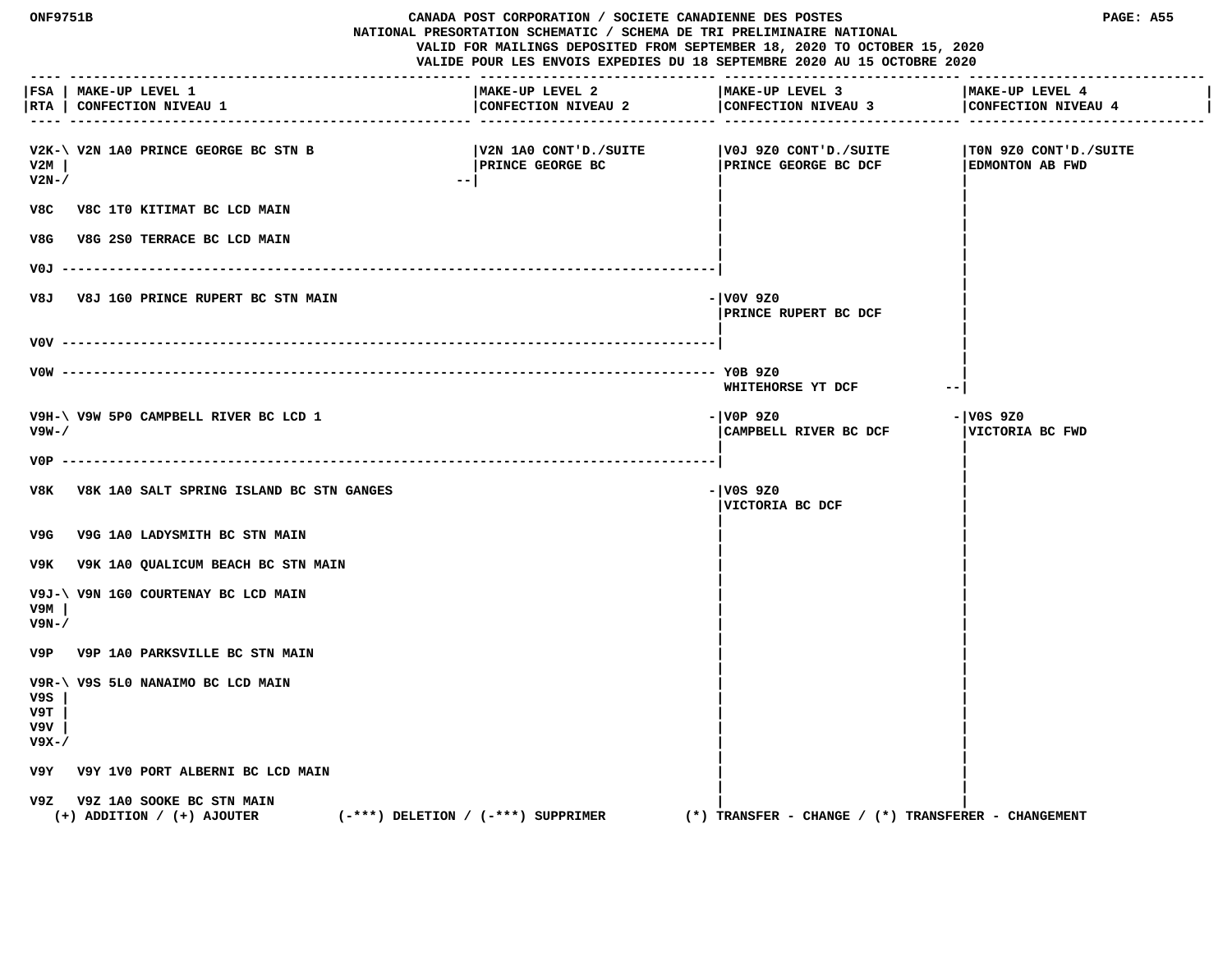ONF9751B

CANADA POST CORPORATION / SOCIETE CANADIENNE DES POSTES
NATIONAL PRESORTATION SCHEMATIC / SCHEMA DE TRI PRELIMINAIRE NATIONAL
VALID FOR MAILINGS DEPOSITED FROM SEPTEMBER 18, 2020 TO OCTOBER 15, 2020
VALIDE POUR LES ENVOIS EXPEDIES DU 18 SEPTEMBRE 2020 AU 15 OCTOBRE 2020

| FSA / RTA | MAKE-UP LEVEL 1 / CONFECTION NIVEAU 1 | MAKE-UP LEVEL 2 / CONFECTION NIVEAU 2 | MAKE-UP LEVEL 3 / CONFECTION NIVEAU 3 | MAKE-UP LEVEL 4 / CONFECTION NIVEAU 4 |
|---|---|---|---|---|
| V2K, V2M, V2N | V2N 1A0 PRINCE GEORGE BC STN B | V2N 1A0 CONT'D./SUITE PRINCE GEORGE BC | V0J 9Z0 CONT'D./SUITE PRINCE GEORGE BC DCF | T0N 9Z0 CONT'D./SUITE EDMONTON AB FWD |
| V8C | V8C 1T0 KITIMAT BC LCD MAIN | | V0J 9Z0 CONT'D./SUITE PRINCE GEORGE BC DCF | T0N 9Z0 CONT'D./SUITE EDMONTON AB FWD |
| V8G | V8G 2S0 TERRACE BC LCD MAIN | | V0J 9Z0 CONT'D./SUITE PRINCE GEORGE BC DCF | T0N 9Z0 CONT'D./SUITE EDMONTON AB FWD |
| V0J | | | V0J 9Z0 CONT'D./SUITE PRINCE GEORGE BC DCF | T0N 9Z0 CONT'D./SUITE EDMONTON AB FWD |
| V8J | V8J 1G0 PRINCE RUPERT BC STN MAIN | | V0V 9Z0 PRINCE RUPERT BC DCF | T0N 9Z0 CONT'D./SUITE EDMONTON AB FWD |
| V0V | | | V0V 9Z0 PRINCE RUPERT BC DCF | T0N 9Z0 CONT'D./SUITE EDMONTON AB FWD |
| V0W | | | Y0B 9Z0 WHITEHORSE YT DCF | T0N 9Z0 CONT'D./SUITE EDMONTON AB FWD |
| V9H, V9W | V9W 5P0 CAMPBELL RIVER BC LCD 1 | | V0P 9Z0 CAMPBELL RIVER BC DCF | V0S 9Z0 VICTORIA BC FWD |
| V0P | | | V0P 9Z0 CAMPBELL RIVER BC DCF | V0S 9Z0 VICTORIA BC FWD |
| V8K | V8K 1A0 SALT SPRING ISLAND BC STN GANGES | | V0S 9Z0 VICTORIA BC DCF | V0S 9Z0 VICTORIA BC FWD |
| V9G | V9G 1A0 LADYSMITH BC STN MAIN | | V0S 9Z0 VICTORIA BC DCF | V0S 9Z0 VICTORIA BC FWD |
| V9K | V9K 1A0 QUALICUM BEACH BC STN MAIN | | V0S 9Z0 VICTORIA BC DCF | V0S 9Z0 VICTORIA BC FWD |
| V9J, V9M, V9N | V9N 1G0 COURTENAY BC LCD MAIN | | V0S 9Z0 VICTORIA BC DCF | V0S 9Z0 VICTORIA BC FWD |
| V9P | V9P 1A0 PARKSVILLE BC STN MAIN | | V0S 9Z0 VICTORIA BC DCF | V0S 9Z0 VICTORIA BC FWD |
| V9R, V9S, V9T, V9V, V9X | V9S 5L0 NANAIMO BC LCD MAIN | | V0S 9Z0 VICTORIA BC DCF | V0S 9Z0 VICTORIA BC FWD |
| V9Y | V9Y 1V0 PORT ALBERNI BC LCD MAIN | | V0S 9Z0 VICTORIA BC DCF | V0S 9Z0 VICTORIA BC FWD |
| V9Z | V9Z 1A0 SOOKE BC STN MAIN | | V0S 9Z0 VICTORIA BC DCF | V0S 9Z0 VICTORIA BC FWD |

(+) ADDITION / (+) AJOUTER (-***) DELETION / (-***) SUPPRIMER (*) TRANSFER - CHANGE / (*) TRANSFERER - CHANGEMENT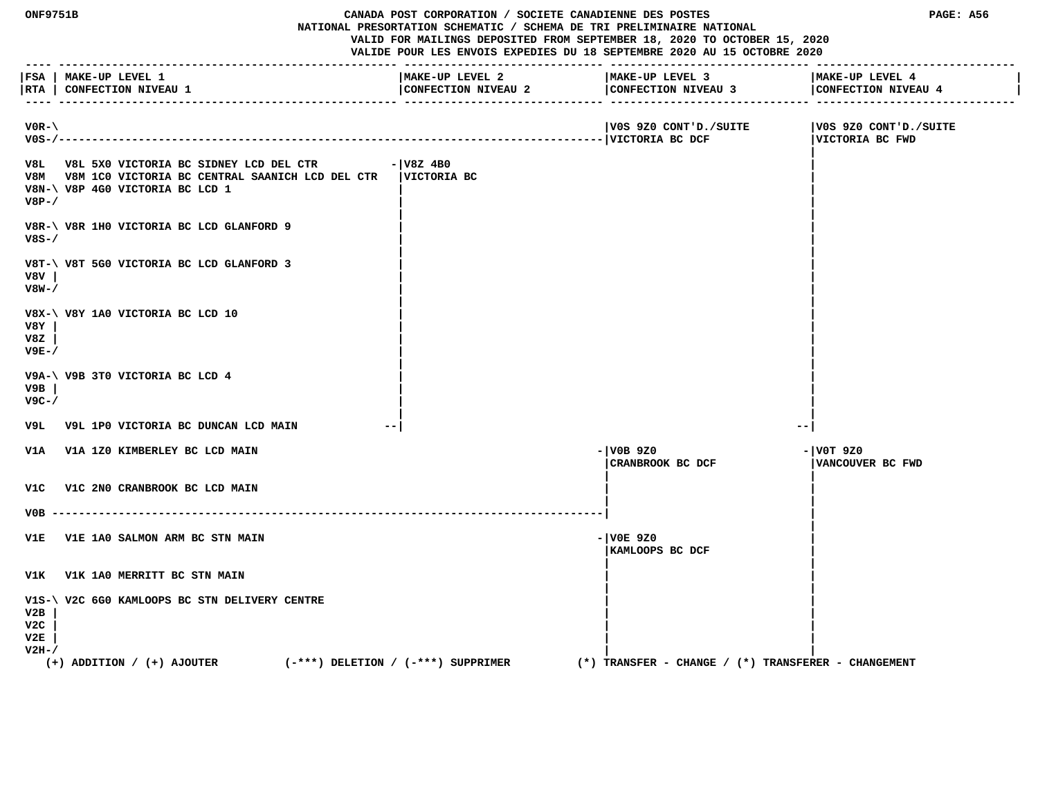**CANADA POST CORPORATION / SOCIETE CANADIENNE DES POSTES**
**NATIONAL PRESORTATION SCHEMATIC / SCHEMA DE TRI PRELIMINAIRE NATIONAL**
**VALID FOR MAILINGS DEPOSITED FROM SEPTEMBER 18, 2020 TO OCTOBER 15, 2020**
**VALIDE POUR LES ENVOIS EXPEDIES DU 18 SEPTEMBRE 2020 AU 15 OCTOBRE 2020**

| FSA / RTA | MAKE-UP LEVEL 1 / CONFECTION NIVEAU 1 | MAKE-UP LEVEL 2 / CONFECTION NIVEAU 2 | MAKE-UP LEVEL 3 / CONFECTION NIVEAU 3 | MAKE-UP LEVEL 4 / CONFECTION NIVEAU 4 |
|---|---|---|---|---|
| V0R-\ V0S-/ | | | V0S 9Z0 CONT'D./SUITE VICTORIA BC DCF | V0S 9Z0 CONT'D./SUITE VICTORIA BC FWD |
| V8L | V8L 5X0 VICTORIA BC SIDNEY LCD DEL CTR | V8Z 4B0 VICTORIA BC | | |
| V8M | V8M 1C0 VICTORIA BC CENTRAL SAANICH LCD DEL CTR | | | |
| V8N-\ V8P-/ | V8P 4G0 VICTORIA BC LCD 1 | | | |
| V8R-\ V8S-/ | V8R 1H0 VICTORIA BC LCD GLANFORD 9 | | | |
| V8T-\ V8V \| V8W-/ | V8T 5G0 VICTORIA BC LCD GLANFORD 3 | | | |
| V8X-\ V8Y \| V8Z \| V9E-/ | V8Y 1A0 VICTORIA BC LCD 10 | | | |
| V9A-\ V9B \| V9C-/ | V9B 3T0 VICTORIA BC LCD 4 | | | |
| V9L | V9L 1P0 VICTORIA BC DUNCAN LCD MAIN | | | |
| V1A | V1A 1Z0 KIMBERLEY BC LCD MAIN | | V0B 9Z0 CRANBROOK BC DCF | V0T 9Z0 VANCOUVER BC FWD |
| V1C | V1C 2N0 CRANBROOK BC LCD MAIN | | | |
| V0B | | | | |
| V1E | V1E 1A0 SALMON ARM BC STN MAIN | | V0E 9Z0 KAMLOOPS BC DCF | |
| V1K | V1K 1A0 MERRITT BC STN MAIN | | | |
| V1S-\ V2B \| V2C \| V2E \| V2H-/ | V2C 6G0 KAMLOOPS BC STN DELIVERY CENTRE | | | |

(+) ADDITION / (+) AJOUTER (-***) DELETION / (-***) SUPPRIMER (*) TRANSFER - CHANGE / (*) TRANSFERER - CHANGEMENT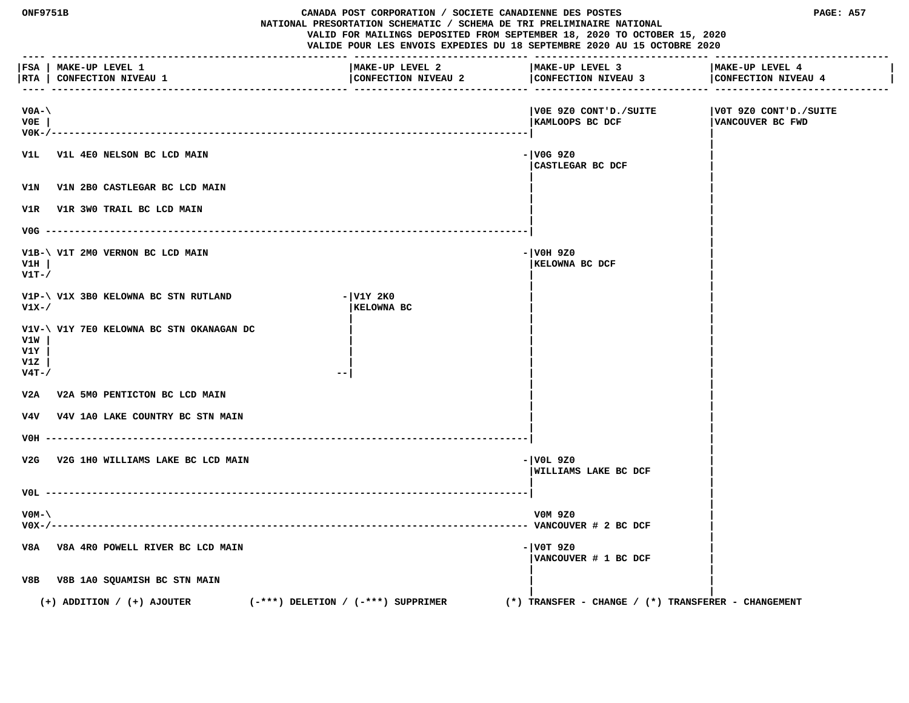CANADA POST CORPORATION / SOCIETE CANADIENNE DES POSTES

NATIONAL PRESORTATION SCHEMATIC / SCHEMA DE TRI PRELIMINAIRE NATIONAL

VALID FOR MAILINGS DEPOSITED FROM SEPTEMBER 18, 2020 TO OCTOBER 15, 2020

VALIDE POUR LES ENVOIS EXPEDIES DU 18 SEPTEMBRE 2020 AU 15 OCTOBRE 2020

| FSA RTA | MAKE-UP LEVEL 1 CONFECTION NIVEAU 1 | MAKE-UP LEVEL 2 CONFECTION NIVEAU 2 | MAKE-UP LEVEL 3 CONFECTION NIVEAU 3 | MAKE-UP LEVEL 4 CONFECTION NIVEAU 4 |
|---|---|---|---|---|
| V0A- V0E V0K- | | | V0E 9Z0 CONT'D./SUITE KAMLOOPS BC DCF | V0T 9Z0 CONT'D./SUITE VANCOUVER BC FWD |
| V1L | V1L 4E0 NELSON BC LCD MAIN | | V0G 9Z0 CASTLEGAR BC DCF | |
| V1N | V1N 2B0 CASTLEGAR BC LCD MAIN | | | |
| V1R | V1R 3W0 TRAIL BC LCD MAIN | | | |
| V0G | | | | |
| V1B- V1H V1T- | V1T 2M0 VERNON BC LCD MAIN | | V0H 9Z0 KELOWNA BC DCF | |
| V1P- V1X- | V1X 3B0 KELOWNA BC STN RUTLAND | V1Y 2K0 KELOWNA BC | | |
| V1V- V1W V1Y V1Z V4T- | V1Y 7E0 KELOWNA BC STN OKANAGAN DC | | | |
| V2A | V2A 5M0 PENTICTON BC LCD MAIN | | | |
| V4V | V4V 1A0 LAKE COUNTRY BC STN MAIN | | | |
| V0H | | | | |
| V2G | V2G 1H0 WILLIAMS LAKE BC LCD MAIN | | V0L 9Z0 WILLIAMS LAKE BC DCF | |
| V0L | | | | |
| V0M- V0X- | | | V0M 9Z0 VANCOUVER # 2 BC DCF | |
| V8A | V8A 4R0 POWELL RIVER BC LCD MAIN | | V0T 9Z0 VANCOUVER # 1 BC DCF | |
| V8B | V8B 1A0 SQUAMISH BC STN MAIN | | | |

(+) ADDITION / (+) AJOUTER (-***) DELETION / (-***) SUPPRIMER (*) TRANSFER - CHANGE / (*) TRANSFERER - CHANGEMENT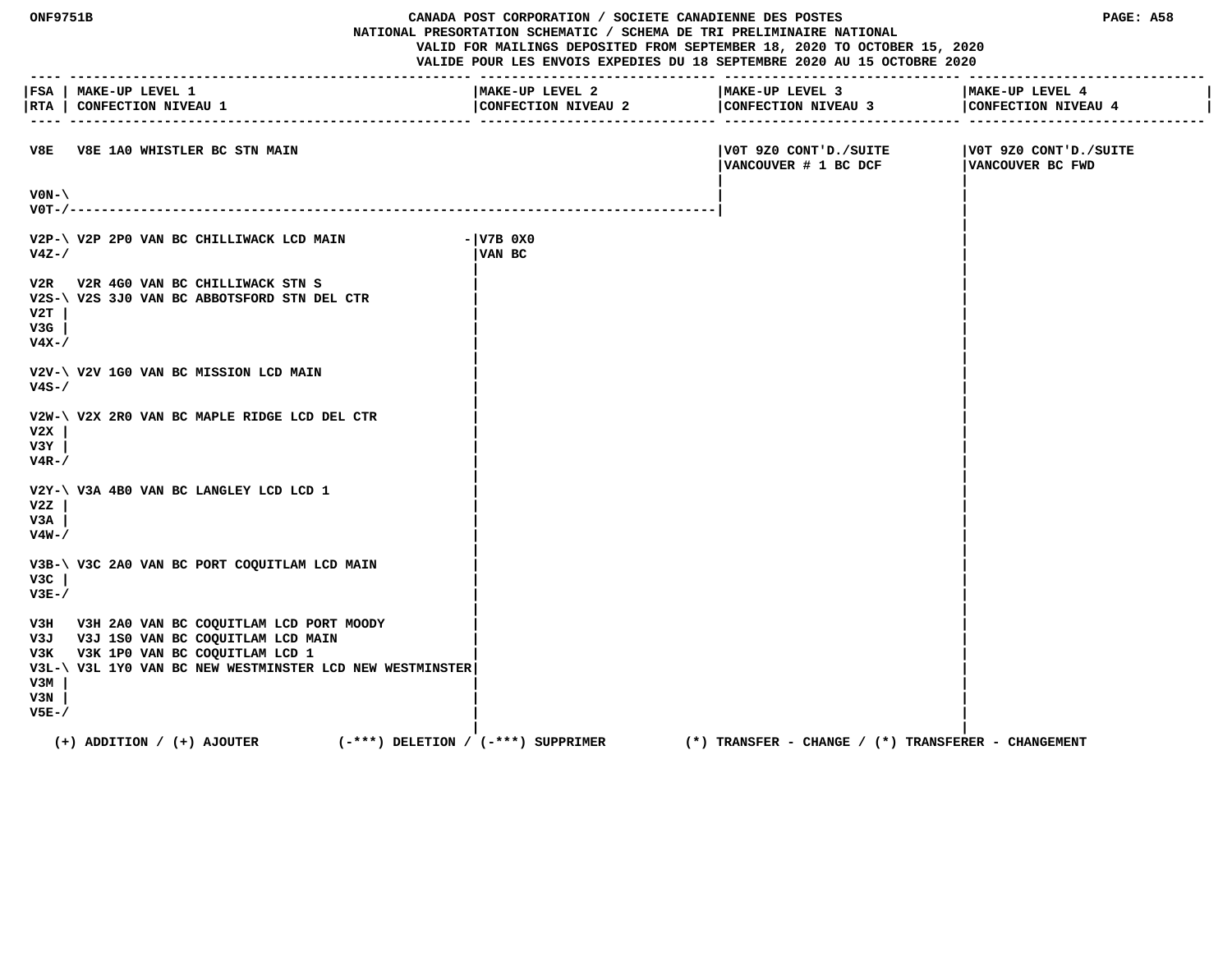CANADA POST CORPORATION / SOCIETE CANADIENNE DES POSTES
NATIONAL PRESORTATION SCHEMATIC / SCHEMA DE TRI PRELIMINAIRE NATIONAL
VALID FOR MAILINGS DEPOSITED FROM SEPTEMBER 18, 2020 TO OCTOBER 15, 2020
VALIDE POUR LES ENVOIS EXPEDIES DU 18 SEPTEMBRE 2020 AU 15 OCTOBRE 2020

| FSA / RTA | MAKE-UP LEVEL 1 / CONFECTION NIVEAU 1 | MAKE-UP LEVEL 2 / CONFECTION NIVEAU 2 | MAKE-UP LEVEL 3 / CONFECTION NIVEAU 3 | MAKE-UP LEVEL 4 / CONFECTION NIVEAU 4 |
|---|---|---|---|---|
| V8E | V8E 1A0 WHISTLER BC STN MAIN | | V0T 9Z0 CONT'D./SUITE VANCOUVER # 1 BC DCF | V0T 9Z0 CONT'D./SUITE VANCOUVER BC FWD |
| V0N-\ V0T-/ | | | | |
| V2P-\ V4Z-/ | V2P 2P0 VAN BC CHILLIWACK LCD MAIN | V7B 0X0 VAN BC | | |
| V2R | V2R 4G0 VAN BC CHILLIWACK STN S | | | |
| V2S-\ V2T \| V3G \| V4X-/ | V2S 3J0 VAN BC ABBOTSFORD STN DEL CTR | | | |
| V2V-\ V4S-/ | V2V 1G0 VAN BC MISSION LCD MAIN | | | |
| V2W-\ V2X \| V3Y \| V4R-/ | V2X 2R0 VAN BC MAPLE RIDGE LCD DEL CTR | | | |
| V2Y-\ V2Z \| V3A \| V4W-/ | V3A 4B0 VAN BC LANGLEY LCD LCD 1 | | | |
| V3B-\ V3C \| V3E-/ | V3C 2A0 VAN BC PORT COQUITLAM LCD MAIN | | | |
| V3H | V3H 2A0 VAN BC COQUITLAM LCD PORT MOODY | | | |
| V3J | V3J 1S0 VAN BC COQUITLAM LCD MAIN | | | |
| V3K | V3K 1P0 VAN BC COQUITLAM LCD 1 | | | |
| V3L-\ V3M \| V3N \| V5E-/ | V3L 1Y0 VAN BC NEW WESTMINSTER LCD NEW WESTMINSTER | | | |

(+) ADDITION / (+) AJOUTER (-***) DELETION / (-***) SUPPRIMER (*) TRANSFER - CHANGE / (*) TRANSFERER - CHANGEMENT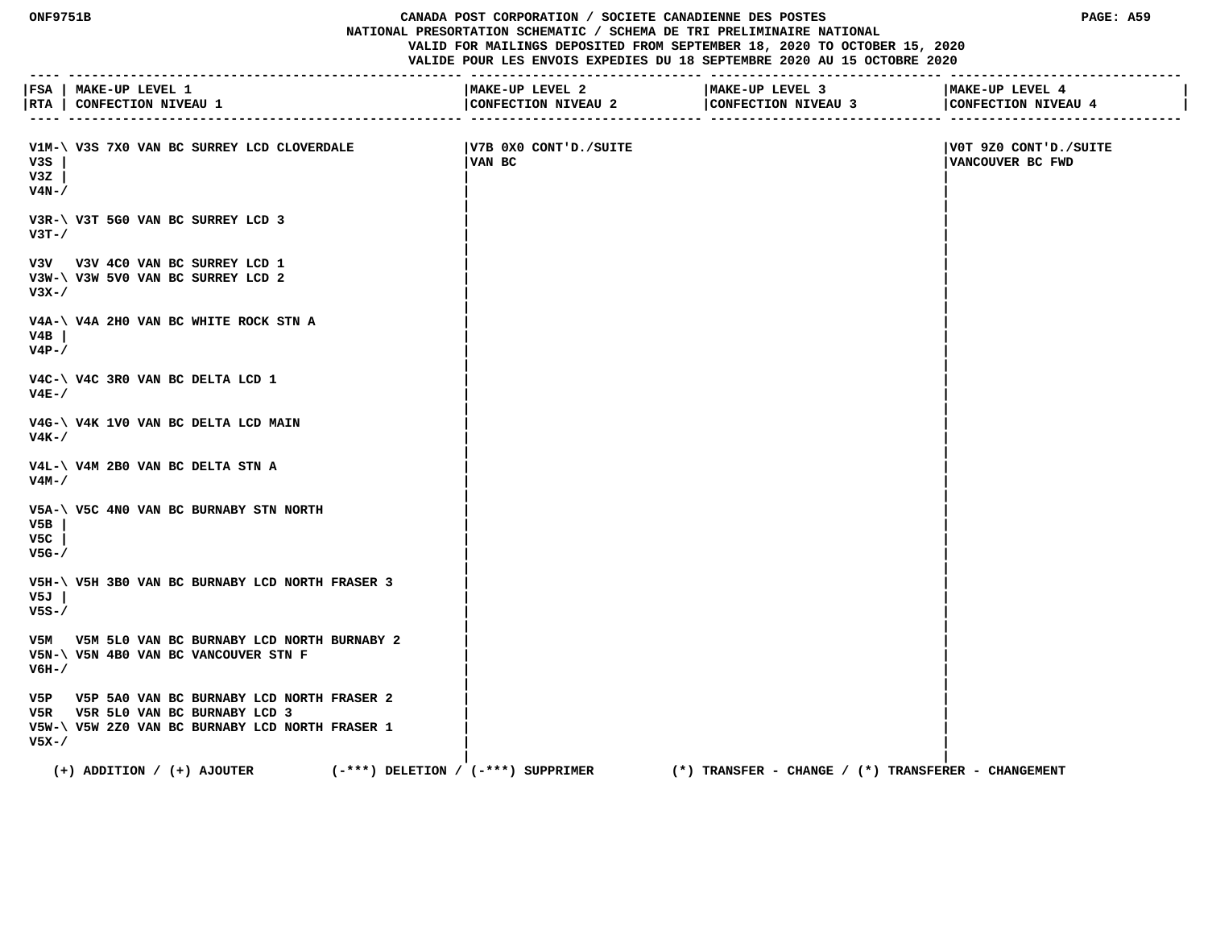ONF9751B

CANADA POST CORPORATION / SOCIETE CANADIENNE DES POSTES
NATIONAL PRESORTATION SCHEMATIC / SCHEMA DE TRI PRELIMINAIRE NATIONAL
VALID FOR MAILINGS DEPOSITED FROM SEPTEMBER 18, 2020 TO OCTOBER 15, 2020
VALIDE POUR LES ENVOIS EXPEDIES DU 18 SEPTEMBRE 2020 AU 15 OCTOBRE 2020

| FSA / RTA | MAKE-UP LEVEL 1 / CONFECTION NIVEAU 1 | MAKE-UP LEVEL 2 / CONFECTION NIVEAU 2 | MAKE-UP LEVEL 3 / CONFECTION NIVEAU 3 | MAKE-UP LEVEL 4 / CONFECTION NIVEAU 4 |
|---|---|---|---|---|
| V1M-\ V3S \| V3Z \| V4N-/ | V3S 7X0 VAN BC SURREY LCD CLOVERDALE | V7B 0X0 CONT'D./SUITE VAN BC | | V0T 9Z0 CONT'D./SUITE VANCOUVER BC FWD |
| V3R-\ V3T-/ | V3T 5G0 VAN BC SURREY LCD 3 | | | |
| V3V | V3V 4C0 VAN BC SURREY LCD 1 | | | |
| V3W-\ V3X-/ | V3W 5V0 VAN BC SURREY LCD 2 | | | |
| V4A-\ V4B \| V4P-/ | V4A 2H0 VAN BC WHITE ROCK STN A | | | |
| V4C-\ V4E-/ | V4C 3R0 VAN BC DELTA LCD 1 | | | |
| V4G-\ V4K-/ | V4K 1V0 VAN BC DELTA LCD MAIN | | | |
| V4L-\ V4M-/ | V4M 2B0 VAN BC DELTA STN A | | | |
| V5A-\ V5B \| V5C \| V5G-/ | V5C 4N0 VAN BC BURNABY STN NORTH | | | |
| V5H-\ V5J \| V5S-/ | V5H 3B0 VAN BC BURNABY LCD NORTH FRASER 3 | | | |
| V5M | V5M 5L0 VAN BC BURNABY LCD NORTH BURNABY 2 | | | |
| V5N-\ V6H-/ | V5N 4B0 VAN BC VANCOUVER STN F | | | |
| V5P | V5P 5A0 VAN BC BURNABY LCD NORTH FRASER 2 | | | |
| V5R | V5R 5L0 VAN BC BURNABY LCD 3 | | | |
| V5W-\ V5X-/ | V5W 2Z0 VAN BC BURNABY LCD NORTH FRASER 1 | | | |

(+) ADDITION / (+) AJOUTER (-***) DELETION / (-***) SUPPRIMER (*) TRANSFER - CHANGE / (*) TRANSFERER - CHANGEMENT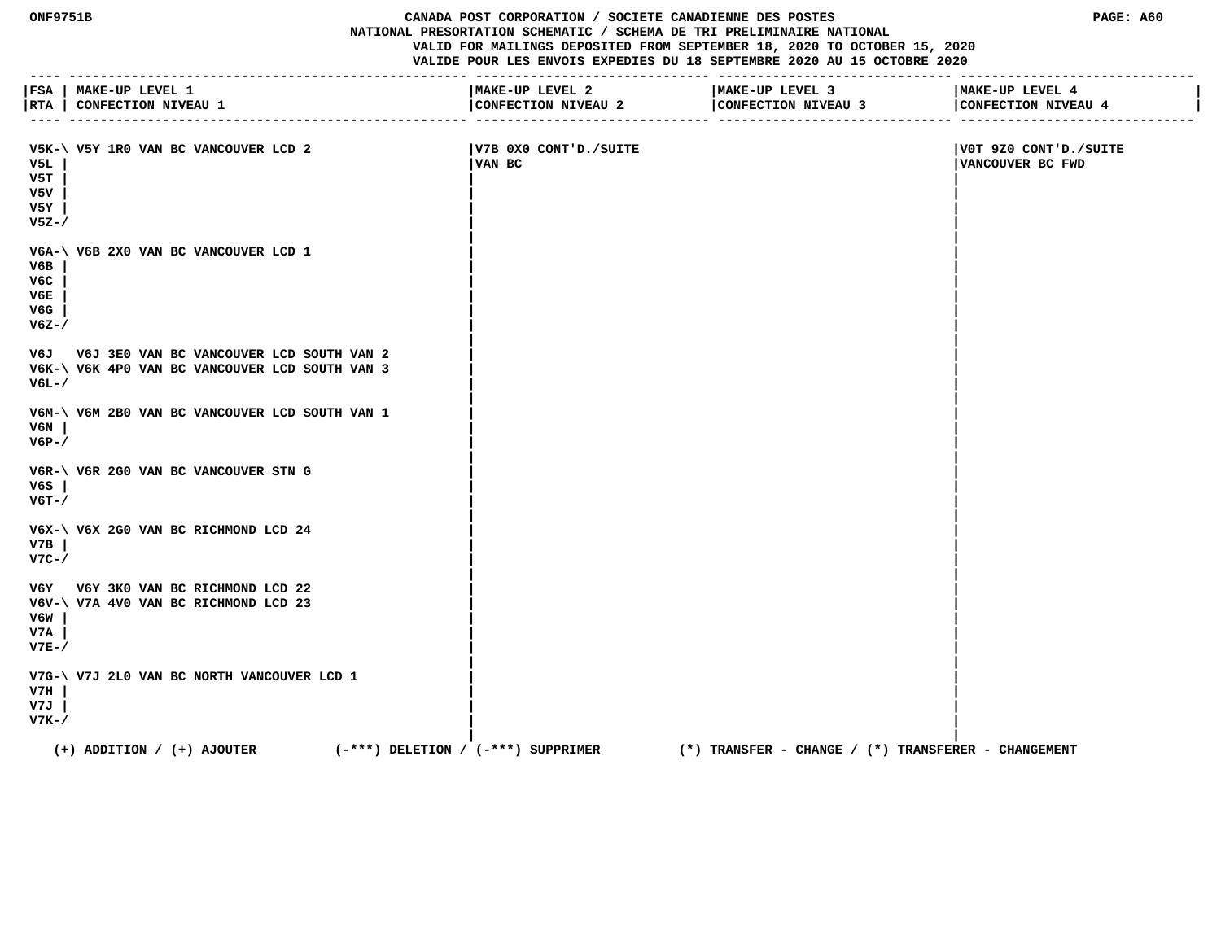ONF9751B

CANADA POST CORPORATION / SOCIETE CANADIENNE DES POSTES

NATIONAL PRESORTATION SCHEMATIC / SCHEMA DE TRI PRELIMINAIRE NATIONAL

VALID FOR MAILINGS DEPOSITED FROM SEPTEMBER 18, 2020 TO OCTOBER 15, 2020

VALIDE POUR LES ENVOIS EXPEDIES DU 18 SEPTEMBRE 2020 AU 15 OCTOBRE 2020

| FSA / RTA | MAKE-UP LEVEL 1 / CONFECTION NIVEAU 1 | MAKE-UP LEVEL 2 / CONFECTION NIVEAU 2 | MAKE-UP LEVEL 3 / CONFECTION NIVEAU 3 | MAKE-UP LEVEL 4 / CONFECTION NIVEAU 4 |
|---|---|---|---|---|
| V5K-\ V5L \| V5T \| V5V \| V5Y \| V5Z-/ | V5Y 1R0 VAN BC VANCOUVER LCD 2 | V7B 0X0 CONT'D./SUITE VAN BC | | V0T 9Z0 CONT'D./SUITE VANCOUVER BC FWD |
| V6A-\ V6B \| V6C \| V6E \| V6G \| V6Z-/ | V6B 2X0 VAN BC VANCOUVER LCD 1 | | | |
| V6J | V6J 3E0 VAN BC VANCOUVER LCD SOUTH VAN 2 | | | |
| V6K-\ V6L-/ | V6K 4P0 VAN BC VANCOUVER LCD SOUTH VAN 3 | | | |
| V6M-\ V6N \| V6P-/ | V6M 2B0 VAN BC VANCOUVER LCD SOUTH VAN 1 | | | |
| V6R-\ V6S \| V6T-/ | V6R 2G0 VAN BC VANCOUVER STN G | | | |
| V6X-\ V7B \| V7C-/ | V6X 2G0 VAN BC RICHMOND LCD 24 | | | |
| V6Y | V6Y 3K0 VAN BC RICHMOND LCD 22 | | | |
| V6V-\ V6W \| V7A \| V7E-/ | V7A 4V0 VAN BC RICHMOND LCD 23 | | | |
| V7G-\ V7H \| V7J \| V7K-/ | V7J 2L0 VAN BC NORTH VANCOUVER LCD 1 | | | |

(+) ADDITION / (+) AJOUTER (-***) DELETION / (-***) SUPPRIMER (*) TRANSFER - CHANGE / (*) TRANSFERER - CHANGEMENT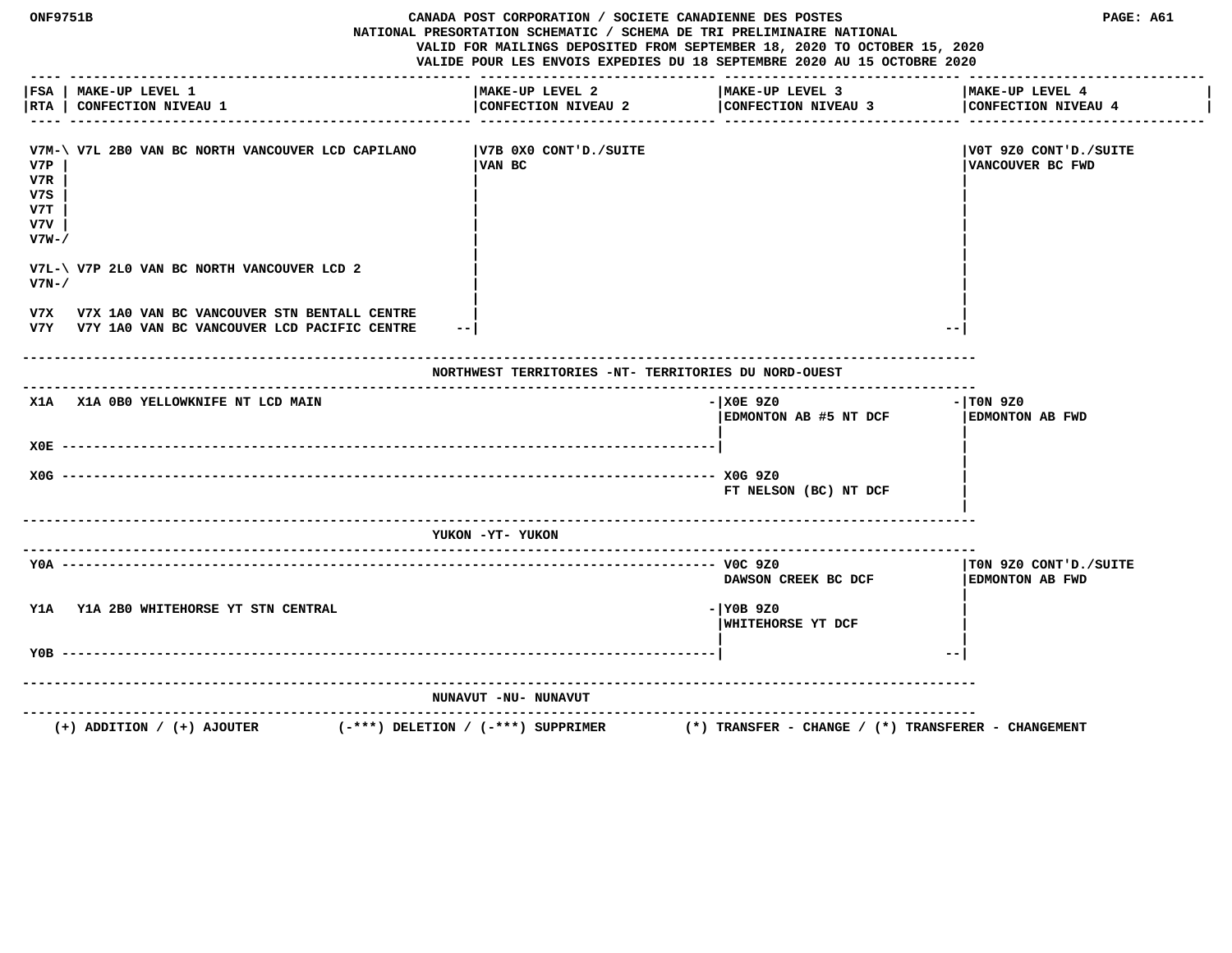ONF9751B

CANADA POST CORPORATION / SOCIETE CANADIENNE DES POSTES
NATIONAL PRESORTATION SCHEMATIC / SCHEMA DE TRI PRELIMINAIRE NATIONAL
VALID FOR MAILINGS DEPOSITED FROM SEPTEMBER 18, 2020 TO OCTOBER 15, 2020
VALIDE POUR LES ENVOIS EXPEDIES DU 18 SEPTEMBRE 2020 AU 15 OCTOBRE 2020

PAGE: A61

| FSA / RTA | MAKE-UP LEVEL 1 / CONFECTION NIVEAU 1 | MAKE-UP LEVEL 2 / CONFECTION NIVEAU 2 | MAKE-UP LEVEL 3 / CONFECTION NIVEAU 3 | MAKE-UP LEVEL 4 / CONFECTION NIVEAU 4 |
|---|---|---|---|---|
| V7M, V7P, V7R, V7S, V7T, V7V, V7W | V7L 2B0 VAN BC NORTH VANCOUVER LCD CAPILANO | V7B 0X0 CONT'D./SUITE VAN BC | | V0T 9Z0 CONT'D./SUITE VANCOUVER BC FWD |
| V7L, V7N | V7P 2L0 VAN BC NORTH VANCOUVER LCD 2 | | | |
| V7X | V7X 1A0 VAN BC VANCOUVER STN BENTALL CENTRE | | | |
| V7Y | V7Y 1A0 VAN BC VANCOUVER LCD PACIFIC CENTRE | | | |

## NORTHWEST TERRITORIES -NT- TERRITORIES DU NORD-OUEST

| FSA / RTA | MAKE-UP LEVEL 1 / CONFECTION NIVEAU 1 | MAKE-UP LEVEL 2 / CONFECTION NIVEAU 2 | MAKE-UP LEVEL 3 / CONFECTION NIVEAU 3 | MAKE-UP LEVEL 4 / CONFECTION NIVEAU 4 |
|---|---|---|---|---|
| X1A | X1A 0B0 YELLOWKNIFE NT LCD MAIN | | X0E 9Z0 EDMONTON AB #5 NT DCF | T0N 9Z0 EDMONTON AB FWD |
| X0E | | | | |
| X0G | | | X0G 9Z0 FT NELSON (BC) NT DCF | |

## YUKON -YT- YUKON

| FSA / RTA | MAKE-UP LEVEL 1 / CONFECTION NIVEAU 1 | MAKE-UP LEVEL 2 / CONFECTION NIVEAU 2 | MAKE-UP LEVEL 3 / CONFECTION NIVEAU 3 | MAKE-UP LEVEL 4 / CONFECTION NIVEAU 4 |
|---|---|---|---|---|
| Y0A | | | V0C 9Z0 DAWSON CREEK BC DCF | T0N 9Z0 CONT'D./SUITE EDMONTON AB FWD |
| Y1A | Y1A 2B0 WHITEHORSE YT STN CENTRAL | | Y0B 9Z0 WHITEHORSE YT DCF | |
| Y0B | | | | |

## NUNAVUT -NU- NUNAVUT

(+) ADDITION / (+) AJOUTER (-***) DELETION / (-***) SUPPRIMER (*) TRANSFER - CHANGE / (*) TRANSFERER - CHANGEMENT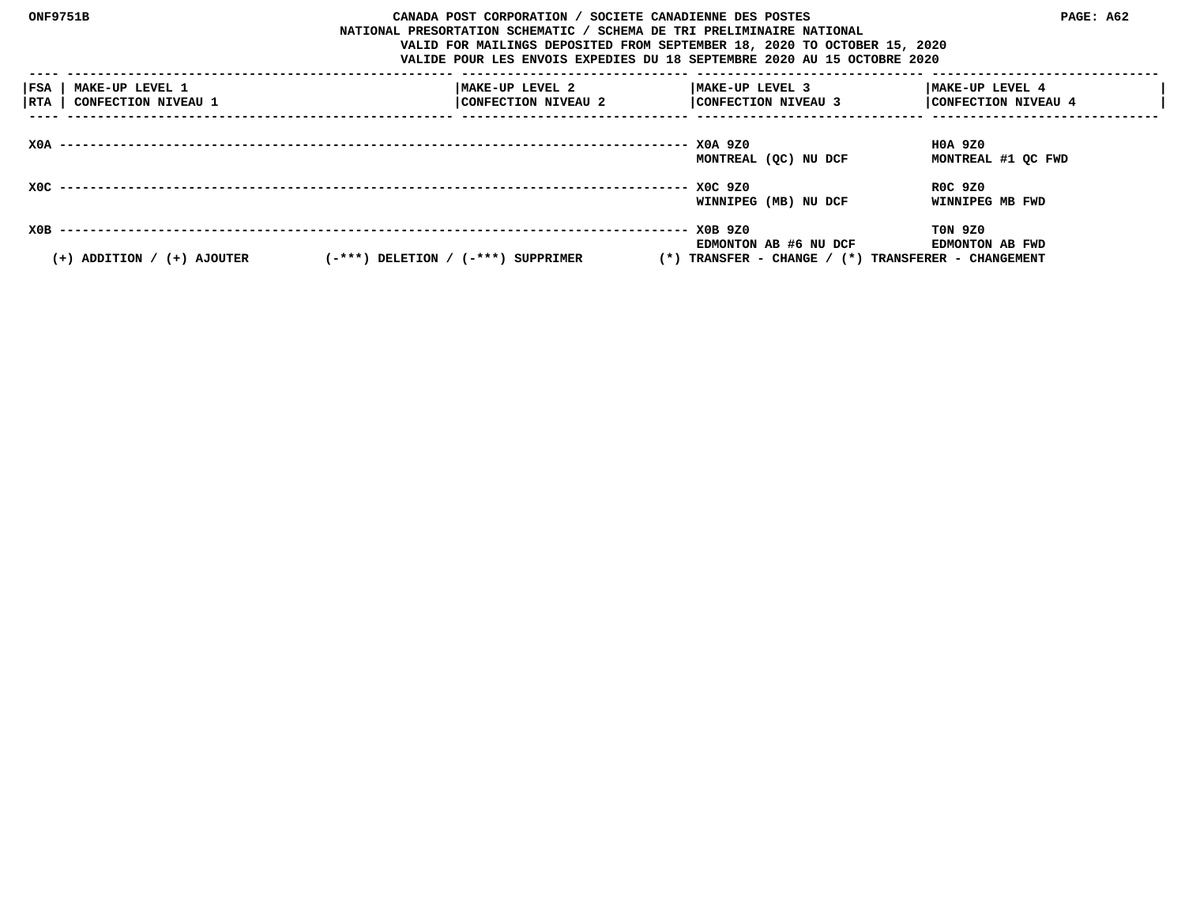| FSA / RTA | MAKE-UP LEVEL 1 / CONFECTION NIVEAU 1 | MAKE-UP LEVEL 2 / CONFECTION NIVEAU 2 | MAKE-UP LEVEL 3 / CONFECTION NIVEAU 3 | MAKE-UP LEVEL 4 / CONFECTION NIVEAU 4 |
|---|---|---|---|---|
| X0A | | | X0A 9Z0 MONTREAL (QC) NU DCF | H0A 9Z0 MONTREAL #1 QC FWD |
| X0C | | | X0C 9Z0 WINNIPEG (MB) NU DCF | R0C 9Z0 WINNIPEG MB FWD |
| X0B | | | X0B 9Z0 EDMONTON AB #6 NU DCF | T0N 9Z0 EDMONTON AB FWD |

(+) ADDITION / (+) AJOUTER (-***) DELETION / (-***) SUPPRIMER (*) TRANSFER - CHANGE / (*) TRANSFERER - CHANGEMENT